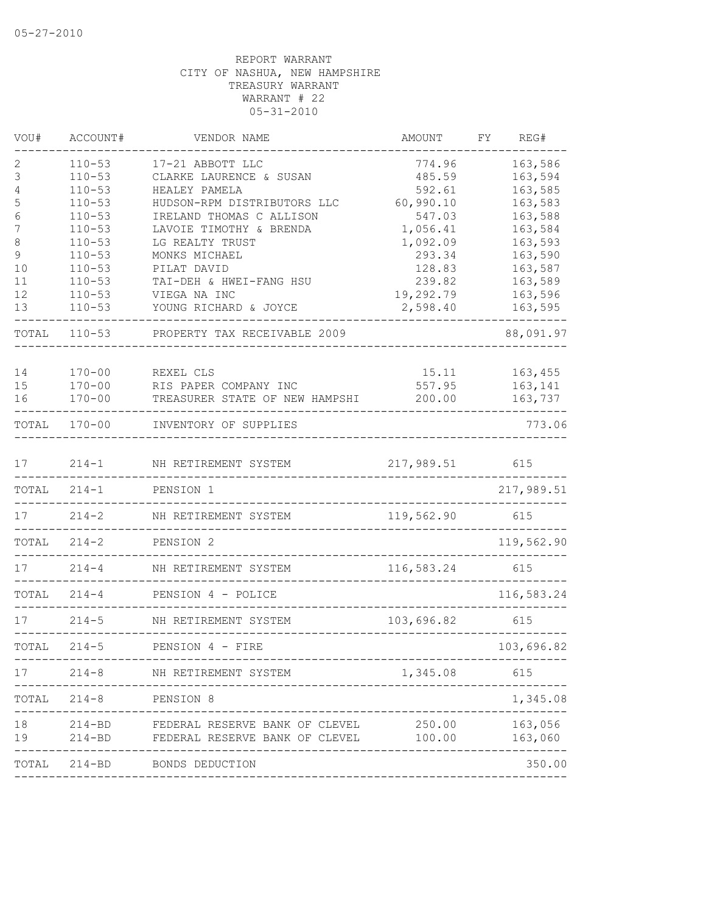05-27-2010

REPORT WARRANT
CITY OF NASHUA, NEW HAMPSHIRE
TREASURY WARRANT
WARRANT # 22
05-31-2010

| VOU# | ACCOUNT# | VENDOR NAME | AMOUNT | FY | REG# |
|---|---|---|---|---|---|
| 2 | 110-53 | 17-21 ABBOTT LLC | 774.96 | | 163,586 |
| 3 | 110-53 | CLARKE LAURENCE & SUSAN | 485.59 | | 163,594 |
| 4 | 110-53 | HEALEY PAMELA | 592.61 | | 163,585 |
| 5 | 110-53 | HUDSON-RPM DISTRIBUTORS LLC | 60,990.10 | | 163,583 |
| 6 | 110-53 | IRELAND THOMAS C ALLISON | 547.03 | | 163,588 |
| 7 | 110-53 | LAVOIE TIMOTHY & BRENDA | 1,056.41 | | 163,584 |
| 8 | 110-53 | LG REALTY TRUST | 1,092.09 | | 163,593 |
| 9 | 110-53 | MONKS MICHAEL | 293.34 | | 163,590 |
| 10 | 110-53 | PILAT DAVID | 128.83 | | 163,587 |
| 11 | 110-53 | TAI-DEH & HWEI-FANG HSU | 239.82 | | 163,589 |
| 12 | 110-53 | VIEGA NA INC | 19,292.79 | | 163,596 |
| 13 | 110-53 | YOUNG RICHARD & JOYCE | 2,598.40 | | 163,595 |
| TOTAL | 110-53 | PROPERTY TAX RECEIVABLE 2009 | | | 88,091.97 |
| 14 | 170-00 | REXEL CLS | 15.11 | | 163,455 |
| 15 | 170-00 | RIS PAPER COMPANY INC | 557.95 | | 163,141 |
| 16 | 170-00 | TREASURER STATE OF NEW HAMPSHI | 200.00 | | 163,737 |
| TOTAL | 170-00 | INVENTORY OF SUPPLIES | | | 773.06 |
| 17 | 214-1 | NH RETIREMENT SYSTEM | 217,989.51 | | 615 |
| TOTAL | 214-1 | PENSION 1 | | | 217,989.51 |
| 17 | 214-2 | NH RETIREMENT SYSTEM | 119,562.90 | | 615 |
| TOTAL | 214-2 | PENSION 2 | | | 119,562.90 |
| 17 | 214-4 | NH RETIREMENT SYSTEM | 116,583.24 | | 615 |
| TOTAL | 214-4 | PENSION 4 - POLICE | | | 116,583.24 |
| 17 | 214-5 | NH RETIREMENT SYSTEM | 103,696.82 | | 615 |
| TOTAL | 214-5 | PENSION 4 - FIRE | | | 103,696.82 |
| 17 | 214-8 | NH RETIREMENT SYSTEM | 1,345.08 | | 615 |
| TOTAL | 214-8 | PENSION 8 | | | 1,345.08 |
| 18 | 214-BD | FEDERAL RESERVE BANK OF CLEVEL | 250.00 | | 163,056 |
| 19 | 214-BD | FEDERAL RESERVE BANK OF CLEVEL | 100.00 | | 163,060 |
| TOTAL | 214-BD | BONDS DEDUCTION | | | 350.00 |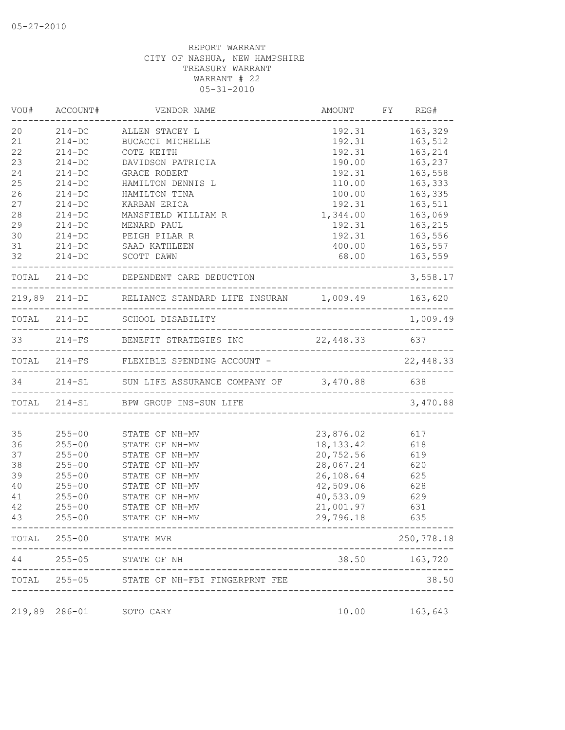05-27-2010

REPORT WARRANT
CITY OF NASHUA, NEW HAMPSHIRE
TREASURY WARRANT
WARRANT # 22
05-31-2010

| VOU# | ACCOUNT# | VENDOR NAME | AMOUNT | FY | REG# |
|---|---|---|---|---|---|
| 20 | 214-DC | ALLEN STACEY L | 192.31 | | 163,329 |
| 21 | 214-DC | BUCACCI MICHELLE | 192.31 | | 163,512 |
| 22 | 214-DC | COTE KEITH | 192.31 | | 163,214 |
| 23 | 214-DC | DAVIDSON PATRICIA | 190.00 | | 163,237 |
| 24 | 214-DC | GRACE ROBERT | 192.31 | | 163,558 |
| 25 | 214-DC | HAMILTON DENNIS L | 110.00 | | 163,333 |
| 26 | 214-DC | HAMILTON TINA | 100.00 | | 163,335 |
| 27 | 214-DC | KARBAN ERICA | 192.31 | | 163,511 |
| 28 | 214-DC | MANSFIELD WILLIAM R | 1,344.00 | | 163,069 |
| 29 | 214-DC | MENARD PAUL | 192.31 | | 163,215 |
| 30 | 214-DC | PEIGH PILAR R | 192.31 | | 163,556 |
| 31 | 214-DC | SAAD KATHLEEN | 400.00 | | 163,557 |
| 32 | 214-DC | SCOTT DAWN | 68.00 | | 163,559 |
| TOTAL | 214-DC | DEPENDENT CARE DEDUCTION | | | 3,558.17 |
| 219,89 | 214-DI | RELIANCE STANDARD LIFE INSURAN | 1,009.49 | | 163,620 |
| TOTAL | 214-DI | SCHOOL DISABILITY | | | 1,009.49 |
| 33 | 214-FS | BENEFIT STRATEGIES INC | 22,448.33 | | 637 |
| TOTAL | 214-FS | FLEXIBLE SPENDING ACCOUNT - | | | 22,448.33 |
| 34 | 214-SL | SUN LIFE ASSURANCE COMPANY OF | 3,470.88 | | 638 |
| TOTAL | 214-SL | BPW GROUP INS-SUN LIFE | | | 3,470.88 |
| 35 | 255-00 | STATE OF NH-MV | 23,876.02 | | 617 |
| 36 | 255-00 | STATE OF NH-MV | 18,133.42 | | 618 |
| 37 | 255-00 | STATE OF NH-MV | 20,752.56 | | 619 |
| 38 | 255-00 | STATE OF NH-MV | 28,067.24 | | 620 |
| 39 | 255-00 | STATE OF NH-MV | 26,108.64 | | 625 |
| 40 | 255-00 | STATE OF NH-MV | 42,509.06 | | 628 |
| 41 | 255-00 | STATE OF NH-MV | 40,533.09 | | 629 |
| 42 | 255-00 | STATE OF NH-MV | 21,001.97 | | 631 |
| 43 | 255-00 | STATE OF NH-MV | 29,796.18 | | 635 |
| TOTAL | 255-00 | STATE MVR | | | 250,778.18 |
| 44 | 255-05 | STATE OF NH | 38.50 | | 163,720 |
| TOTAL | 255-05 | STATE OF NH-FBI FINGERPRNT FEE | | | 38.50 |
| 219,89 | 286-01 | SOTO CARY | 10.00 | | 163,643 |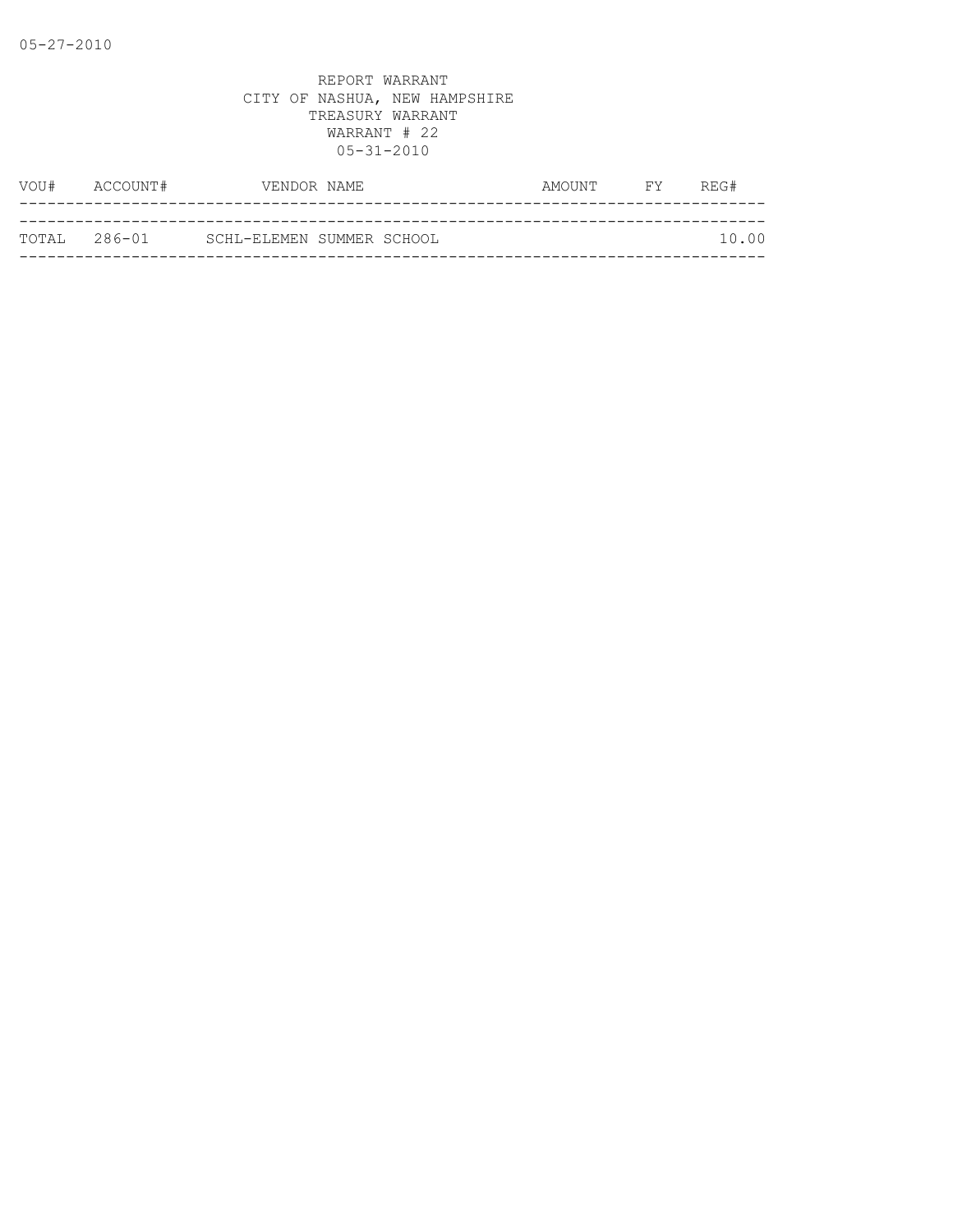REPORT WARRANT
CITY OF NASHUA, NEW HAMPSHIRE
TREASURY WARRANT
WARRANT # 22
05-31-2010

| VOU# | ACCOUNT# | VENDOR NAME | AMOUNT | FY | REG# |
|---|---|---|---|---|---|
| TOTAL | 286-01 | SCHL-ELEMEN SUMMER SCHOOL | | | 10.00 |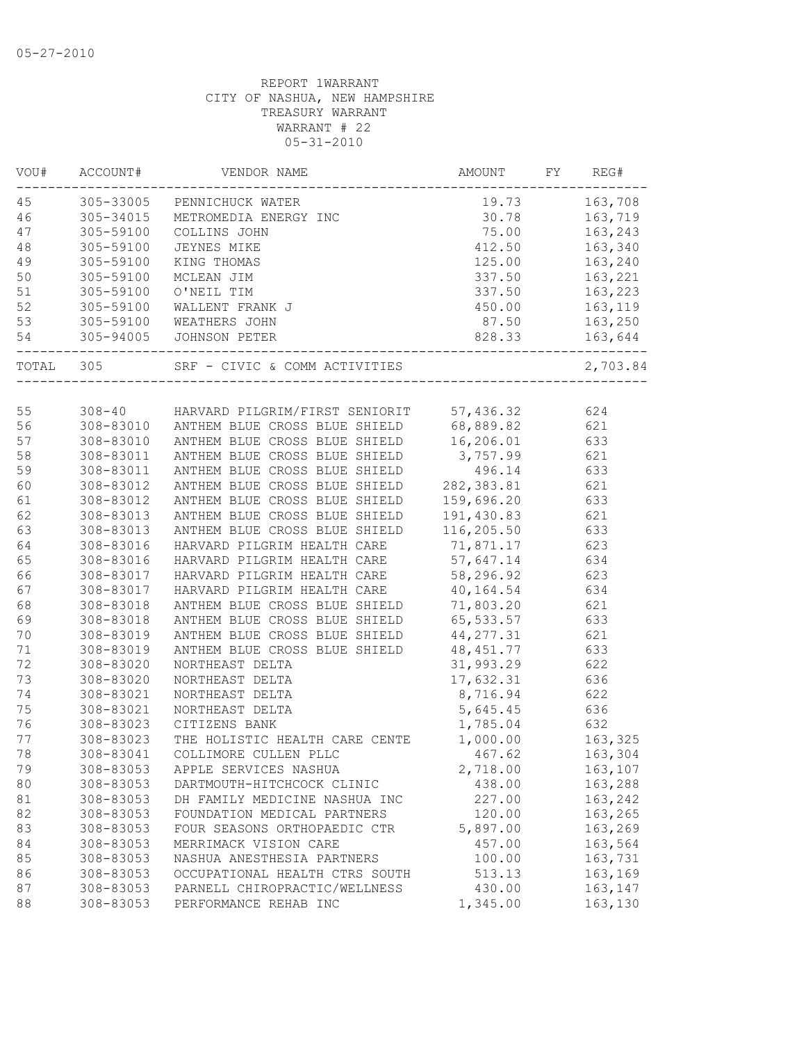05-27-2010

REPORT 1WARRANT
CITY OF NASHUA, NEW HAMPSHIRE
TREASURY WARRANT
WARRANT # 22
05-31-2010

| VOU# | ACCOUNT# | VENDOR NAME | AMOUNT | FY | REG# |
|---|---|---|---|---|---|
| 45 | 305-33005 | PENNICHUCK WATER | 19.73 | | 163,708 |
| 46 | 305-34015 | METROMEDIA ENERGY INC | 30.78 | | 163,719 |
| 47 | 305-59100 | COLLINS JOHN | 75.00 | | 163,243 |
| 48 | 305-59100 | JEYNES MIKE | 412.50 | | 163,340 |
| 49 | 305-59100 | KING THOMAS | 125.00 | | 163,240 |
| 50 | 305-59100 | MCLEAN JIM | 337.50 | | 163,221 |
| 51 | 305-59100 | O'NEIL TIM | 337.50 | | 163,223 |
| 52 | 305-59100 | WALLENT FRANK J | 450.00 | | 163,119 |
| 53 | 305-59100 | WEATHERS JOHN | 87.50 | | 163,250 |
| 54 | 305-94005 | JOHNSON PETER | 828.33 | | 163,644 |
| TOTAL | 305 | SRF - CIVIC & COMM ACTIVITIES | | | 2,703.84 |

| VOU# | ACCOUNT# | VENDOR NAME | AMOUNT | FY | REG# |
|---|---|---|---|---|---|
| 55 | 308-40 | HARVARD PILGRIM/FIRST SENIORIT | 57,436.32 | | 624 |
| 56 | 308-83010 | ANTHEM BLUE CROSS BLUE SHIELD | 68,889.82 | | 621 |
| 57 | 308-83010 | ANTHEM BLUE CROSS BLUE SHIELD | 16,206.01 | | 633 |
| 58 | 308-83011 | ANTHEM BLUE CROSS BLUE SHIELD | 3,757.99 | | 621 |
| 59 | 308-83011 | ANTHEM BLUE CROSS BLUE SHIELD | 496.14 | | 633 |
| 60 | 308-83012 | ANTHEM BLUE CROSS BLUE SHIELD | 282,383.81 | | 621 |
| 61 | 308-83012 | ANTHEM BLUE CROSS BLUE SHIELD | 159,696.20 | | 633 |
| 62 | 308-83013 | ANTHEM BLUE CROSS BLUE SHIELD | 191,430.83 | | 621 |
| 63 | 308-83013 | ANTHEM BLUE CROSS BLUE SHIELD | 116,205.50 | | 633 |
| 64 | 308-83016 | HARVARD PILGRIM HEALTH CARE | 71,871.17 | | 623 |
| 65 | 308-83016 | HARVARD PILGRIM HEALTH CARE | 57,647.14 | | 634 |
| 66 | 308-83017 | HARVARD PILGRIM HEALTH CARE | 58,296.92 | | 623 |
| 67 | 308-83017 | HARVARD PILGRIM HEALTH CARE | 40,164.54 | | 634 |
| 68 | 308-83018 | ANTHEM BLUE CROSS BLUE SHIELD | 71,803.20 | | 621 |
| 69 | 308-83018 | ANTHEM BLUE CROSS BLUE SHIELD | 65,533.57 | | 633 |
| 70 | 308-83019 | ANTHEM BLUE CROSS BLUE SHIELD | 44,277.31 | | 621 |
| 71 | 308-83019 | ANTHEM BLUE CROSS BLUE SHIELD | 48,451.77 | | 633 |
| 72 | 308-83020 | NORTHEAST DELTA | 31,993.29 | | 622 |
| 73 | 308-83020 | NORTHEAST DELTA | 17,632.31 | | 636 |
| 74 | 308-83021 | NORTHEAST DELTA | 8,716.94 | | 622 |
| 75 | 308-83021 | NORTHEAST DELTA | 5,645.45 | | 636 |
| 76 | 308-83023 | CITIZENS BANK | 1,785.04 | | 632 |
| 77 | 308-83023 | THE HOLISTIC HEALTH CARE CENTE | 1,000.00 | | 163,325 |
| 78 | 308-83041 | COLLIMORE CULLEN PLLC | 467.62 | | 163,304 |
| 79 | 308-83053 | APPLE SERVICES NASHUA | 2,718.00 | | 163,107 |
| 80 | 308-83053 | DARTMOUTH-HITCHCOCK CLINIC | 438.00 | | 163,288 |
| 81 | 308-83053 | DH FAMILY MEDICINE NASHUA INC | 227.00 | | 163,242 |
| 82 | 308-83053 | FOUNDATION MEDICAL PARTNERS | 120.00 | | 163,265 |
| 83 | 308-83053 | FOUR SEASONS ORTHOPAEDIC CTR | 5,897.00 | | 163,269 |
| 84 | 308-83053 | MERRIMACK VISION CARE | 457.00 | | 163,564 |
| 85 | 308-83053 | NASHUA ANESTHESIA PARTNERS | 100.00 | | 163,731 |
| 86 | 308-83053 | OCCUPATIONAL HEALTH CTRS SOUTH | 513.13 | | 163,169 |
| 87 | 308-83053 | PARNELL CHIROPRACTIC/WELLNESS | 430.00 | | 163,147 |
| 88 | 308-83053 | PERFORMANCE REHAB INC | 1,345.00 | | 163,130 |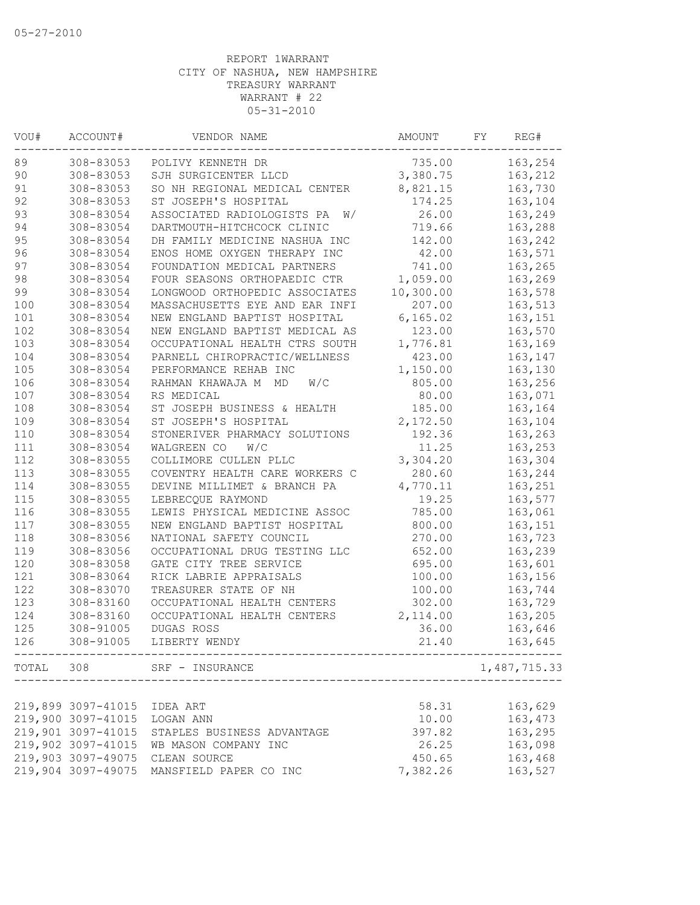05-27-2010

REPORT 1WARRANT
CITY OF NASHUA, NEW HAMPSHIRE
TREASURY WARRANT
WARRANT # 22
05-31-2010

| VOU# | ACCOUNT# | VENDOR NAME | AMOUNT | FY | REG# |
|---|---|---|---|---|---|
| 89 | 308-83053 | POLIVY KENNETH DR | 735.00 | | 163,254 |
| 90 | 308-83053 | SJH SURGICENTER LLCD | 3,380.75 | | 163,212 |
| 91 | 308-83053 | SO NH REGIONAL MEDICAL CENTER | 8,821.15 | | 163,730 |
| 92 | 308-83053 | ST JOSEPH'S HOSPITAL | 174.25 | | 163,104 |
| 93 | 308-83054 | ASSOCIATED RADIOLOGISTS PA W/ | 26.00 | | 163,249 |
| 94 | 308-83054 | DARTMOUTH-HITCHCOCK CLINIC | 719.66 | | 163,288 |
| 95 | 308-83054 | DH FAMILY MEDICINE NASHUA INC | 142.00 | | 163,242 |
| 96 | 308-83054 | ENOS HOME OXYGEN THERAPY INC | 42.00 | | 163,571 |
| 97 | 308-83054 | FOUNDATION MEDICAL PARTNERS | 741.00 | | 163,265 |
| 98 | 308-83054 | FOUR SEASONS ORTHOPAEDIC CTR | 1,059.00 | | 163,269 |
| 99 | 308-83054 | LONGWOOD ORTHOPEDIC ASSOCIATES | 10,300.00 | | 163,578 |
| 100 | 308-83054 | MASSACHUSETTS EYE AND EAR INFI | 207.00 | | 163,513 |
| 101 | 308-83054 | NEW ENGLAND BAPTIST HOSPITAL | 6,165.02 | | 163,151 |
| 102 | 308-83054 | NEW ENGLAND BAPTIST MEDICAL AS | 123.00 | | 163,570 |
| 103 | 308-83054 | OCCUPATIONAL HEALTH CTRS SOUTH | 1,776.81 | | 163,169 |
| 104 | 308-83054 | PARNELL CHIROPRACTIC/WELLNESS | 423.00 | | 163,147 |
| 105 | 308-83054 | PERFORMANCE REHAB INC | 1,150.00 | | 163,130 |
| 106 | 308-83054 | RAHMAN KHAWAJA M MD W/C | 805.00 | | 163,256 |
| 107 | 308-83054 | RS MEDICAL | 80.00 | | 163,071 |
| 108 | 308-83054 | ST JOSEPH BUSINESS & HEALTH | 185.00 | | 163,164 |
| 109 | 308-83054 | ST JOSEPH'S HOSPITAL | 2,172.50 | | 163,104 |
| 110 | 308-83054 | STONERIVER PHARMACY SOLUTIONS | 192.36 | | 163,263 |
| 111 | 308-83054 | WALGREEN CO W/C | 11.25 | | 163,253 |
| 112 | 308-83055 | COLLIMORE CULLEN PLLC | 3,304.20 | | 163,304 |
| 113 | 308-83055 | COVENTRY HEALTH CARE WORKERS C | 280.60 | | 163,244 |
| 114 | 308-83055 | DEVINE MILLIMET & BRANCH PA | 4,770.11 | | 163,251 |
| 115 | 308-83055 | LEBRECQUE RAYMOND | 19.25 | | 163,577 |
| 116 | 308-83055 | LEWIS PHYSICAL MEDICINE ASSOC | 785.00 | | 163,061 |
| 117 | 308-83055 | NEW ENGLAND BAPTIST HOSPITAL | 800.00 | | 163,151 |
| 118 | 308-83056 | NATIONAL SAFETY COUNCIL | 270.00 | | 163,723 |
| 119 | 308-83056 | OCCUPATIONAL DRUG TESTING LLC | 652.00 | | 163,239 |
| 120 | 308-83058 | GATE CITY TREE SERVICE | 695.00 | | 163,601 |
| 121 | 308-83064 | RICK LABRIE APPRAISALS | 100.00 | | 163,156 |
| 122 | 308-83070 | TREASURER STATE OF NH | 100.00 | | 163,744 |
| 123 | 308-83160 | OCCUPATIONAL HEALTH CENTERS | 302.00 | | 163,729 |
| 124 | 308-83160 | OCCUPATIONAL HEALTH CENTERS | 2,114.00 | | 163,205 |
| 125 | 308-91005 | DUGAS ROSS | 36.00 | | 163,646 |
| 126 | 308-91005 | LIBERTY WENDY | 21.40 | | 163,645 |
| TOTAL | 308 | SRF - INSURANCE | | | 1,487,715.33 |

| VOU# | ACCOUNT# | VENDOR NAME | AMOUNT | FY | REG# |
|---|---|---|---|---|---|
| 219,899 | 3097-41015 | IDEA ART | 58.31 | | 163,629 |
| 219,900 | 3097-41015 | LOGAN ANN | 10.00 | | 163,473 |
| 219,901 | 3097-41015 | STAPLES BUSINESS ADVANTAGE | 397.82 | | 163,295 |
| 219,902 | 3097-41015 | WB MASON COMPANY INC | 26.25 | | 163,098 |
| 219,903 | 3097-49075 | CLEAN SOURCE | 450.65 | | 163,468 |
| 219,904 | 3097-49075 | MANSFIELD PAPER CO INC | 7,382.26 | | 163,527 |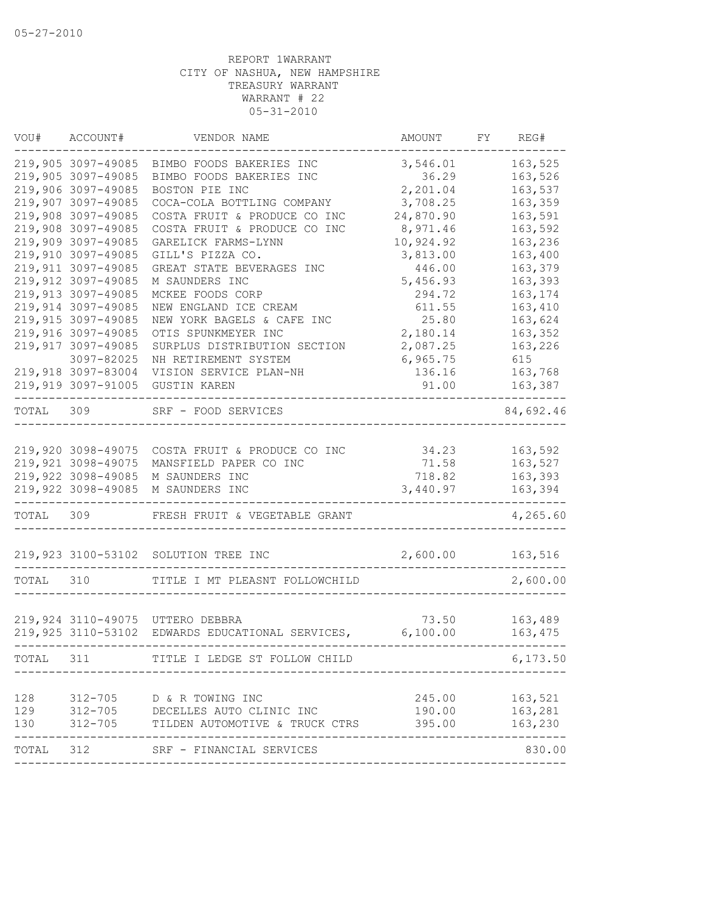05-27-2010

REPORT 1WARRANT
CITY OF NASHUA, NEW HAMPSHIRE
TREASURY WARRANT
WARRANT # 22
05-31-2010

| VOU# | ACCOUNT# | VENDOR NAME | AMOUNT | FY | REG# |
|---|---|---|---|---|---|
| 219,905 | 3097-49085 | BIMBO FOODS BAKERIES INC | 3,546.01 | | 163,525 |
| 219,905 | 3097-49085 | BIMBO FOODS BAKERIES INC | 36.29 | | 163,526 |
| 219,906 | 3097-49085 | BOSTON PIE INC | 2,201.04 | | 163,537 |
| 219,907 | 3097-49085 | COCA-COLA BOTTLING COMPANY | 3,708.25 | | 163,359 |
| 219,908 | 3097-49085 | COSTA FRUIT & PRODUCE CO INC | 24,870.90 | | 163,591 |
| 219,908 | 3097-49085 | COSTA FRUIT & PRODUCE CO INC | 8,971.46 | | 163,592 |
| 219,909 | 3097-49085 | GARELICK FARMS-LYNN | 10,924.92 | | 163,236 |
| 219,910 | 3097-49085 | GILL'S PIZZA CO. | 3,813.00 | | 163,400 |
| 219,911 | 3097-49085 | GREAT STATE BEVERAGES INC | 446.00 | | 163,379 |
| 219,912 | 3097-49085 | M SAUNDERS INC | 5,456.93 | | 163,393 |
| 219,913 | 3097-49085 | MCKEE FOODS CORP | 294.72 | | 163,174 |
| 219,914 | 3097-49085 | NEW ENGLAND ICE CREAM | 611.55 | | 163,410 |
| 219,915 | 3097-49085 | NEW YORK BAGELS & CAFE INC | 25.80 | | 163,624 |
| 219,916 | 3097-49085 | OTIS SPUNKMEYER INC | 2,180.14 | | 163,352 |
| 219,917 | 3097-49085 | SURPLUS DISTRIBUTION SECTION | 2,087.25 | | 163,226 |
| | 3097-82025 | NH RETIREMENT SYSTEM | 6,965.75 | | 615 |
| 219,918 | 3097-83004 | VISION SERVICE PLAN-NH | 136.16 | | 163,768 |
| 219,919 | 3097-91005 | GUSTIN KAREN | 91.00 | | 163,387 |
| TOTAL | 309 | SRF - FOOD SERVICES | | | 84,692.46 |
| 219,920 | 3098-49075 | COSTA FRUIT & PRODUCE CO INC | 34.23 | | 163,592 |
| 219,921 | 3098-49075 | MANSFIELD PAPER CO INC | 71.58 | | 163,527 |
| 219,922 | 3098-49085 | M SAUNDERS INC | 718.82 | | 163,393 |
| 219,922 | 3098-49085 | M SAUNDERS INC | 3,440.97 | | 163,394 |
| TOTAL | 309 | FRESH FRUIT & VEGETABLE GRANT | | | 4,265.60 |
| 219,923 | 3100-53102 | SOLUTION TREE INC | 2,600.00 | | 163,516 |
| TOTAL | 310 | TITLE I MT PLEASNT FOLLOWCHILD | | | 2,600.00 |
| 219,924 | 3110-49075 | UTTERO DEBBRA | 73.50 | | 163,489 |
| 219,925 | 3110-53102 | EDWARDS EDUCATIONAL SERVICES, | 6,100.00 | | 163,475 |
| TOTAL | 311 | TITLE I LEDGE ST FOLLOW CHILD | | | 6,173.50 |
| 128 | 312-705 | D & R TOWING INC | 245.00 | | 163,521 |
| 129 | 312-705 | DECELLES AUTO CLINIC INC | 190.00 | | 163,281 |
| 130 | 312-705 | TILDEN AUTOMOTIVE & TRUCK CTRS | 395.00 | | 163,230 |
| TOTAL | 312 | SRF - FINANCIAL SERVICES | | | 830.00 |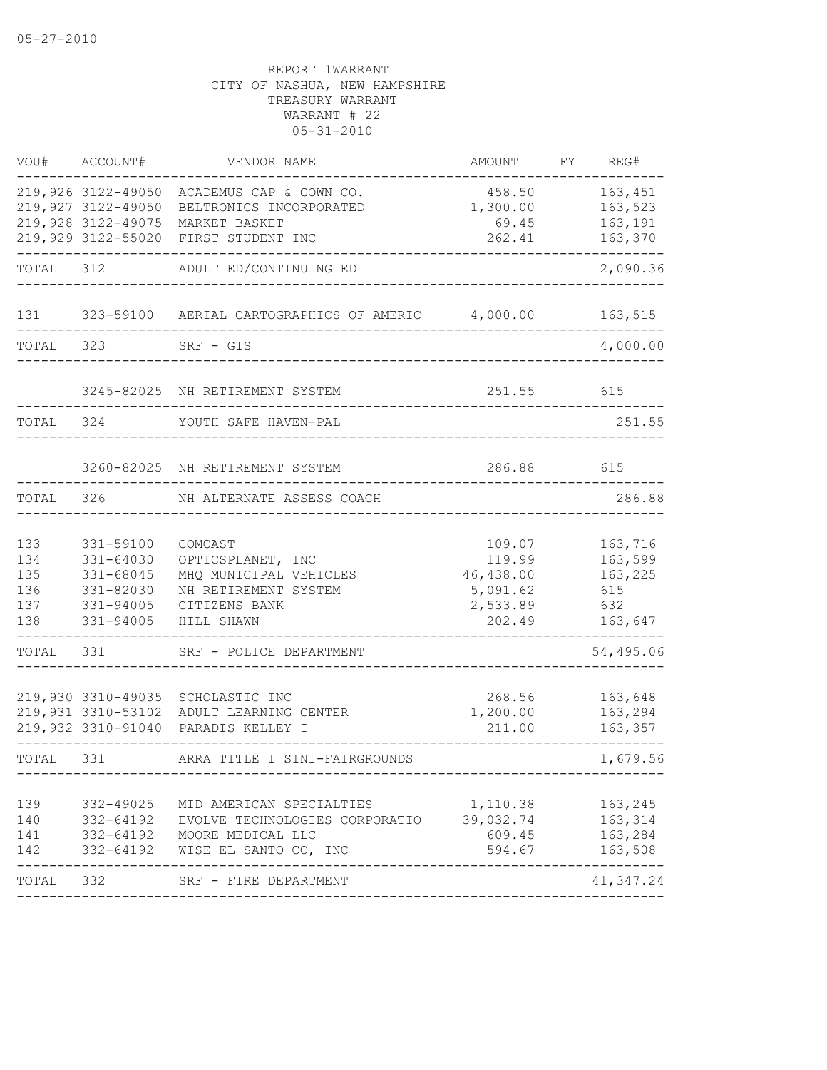REPORT 1WARRANT
CITY OF NASHUA, NEW HAMPSHIRE
TREASURY WARRANT
WARRANT # 22
05-31-2010

| VOU# | ACCOUNT# | VENDOR NAME | AMOUNT | FY | REG# |
|---|---|---|---|---|---|
| 219,926 | 3122-49050 | ACADEMUS CAP & GOWN CO. | 458.50 | | 163,451 |
| 219,927 | 3122-49050 | BELTRONICS INCORPORATED | 1,300.00 | | 163,523 |
| 219,928 | 3122-49075 | MARKET BASKET | 69.45 | | 163,191 |
| 219,929 | 3122-55020 | FIRST STUDENT INC | 262.41 | | 163,370 |
| TOTAL | 312 | ADULT ED/CONTINUING ED | | | 2,090.36 |
| 131 | 323-59100 | AERIAL CARTOGRAPHICS OF AMERIC | 4,000.00 | | 163,515 |
| TOTAL | 323 | SRF - GIS | | | 4,000.00 |
| | 3245-82025 | NH RETIREMENT SYSTEM | 251.55 | | 615 |
| TOTAL | 324 | YOUTH SAFE HAVEN-PAL | | | 251.55 |
| | 3260-82025 | NH RETIREMENT SYSTEM | 286.88 | | 615 |
| TOTAL | 326 | NH ALTERNATE ASSESS COACH | | | 286.88 |
| 133 | 331-59100 | COMCAST | 109.07 | | 163,716 |
| 134 | 331-64030 | OPTICSPLANET, INC | 119.99 | | 163,599 |
| 135 | 331-68045 | MHQ MUNICIPAL VEHICLES | 46,438.00 | | 163,225 |
| 136 | 331-82030 | NH RETIREMENT SYSTEM | 5,091.62 | | 615 |
| 137 | 331-94005 | CITIZENS BANK | 2,533.89 | | 632 |
| 138 | 331-94005 | HILL SHAWN | 202.49 | | 163,647 |
| TOTAL | 331 | SRF - POLICE DEPARTMENT | | | 54,495.06 |
| 219,930 | 3310-49035 | SCHOLASTIC INC | 268.56 | | 163,648 |
| 219,931 | 3310-53102 | ADULT LEARNING CENTER | 1,200.00 | | 163,294 |
| 219,932 | 3310-91040 | PARADIS KELLEY I | 211.00 | | 163,357 |
| TOTAL | 331 | ARRA TITLE I SINI-FAIRGROUNDS | | | 1,679.56 |
| 139 | 332-49025 | MID AMERICAN SPECIALTIES | 1,110.38 | | 163,245 |
| 140 | 332-64192 | EVOLVE TECHNOLOGIES CORPORATIO | 39,032.74 | | 163,314 |
| 141 | 332-64192 | MOORE MEDICAL LLC | 609.45 | | 163,284 |
| 142 | 332-64192 | WISE EL SANTO CO, INC | 594.67 | | 163,508 |
| TOTAL | 332 | SRF - FIRE DEPARTMENT | | | 41,347.24 |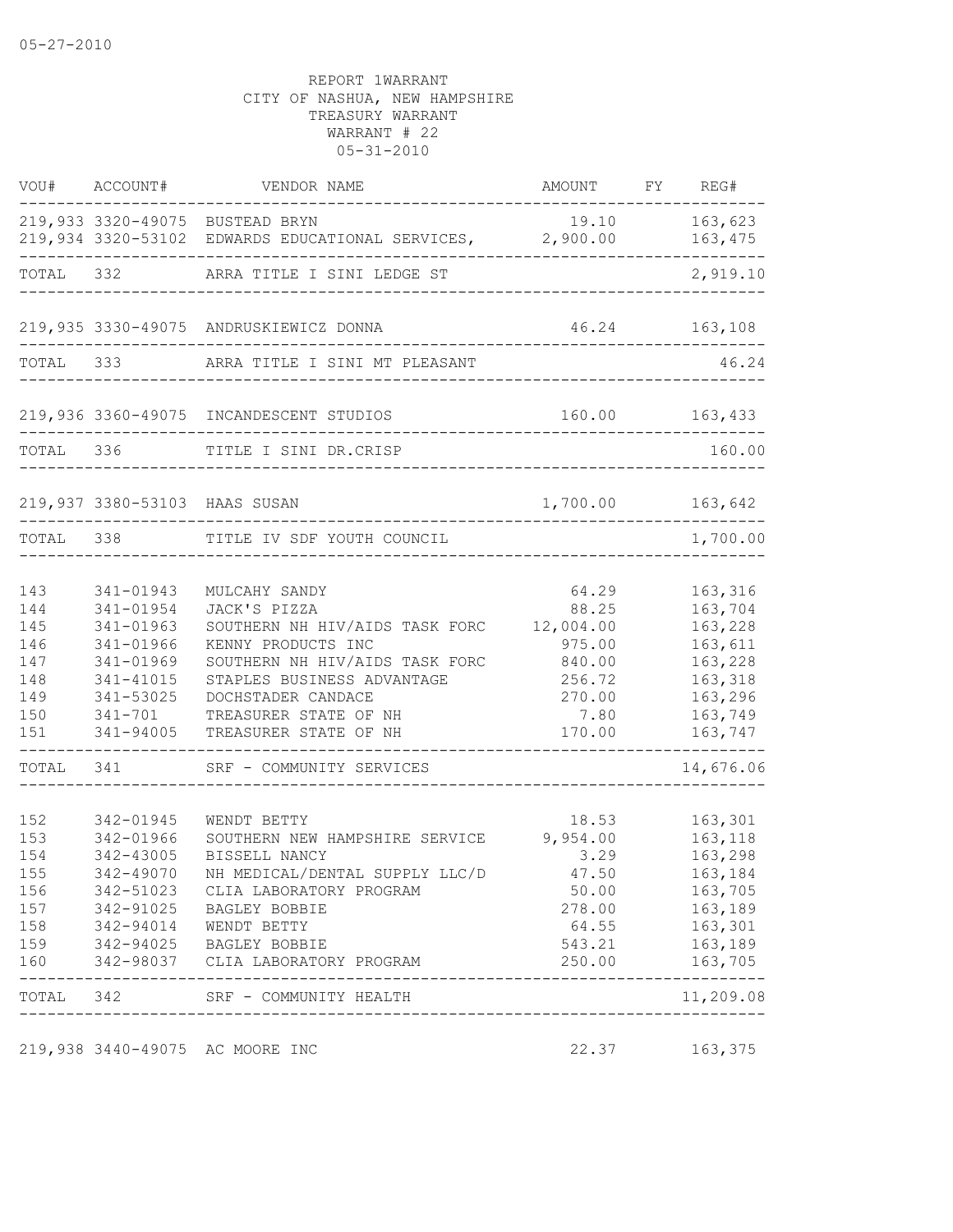05-27-2010

REPORT 1WARRANT
CITY OF NASHUA, NEW HAMPSHIRE
TREASURY WARRANT
WARRANT # 22
05-31-2010

| VOU# | ACCOUNT# | VENDOR NAME | AMOUNT | FY | REG# |
|---|---|---|---|---|---|
| 219,933 | 3320-49075 | BUSTEAD BRYN | 19.10 | | 163,623 |
| 219,934 | 3320-53102 | EDWARDS EDUCATIONAL SERVICES, | 2,900.00 | | 163,475 |
| TOTAL | 332 | ARRA TITLE I SINI LEDGE ST | | | 2,919.10 |
| 219,935 | 3330-49075 | ANDRUSKIEWICZ DONNA | 46.24 | | 163,108 |
| TOTAL | 333 | ARRA TITLE I SINI MT PLEASANT | | | 46.24 |
| 219,936 | 3360-49075 | INCANDESCENT STUDIOS | 160.00 | | 163,433 |
| TOTAL | 336 | TITLE I SINI DR.CRISP | | | 160.00 |
| 219,937 | 3380-53103 | HAAS SUSAN | 1,700.00 | | 163,642 |
| TOTAL | 338 | TITLE IV SDF YOUTH COUNCIL | | | 1,700.00 |
| 143 | 341-01943 | MULCAHY SANDY | 64.29 | | 163,316 |
| 144 | 341-01954 | JACK'S PIZZA | 88.25 | | 163,704 |
| 145 | 341-01963 | SOUTHERN NH HIV/AIDS TASK FORC | 12,004.00 | | 163,228 |
| 146 | 341-01966 | KENNY PRODUCTS INC | 975.00 | | 163,611 |
| 147 | 341-01969 | SOUTHERN NH HIV/AIDS TASK FORC | 840.00 | | 163,228 |
| 148 | 341-41015 | STAPLES BUSINESS ADVANTAGE | 256.72 | | 163,318 |
| 149 | 341-53025 | DOCHSTADER CANDACE | 270.00 | | 163,296 |
| 150 | 341-701 | TREASURER STATE OF NH | 7.80 | | 163,749 |
| 151 | 341-94005 | TREASURER STATE OF NH | 170.00 | | 163,747 |
| TOTAL | 341 | SRF - COMMUNITY SERVICES | | | 14,676.06 |
| 152 | 342-01945 | WENDT BETTY | 18.53 | | 163,301 |
| 153 | 342-01966 | SOUTHERN NEW HAMPSHIRE SERVICE | 9,954.00 | | 163,118 |
| 154 | 342-43005 | BISSELL NANCY | 3.29 | | 163,298 |
| 155 | 342-49070 | NH MEDICAL/DENTAL SUPPLY LLC/D | 47.50 | | 163,184 |
| 156 | 342-51023 | CLIA LABORATORY PROGRAM | 50.00 | | 163,705 |
| 157 | 342-91025 | BAGLEY BOBBIE | 278.00 | | 163,189 |
| 158 | 342-94014 | WENDT BETTY | 64.55 | | 163,301 |
| 159 | 342-94025 | BAGLEY BOBBIE | 543.21 | | 163,189 |
| 160 | 342-98037 | CLIA LABORATORY PROGRAM | 250.00 | | 163,705 |
| TOTAL | 342 | SRF - COMMUNITY HEALTH | | | 11,209.08 |
| 219,938 | 3440-49075 | AC MOORE INC | 22.37 | | 163,375 |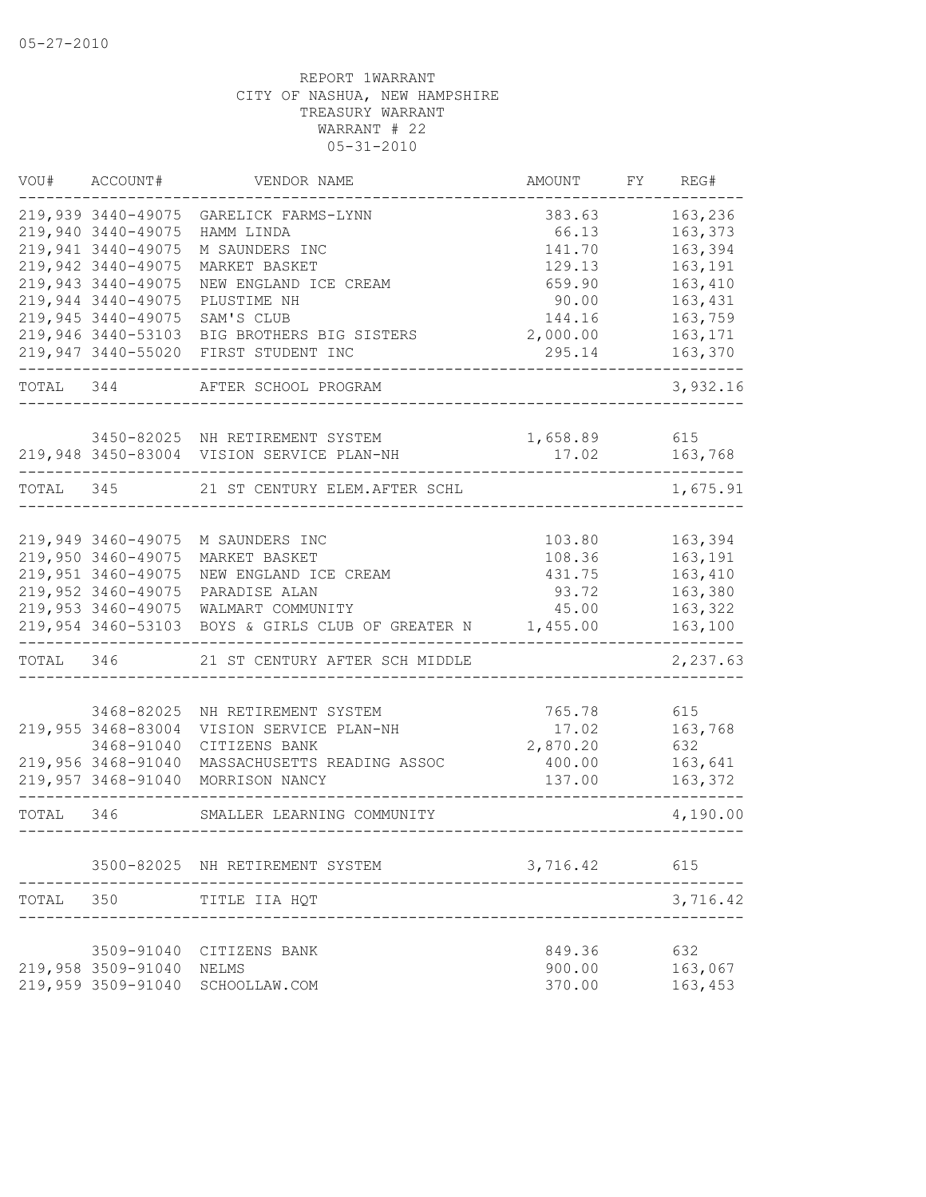05-27-2010

REPORT 1WARRANT
CITY OF NASHUA, NEW HAMPSHIRE
TREASURY WARRANT
WARRANT # 22
05-31-2010

| VOU# | ACCOUNT# | VENDOR NAME | AMOUNT | FY | REG# |
|---|---|---|---|---|---|
| 219,939 | 3440-49075 | GARELICK FARMS-LYNN | 383.63 | | 163,236 |
| 219,940 | 3440-49075 | HAMM LINDA | 66.13 | | 163,373 |
| 219,941 | 3440-49075 | M SAUNDERS INC | 141.70 | | 163,394 |
| 219,942 | 3440-49075 | MARKET BASKET | 129.13 | | 163,191 |
| 219,943 | 3440-49075 | NEW ENGLAND ICE CREAM | 659.90 | | 163,410 |
| 219,944 | 3440-49075 | PLUSTIME NH | 90.00 | | 163,431 |
| 219,945 | 3440-49075 | SAM'S CLUB | 144.16 | | 163,759 |
| 219,946 | 3440-53103 | BIG BROTHERS BIG SISTERS | 2,000.00 | | 163,171 |
| 219,947 | 3440-55020 | FIRST STUDENT INC | 295.14 | | 163,370 |
| TOTAL | 344 | AFTER SCHOOL PROGRAM | | | 3,932.16 |
| | 3450-82025 | NH RETIREMENT SYSTEM | 1,658.89 | | 615 |
| 219,948 | 3450-83004 | VISION SERVICE PLAN-NH | 17.02 | | 163,768 |
| TOTAL | 345 | 21 ST CENTURY ELEM.AFTER SCHL | | | 1,675.91 |
| 219,949 | 3460-49075 | M SAUNDERS INC | 103.80 | | 163,394 |
| 219,950 | 3460-49075 | MARKET BASKET | 108.36 | | 163,191 |
| 219,951 | 3460-49075 | NEW ENGLAND ICE CREAM | 431.75 | | 163,410 |
| 219,952 | 3460-49075 | PARADISE ALAN | 93.72 | | 163,380 |
| 219,953 | 3460-49075 | WALMART COMMUNITY | 45.00 | | 163,322 |
| 219,954 | 3460-53103 | BOYS & GIRLS CLUB OF GREATER N | 1,455.00 | | 163,100 |
| TOTAL | 346 | 21 ST CENTURY AFTER SCH MIDDLE | | | 2,237.63 |
| | 3468-82025 | NH RETIREMENT SYSTEM | 765.78 | | 615 |
| 219,955 | 3468-83004 | VISION SERVICE PLAN-NH | 17.02 | | 163,768 |
| | 3468-91040 | CITIZENS BANK | 2,870.20 | | 632 |
| 219,956 | 3468-91040 | MASSACHUSETTS READING ASSOC | 400.00 | | 163,641 |
| 219,957 | 3468-91040 | MORRISON NANCY | 137.00 | | 163,372 |
| TOTAL | 346 | SMALLER LEARNING COMMUNITY | | | 4,190.00 |
| | 3500-82025 | NH RETIREMENT SYSTEM | 3,716.42 | | 615 |
| TOTAL | 350 | TITLE IIA HQT | | | 3,716.42 |
| | 3509-91040 | CITIZENS BANK | 849.36 | | 632 |
| 219,958 | 3509-91040 | NELMS | 900.00 | | 163,067 |
| 219,959 | 3509-91040 | SCHOOLLAW.COM | 370.00 | | 163,453 |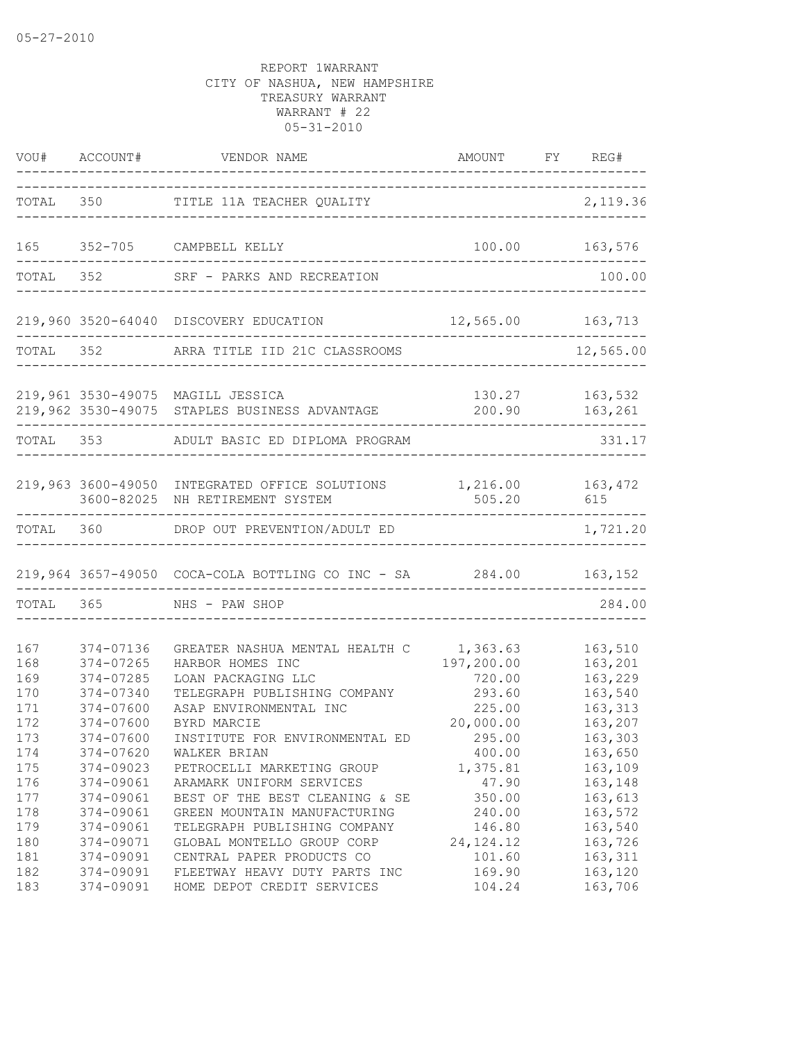05-27-2010

REPORT 1WARRANT
CITY OF NASHUA, NEW HAMPSHIRE
TREASURY WARRANT
WARRANT # 22
05-31-2010

| VOU# | ACCOUNT# | VENDOR NAME | AMOUNT | FY | REG# |
|---|---|---|---|---|---|
| TOTAL | 350 | TITLE 11A TEACHER QUALITY | | | 2,119.36 |
| 165 | 352-705 | CAMPBELL KELLY | 100.00 | | 163,576 |
| TOTAL | 352 | SRF - PARKS AND RECREATION | | | 100.00 |
| 219,960 | 3520-64040 | DISCOVERY EDUCATION | 12,565.00 | | 163,713 |
| TOTAL | 352 | ARRA TITLE IID 21C CLASSROOMS | | | 12,565.00 |
| 219,961 | 3530-49075 | MAGILL JESSICA | 130.27 | | 163,532 |
| 219,962 | 3530-49075 | STAPLES BUSINESS ADVANTAGE | 200.90 | | 163,261 |
| TOTAL | 353 | ADULT BASIC ED DIPLOMA PROGRAM | | | 331.17 |
| 219,963 | 3600-49050 | INTEGRATED OFFICE SOLUTIONS | 1,216.00 | | 163,472 |
| | 3600-82025 | NH RETIREMENT SYSTEM | 505.20 | | 615 |
| TOTAL | 360 | DROP OUT PREVENTION/ADULT ED | | | 1,721.20 |
| 219,964 | 3657-49050 | COCA-COLA BOTTLING CO INC - SA | 284.00 | | 163,152 |
| TOTAL | 365 | NHS - PAW SHOP | | | 284.00 |
| 167 | 374-07136 | GREATER NASHUA MENTAL HEALTH C | 1,363.63 | | 163,510 |
| 168 | 374-07265 | HARBOR HOMES INC | 197,200.00 | | 163,201 |
| 169 | 374-07285 | LOAN PACKAGING LLC | 720.00 | | 163,229 |
| 170 | 374-07340 | TELEGRAPH PUBLISHING COMPANY | 293.60 | | 163,540 |
| 171 | 374-07600 | ASAP ENVIRONMENTAL INC | 225.00 | | 163,313 |
| 172 | 374-07600 | BYRD MARCIE | 20,000.00 | | 163,207 |
| 173 | 374-07600 | INSTITUTE FOR ENVIRONMENTAL ED | 295.00 | | 163,303 |
| 174 | 374-07620 | WALKER BRIAN | 400.00 | | 163,650 |
| 175 | 374-09023 | PETROCELLI MARKETING GROUP | 1,375.81 | | 163,109 |
| 176 | 374-09061 | ARAMARK UNIFORM SERVICES | 47.90 | | 163,148 |
| 177 | 374-09061 | BEST OF THE BEST CLEANING & SE | 350.00 | | 163,613 |
| 178 | 374-09061 | GREEN MOUNTAIN MANUFACTURING | 240.00 | | 163,572 |
| 179 | 374-09061 | TELEGRAPH PUBLISHING COMPANY | 146.80 | | 163,540 |
| 180 | 374-09071 | GLOBAL MONTELLO GROUP CORP | 24,124.12 | | 163,726 |
| 181 | 374-09091 | CENTRAL PAPER PRODUCTS CO | 101.60 | | 163,311 |
| 182 | 374-09091 | FLEETWAY HEAVY DUTY PARTS INC | 169.90 | | 163,120 |
| 183 | 374-09091 | HOME DEPOT CREDIT SERVICES | 104.24 | | 163,706 |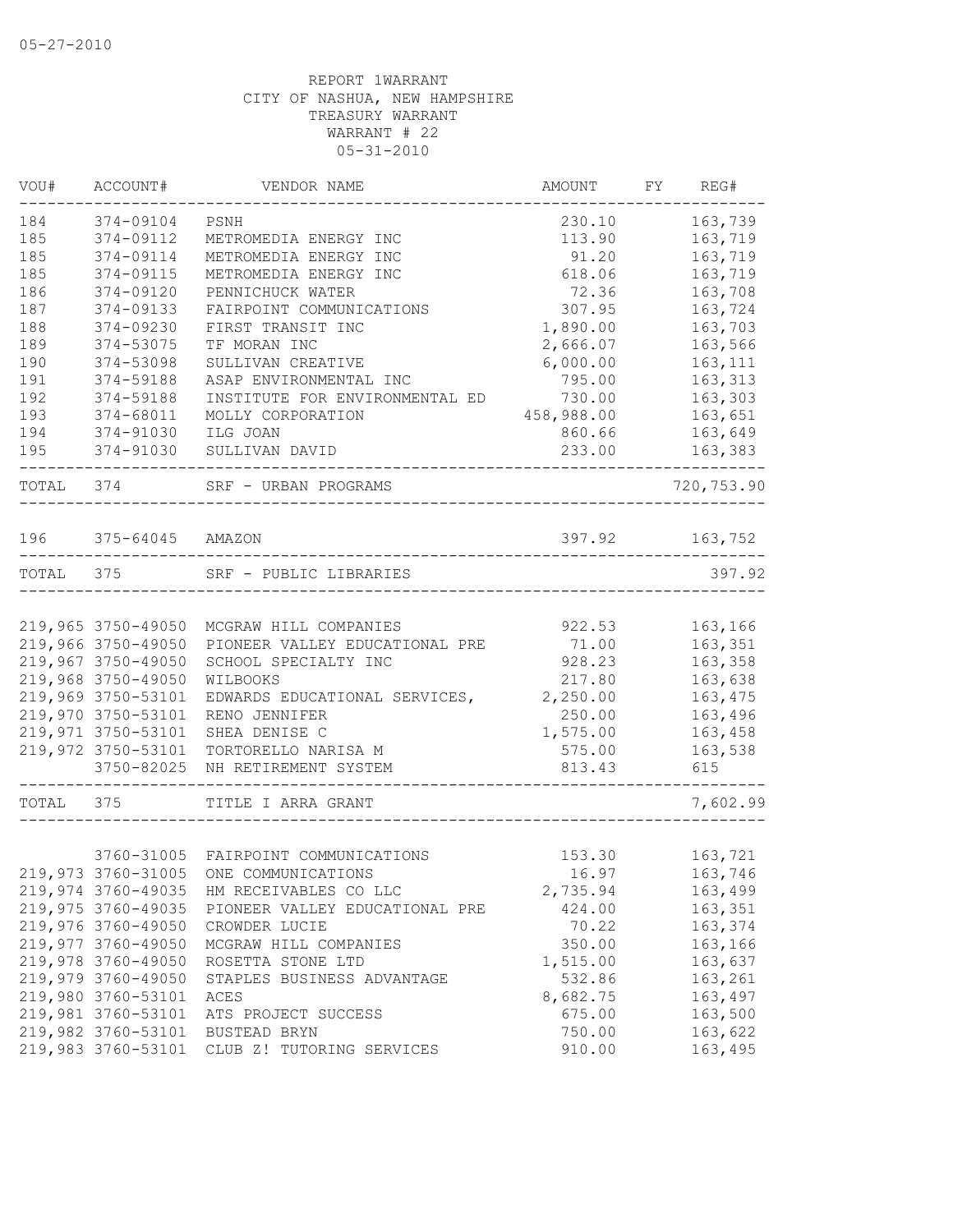05-27-2010

REPORT 1WARRANT
CITY OF NASHUA, NEW HAMPSHIRE
TREASURY WARRANT
WARRANT # 22
05-31-2010

| VOU# | ACCOUNT# | VENDOR NAME | AMOUNT | FY | REG# |
|---|---|---|---|---|---|
| 184 | 374-09104 | PSNH | 230.10 | | 163,739 |
| 185 | 374-09112 | METROMEDIA ENERGY INC | 113.90 | | 163,719 |
| 185 | 374-09114 | METROMEDIA ENERGY INC | 91.20 | | 163,719 |
| 185 | 374-09115 | METROMEDIA ENERGY INC | 618.06 | | 163,719 |
| 186 | 374-09120 | PENNICHUCK WATER | 72.36 | | 163,708 |
| 187 | 374-09133 | FAIRPOINT COMMUNICATIONS | 307.95 | | 163,724 |
| 188 | 374-09230 | FIRST TRANSIT INC | 1,890.00 | | 163,703 |
| 189 | 374-53075 | TF MORAN INC | 2,666.07 | | 163,566 |
| 190 | 374-53098 | SULLIVAN CREATIVE | 6,000.00 | | 163,111 |
| 191 | 374-59188 | ASAP ENVIRONMENTAL INC | 795.00 | | 163,313 |
| 192 | 374-59188 | INSTITUTE FOR ENVIRONMENTAL ED | 730.00 | | 163,303 |
| 193 | 374-68011 | MOLLY CORPORATION | 458,988.00 | | 163,651 |
| 194 | 374-91030 | ILG JOAN | 860.66 | | 163,649 |
| 195 | 374-91030 | SULLIVAN DAVID | 233.00 | | 163,383 |
| TOTAL | 374 | SRF - URBAN PROGRAMS | | | 720,753.90 |
| 196 | 375-64045 | AMAZON | 397.92 | | 163,752 |
| TOTAL | 375 | SRF - PUBLIC LIBRARIES | | | 397.92 |
| 219,965 | 3750-49050 | MCGRAW HILL COMPANIES | 922.53 | | 163,166 |
| 219,966 | 3750-49050 | PIONEER VALLEY EDUCATIONAL PRE | 71.00 | | 163,351 |
| 219,967 | 3750-49050 | SCHOOL SPECIALTY INC | 928.23 | | 163,358 |
| 219,968 | 3750-49050 | WILBOOKS | 217.80 | | 163,638 |
| 219,969 | 3750-53101 | EDWARDS EDUCATIONAL SERVICES, | 2,250.00 | | 163,475 |
| 219,970 | 3750-53101 | RENO JENNIFER | 250.00 | | 163,496 |
| 219,971 | 3750-53101 | SHEA DENISE C | 1,575.00 | | 163,458 |
| 219,972 | 3750-53101 | TORTORELLO NARISA M | 575.00 | | 163,538 |
| | 3750-82025 | NH RETIREMENT SYSTEM | 813.43 | | 615 |
| TOTAL | 375 | TITLE I ARRA GRANT | | | 7,602.99 |
| | 3760-31005 | FAIRPOINT COMMUNICATIONS | 153.30 | | 163,721 |
| 219,973 | 3760-31005 | ONE COMMUNICATIONS | 16.97 | | 163,746 |
| 219,974 | 3760-49035 | HM RECEIVABLES CO LLC | 2,735.94 | | 163,499 |
| 219,975 | 3760-49035 | PIONEER VALLEY EDUCATIONAL PRE | 424.00 | | 163,351 |
| 219,976 | 3760-49050 | CROWDER LUCIE | 70.22 | | 163,374 |
| 219,977 | 3760-49050 | MCGRAW HILL COMPANIES | 350.00 | | 163,166 |
| 219,978 | 3760-49050 | ROSETTA STONE LTD | 1,515.00 | | 163,637 |
| 219,979 | 3760-49050 | STAPLES BUSINESS ADVANTAGE | 532.86 | | 163,261 |
| 219,980 | 3760-53101 | ACES | 8,682.75 | | 163,497 |
| 219,981 | 3760-53101 | ATS PROJECT SUCCESS | 675.00 | | 163,500 |
| 219,982 | 3760-53101 | BUSTEAD BRYN | 750.00 | | 163,622 |
| 219,983 | 3760-53101 | CLUB Z! TUTORING SERVICES | 910.00 | | 163,495 |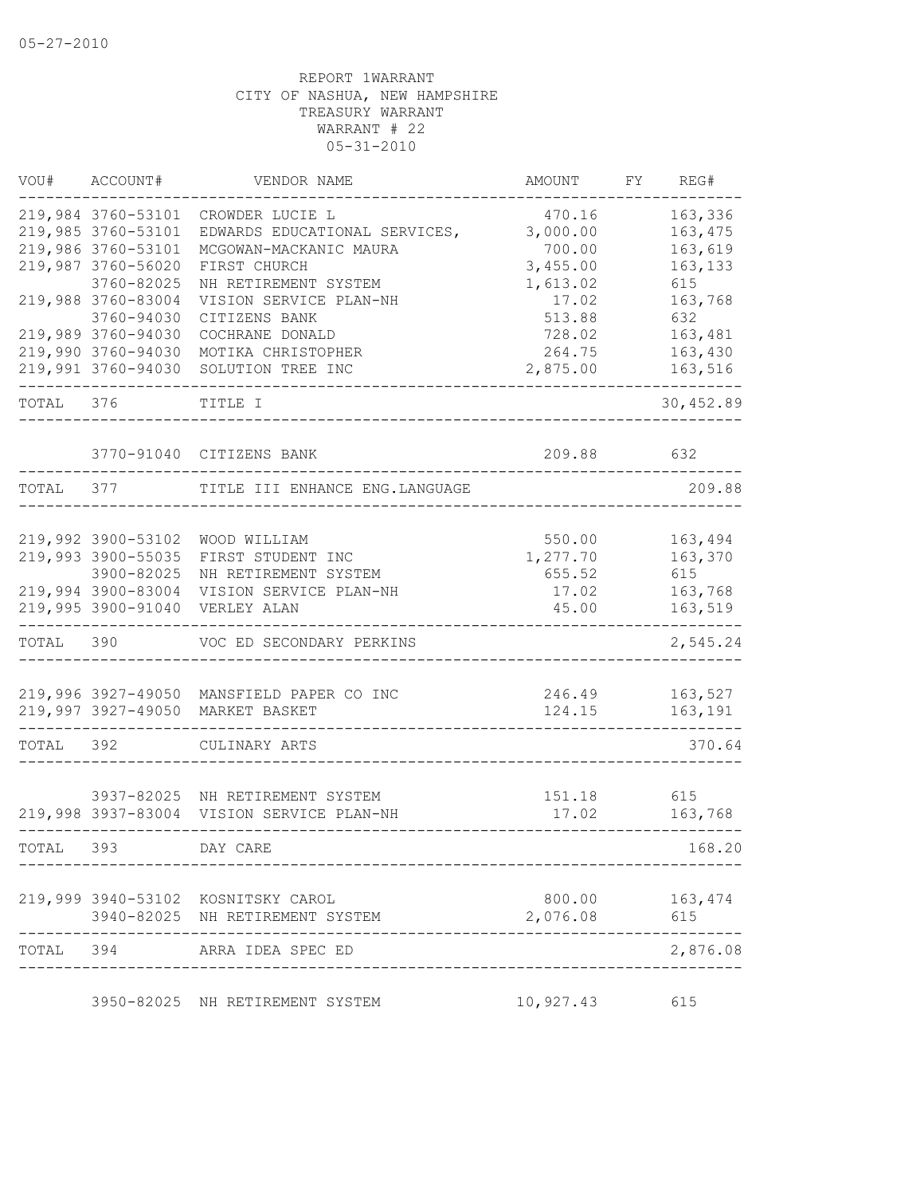05-27-2010

REPORT 1WARRANT
CITY OF NASHUA, NEW HAMPSHIRE
TREASURY WARRANT
WARRANT # 22
05-31-2010

| VOU# | ACCOUNT# | VENDOR NAME | AMOUNT | FY | REG# |
|---|---|---|---|---|---|
| 219,984 | 3760-53101 | CROWDER LUCIE L | 470.16 | | 163,336 |
| 219,985 | 3760-53101 | EDWARDS EDUCATIONAL SERVICES, | 3,000.00 | | 163,475 |
| 219,986 | 3760-53101 | MCGOWAN-MACKANIC MAURA | 700.00 | | 163,619 |
| 219,987 | 3760-56020 | FIRST CHURCH | 3,455.00 | | 163,133 |
| | 3760-82025 | NH RETIREMENT SYSTEM | 1,613.02 | | 615 |
| 219,988 | 3760-83004 | VISION SERVICE PLAN-NH | 17.02 | | 163,768 |
| | 3760-94030 | CITIZENS BANK | 513.88 | | 632 |
| 219,989 | 3760-94030 | COCHRANE DONALD | 728.02 | | 163,481 |
| 219,990 | 3760-94030 | MOTIKA CHRISTOPHER | 264.75 | | 163,430 |
| 219,991 | 3760-94030 | SOLUTION TREE INC | 2,875.00 | | 163,516 |
| TOTAL | 376 | TITLE I | | | 30,452.89 |
| | 3770-91040 | CITIZENS BANK | 209.88 | | 632 |
| TOTAL | 377 | TITLE III ENHANCE ENG.LANGUAGE | | | 209.88 |
| 219,992 | 3900-53102 | WOOD WILLIAM | 550.00 | | 163,494 |
| 219,993 | 3900-55035 | FIRST STUDENT INC | 1,277.70 | | 163,370 |
| | 3900-82025 | NH RETIREMENT SYSTEM | 655.52 | | 615 |
| 219,994 | 3900-83004 | VISION SERVICE PLAN-NH | 17.02 | | 163,768 |
| 219,995 | 3900-91040 | VERLEY ALAN | 45.00 | | 163,519 |
| TOTAL | 390 | VOC ED SECONDARY PERKINS | | | 2,545.24 |
| 219,996 | 3927-49050 | MANSFIELD PAPER CO INC | 246.49 | | 163,527 |
| 219,997 | 3927-49050 | MARKET BASKET | 124.15 | | 163,191 |
| TOTAL | 392 | CULINARY ARTS | | | 370.64 |
| | 3937-82025 | NH RETIREMENT SYSTEM | 151.18 | | 615 |
| 219,998 | 3937-83004 | VISION SERVICE PLAN-NH | 17.02 | | 163,768 |
| TOTAL | 393 | DAY CARE | | | 168.20 |
| 219,999 | 3940-53102 | KOSNITSKY CAROL | 800.00 | | 163,474 |
| | 3940-82025 | NH RETIREMENT SYSTEM | 2,076.08 | | 615 |
| TOTAL | 394 | ARRA IDEA SPEC ED | | | 2,876.08 |
| | 3950-82025 | NH RETIREMENT SYSTEM | 10,927.43 | | 615 |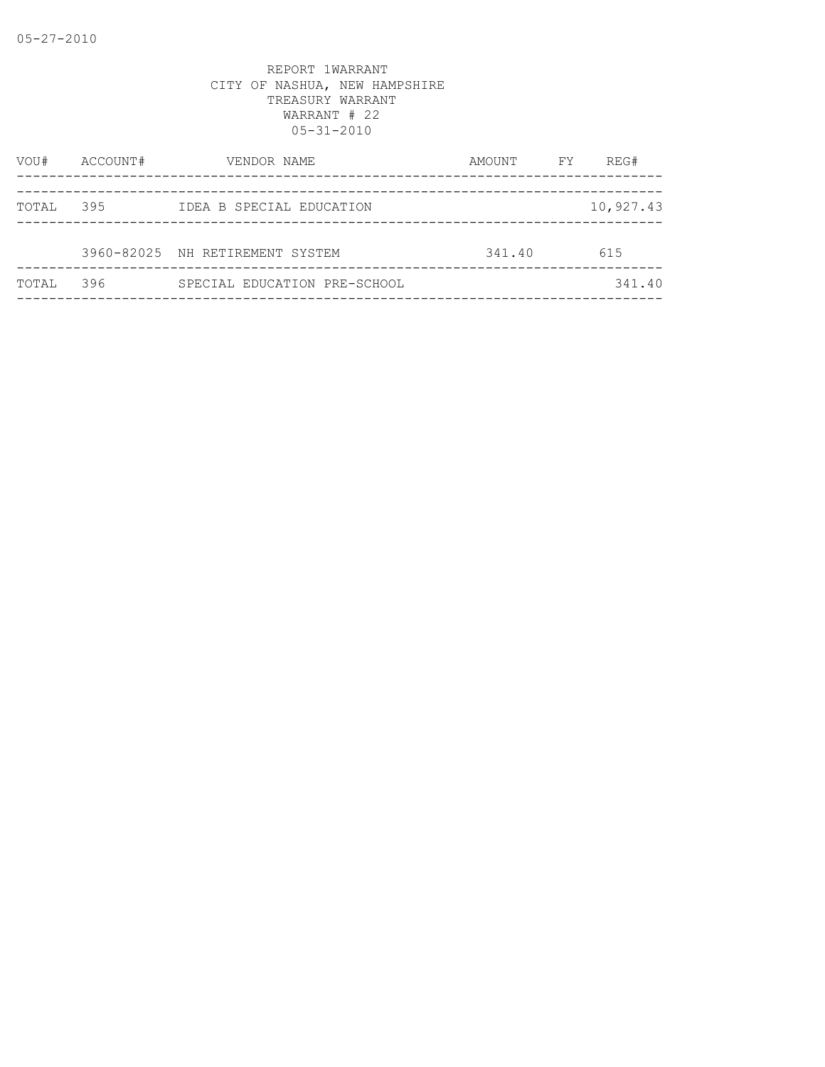REPORT 1WARRANT
CITY OF NASHUA, NEW HAMPSHIRE
TREASURY WARRANT
WARRANT # 22
05-31-2010

| VOU# | ACCOUNT# | VENDOR NAME | AMOUNT | FY | REG# |
|---|---|---|---|---|---|
| TOTAL | 395 | IDEA B SPECIAL EDUCATION | | | 10,927.43 |
| | 3960-82025 | NH RETIREMENT SYSTEM | 341.40 | | 615 |
| TOTAL | 396 | SPECIAL EDUCATION PRE-SCHOOL | | | 341.40 |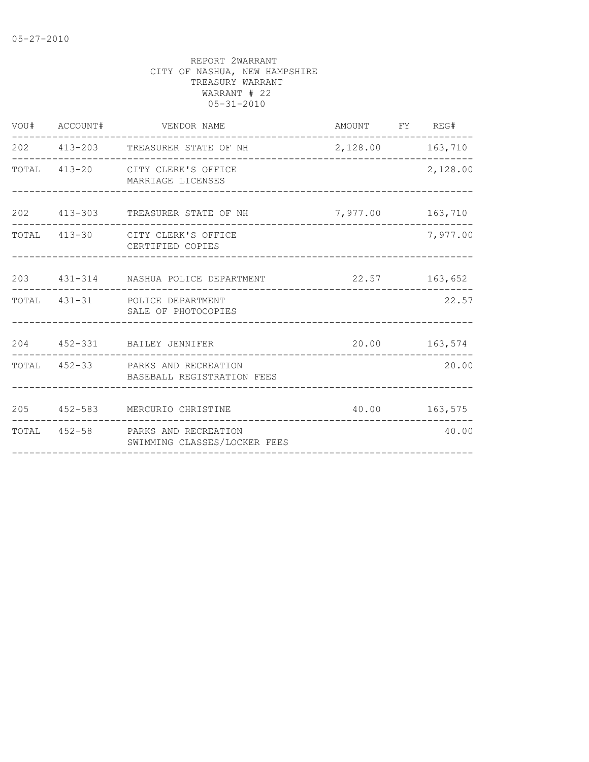05-27-2010

REPORT 2WARRANT
CITY OF NASHUA, NEW HAMPSHIRE
TREASURY WARRANT
WARRANT # 22
05-31-2010

| VOU# | ACCOUNT# | VENDOR NAME | AMOUNT | FY | REG# |
|---|---|---|---|---|---|
| 202 | 413-203 | TREASURER STATE OF NH | 2,128.00 | | 163,710 |
| TOTAL | 413-20 | CITY CLERK'S OFFICE<br>MARRIAGE LICENSES | | | 2,128.00 |
| 202 | 413-303 | TREASURER STATE OF NH | 7,977.00 | | 163,710 |
| TOTAL | 413-30 | CITY CLERK'S OFFICE<br>CERTIFIED COPIES | | | 7,977.00 |
| 203 | 431-314 | NASHUA POLICE DEPARTMENT | 22.57 | | 163,652 |
| TOTAL | 431-31 | POLICE DEPARTMENT<br>SALE OF PHOTOCOPIES | | | 22.57 |
| 204 | 452-331 | BAILEY JENNIFER | 20.00 | | 163,574 |
| TOTAL | 452-33 | PARKS AND RECREATION<br>BASEBALL REGISTRATION FEES | | | 20.00 |
| 205 | 452-583 | MERCURIO CHRISTINE | 40.00 | | 163,575 |
| TOTAL | 452-58 | PARKS AND RECREATION<br>SWIMMING CLASSES/LOCKER FEES | | | 40.00 |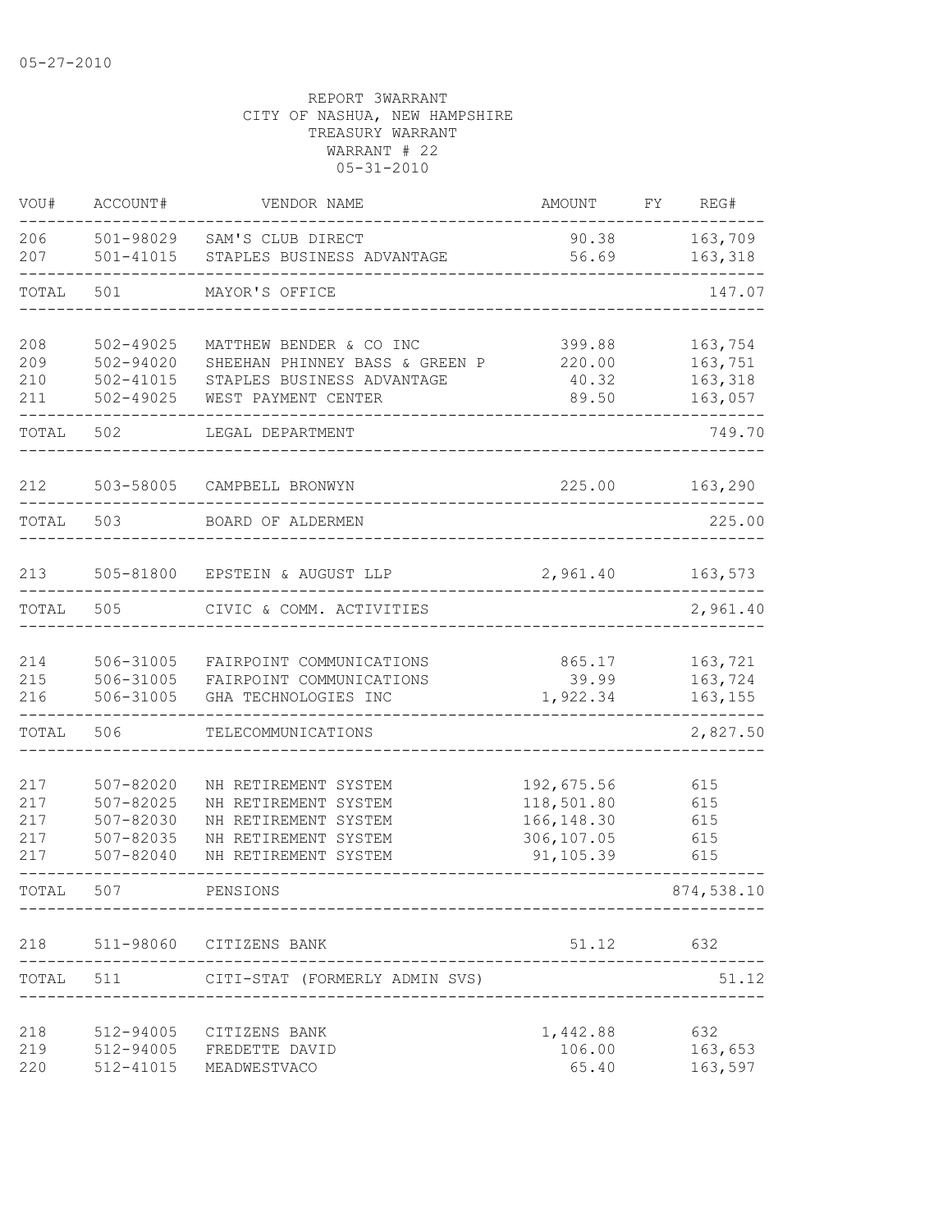05-27-2010

REPORT 3WARRANT
CITY OF NASHUA, NEW HAMPSHIRE
TREASURY WARRANT
WARRANT # 22
05-31-2010

| VOU# | ACCOUNT# | VENDOR NAME | AMOUNT | FY | REG# |
|---|---|---|---|---|---|
| 206 | 501-98029 | SAM'S CLUB DIRECT | 90.38 | | 163,709 |
| 207 | 501-41015 | STAPLES BUSINESS ADVANTAGE | 56.69 | | 163,318 |
| TOTAL | 501 | MAYOR'S OFFICE | | | 147.07 |
| 208 | 502-49025 | MATTHEW BENDER & CO INC | 399.88 | | 163,754 |
| 209 | 502-94020 | SHEEHAN PHINNEY BASS & GREEN P | 220.00 | | 163,751 |
| 210 | 502-41015 | STAPLES BUSINESS ADVANTAGE | 40.32 | | 163,318 |
| 211 | 502-49025 | WEST PAYMENT CENTER | 89.50 | | 163,057 |
| TOTAL | 502 | LEGAL DEPARTMENT | | | 749.70 |
| 212 | 503-58005 | CAMPBELL BRONWYN | 225.00 | | 163,290 |
| TOTAL | 503 | BOARD OF ALDERMEN | | | 225.00 |
| 213 | 505-81800 | EPSTEIN & AUGUST LLP | 2,961.40 | | 163,573 |
| TOTAL | 505 | CIVIC & COMM. ACTIVITIES | | | 2,961.40 |
| 214 | 506-31005 | FAIRPOINT COMMUNICATIONS | 865.17 | | 163,721 |
| 215 | 506-31005 | FAIRPOINT COMMUNICATIONS | 39.99 | | 163,724 |
| 216 | 506-31005 | GHA TECHNOLOGIES INC | 1,922.34 | | 163,155 |
| TOTAL | 506 | TELECOMMUNICATIONS | | | 2,827.50 |
| 217 | 507-82020 | NH RETIREMENT SYSTEM | 192,675.56 | | 615 |
| 217 | 507-82025 | NH RETIREMENT SYSTEM | 118,501.80 | | 615 |
| 217 | 507-82030 | NH RETIREMENT SYSTEM | 166,148.30 | | 615 |
| 217 | 507-82035 | NH RETIREMENT SYSTEM | 306,107.05 | | 615 |
| 217 | 507-82040 | NH RETIREMENT SYSTEM | 91,105.39 | | 615 |
| TOTAL | 507 | PENSIONS | | | 874,538.10 |
| 218 | 511-98060 | CITIZENS BANK | 51.12 | | 632 |
| TOTAL | 511 | CITI-STAT (FORMERLY ADMIN SVS) | | | 51.12 |
| 218 | 512-94005 | CITIZENS BANK | 1,442.88 | | 632 |
| 219 | 512-94005 | FREDETTE DAVID | 106.00 | | 163,653 |
| 220 | 512-41015 | MEADWESTVACO | 65.40 | | 163,597 |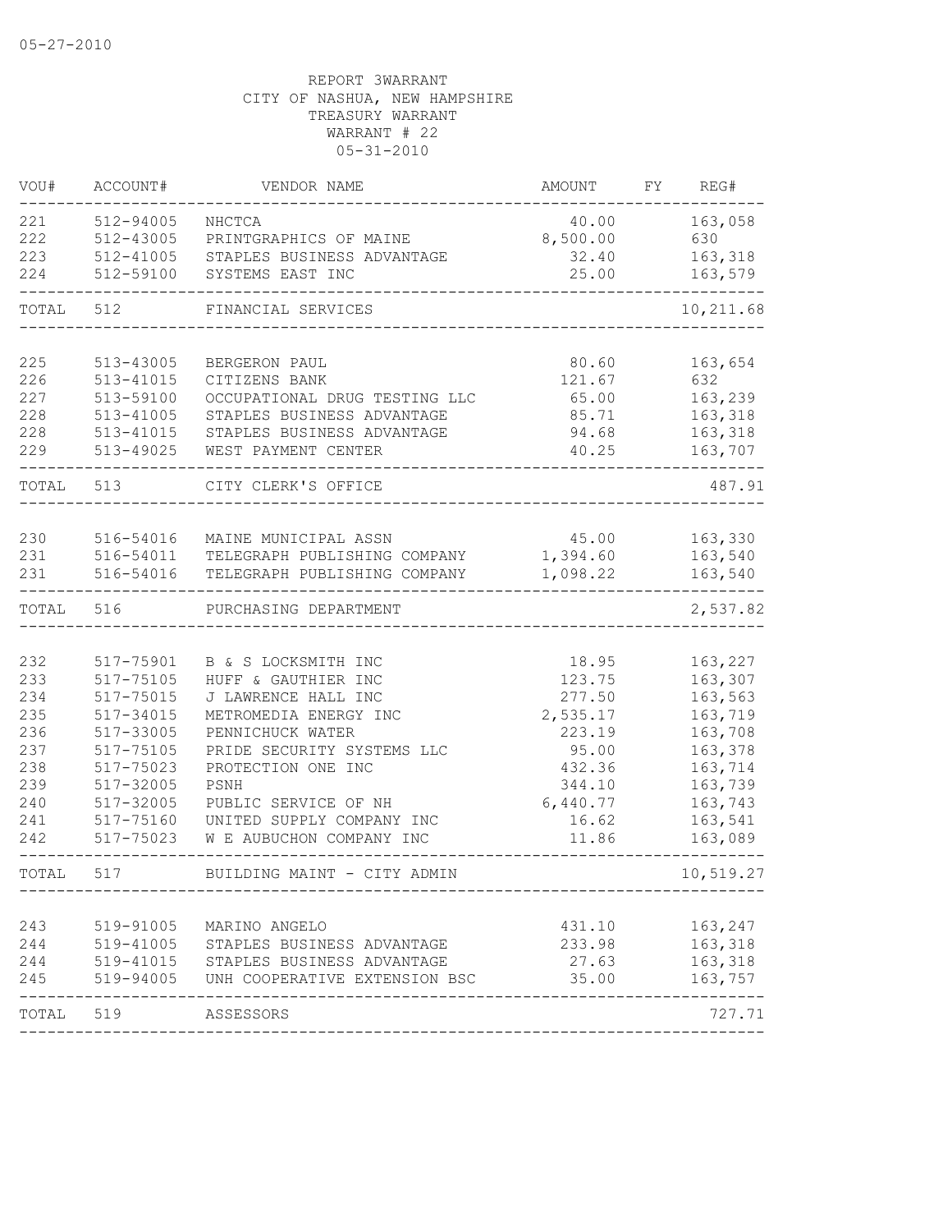05-27-2010

REPORT 3WARRANT
CITY OF NASHUA, NEW HAMPSHIRE
TREASURY WARRANT
WARRANT # 22
05-31-2010

| VOU# | ACCOUNT# | VENDOR NAME | AMOUNT | FY | REG# |
|---|---|---|---|---|---|
| 221 | 512-94005 | NHCTCA | 40.00 | | 163,058 |
| 222 | 512-43005 | PRINTGRAPHICS OF MAINE | 8,500.00 | | 630 |
| 223 | 512-41005 | STAPLES BUSINESS ADVANTAGE | 32.40 | | 163,318 |
| 224 | 512-59100 | SYSTEMS EAST INC | 25.00 | | 163,579 |
| TOTAL | 512 | FINANCIAL SERVICES | | | 10,211.68 |
| 225 | 513-43005 | BERGERON PAUL | 80.60 | | 163,654 |
| 226 | 513-41015 | CITIZENS BANK | 121.67 | | 632 |
| 227 | 513-59100 | OCCUPATIONAL DRUG TESTING LLC | 65.00 | | 163,239 |
| 228 | 513-41005 | STAPLES BUSINESS ADVANTAGE | 85.71 | | 163,318 |
| 228 | 513-41015 | STAPLES BUSINESS ADVANTAGE | 94.68 | | 163,318 |
| 229 | 513-49025 | WEST PAYMENT CENTER | 40.25 | | 163,707 |
| TOTAL | 513 | CITY CLERK'S OFFICE | | | 487.91 |
| 230 | 516-54016 | MAINE MUNICIPAL ASSN | 45.00 | | 163,330 |
| 231 | 516-54011 | TELEGRAPH PUBLISHING COMPANY | 1,394.60 | | 163,540 |
| 231 | 516-54016 | TELEGRAPH PUBLISHING COMPANY | 1,098.22 | | 163,540 |
| TOTAL | 516 | PURCHASING DEPARTMENT | | | 2,537.82 |
| 232 | 517-75901 | B & S LOCKSMITH INC | 18.95 | | 163,227 |
| 233 | 517-75105 | HUFF & GAUTHIER INC | 123.75 | | 163,307 |
| 234 | 517-75015 | J LAWRENCE HALL INC | 277.50 | | 163,563 |
| 235 | 517-34015 | METROMEDIA ENERGY INC | 2,535.17 | | 163,719 |
| 236 | 517-33005 | PENNICHUCK WATER | 223.19 | | 163,708 |
| 237 | 517-75105 | PRIDE SECURITY SYSTEMS LLC | 95.00 | | 163,378 |
| 238 | 517-75023 | PROTECTION ONE INC | 432.36 | | 163,714 |
| 239 | 517-32005 | PSNH | 344.10 | | 163,739 |
| 240 | 517-32005 | PUBLIC SERVICE OF NH | 6,440.77 | | 163,743 |
| 241 | 517-75160 | UNITED SUPPLY COMPANY INC | 16.62 | | 163,541 |
| 242 | 517-75023 | W E AUBUCHON COMPANY INC | 11.86 | | 163,089 |
| TOTAL | 517 | BUILDING MAINT - CITY ADMIN | | | 10,519.27 |
| 243 | 519-91005 | MARINO ANGELO | 431.10 | | 163,247 |
| 244 | 519-41005 | STAPLES BUSINESS ADVANTAGE | 233.98 | | 163,318 |
| 244 | 519-41015 | STAPLES BUSINESS ADVANTAGE | 27.63 | | 163,318 |
| 245 | 519-94005 | UNH COOPERATIVE EXTENSION BSC | 35.00 | | 163,757 |
| TOTAL | 519 | ASSESSORS | | | 727.71 |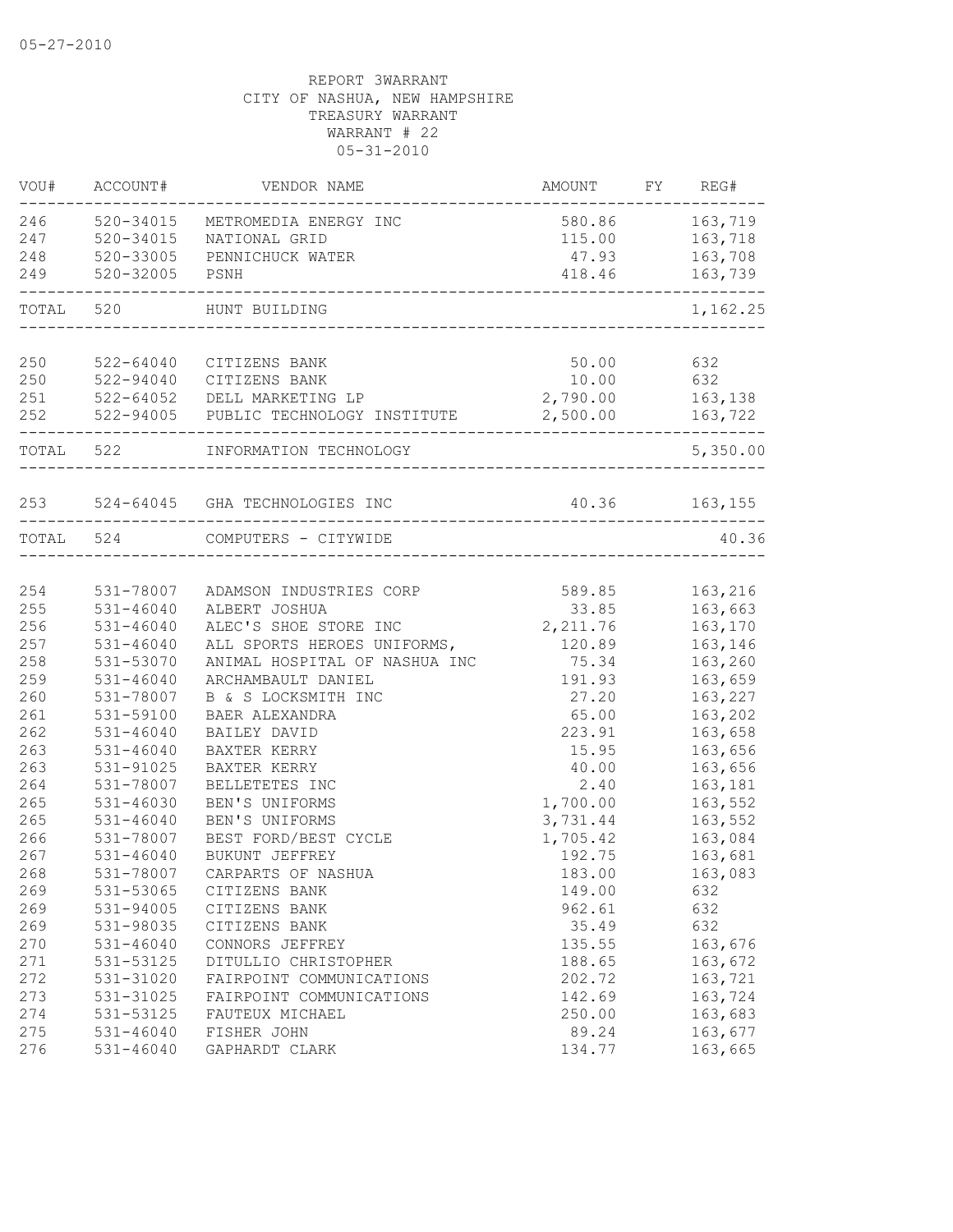05-27-2010

REPORT 3WARRANT
CITY OF NASHUA, NEW HAMPSHIRE
TREASURY WARRANT
WARRANT # 22
05-31-2010

| VOU# | ACCOUNT# | VENDOR NAME | AMOUNT | FY | REG# |
|---|---|---|---|---|---|
| 246 | 520-34015 | METROMEDIA ENERGY INC | 580.86 | | 163,719 |
| 247 | 520-34015 | NATIONAL GRID | 115.00 | | 163,718 |
| 248 | 520-33005 | PENNICHUCK WATER | 47.93 | | 163,708 |
| 249 | 520-32005 | PSNH | 418.46 | | 163,739 |
| TOTAL | 520 | HUNT BUILDING | | | 1,162.25 |
| 250 | 522-64040 | CITIZENS BANK | 50.00 | | 632 |
| 250 | 522-94040 | CITIZENS BANK | 10.00 | | 632 |
| 251 | 522-64052 | DELL MARKETING LP | 2,790.00 | | 163,138 |
| 252 | 522-94005 | PUBLIC TECHNOLOGY INSTITUTE | 2,500.00 | | 163,722 |
| TOTAL | 522 | INFORMATION TECHNOLOGY | | | 5,350.00 |
| 253 | 524-64045 | GHA TECHNOLOGIES INC | 40.36 | | 163,155 |
| TOTAL | 524 | COMPUTERS - CITYWIDE | | | 40.36 |
| 254 | 531-78007 | ADAMSON INDUSTRIES CORP | 589.85 | | 163,216 |
| 255 | 531-46040 | ALBERT JOSHUA | 33.85 | | 163,663 |
| 256 | 531-46040 | ALEC'S SHOE STORE INC | 2,211.76 | | 163,170 |
| 257 | 531-46040 | ALL SPORTS HEROES UNIFORMS, | 120.89 | | 163,146 |
| 258 | 531-53070 | ANIMAL HOSPITAL OF NASHUA INC | 75.34 | | 163,260 |
| 259 | 531-46040 | ARCHAMBAULT DANIEL | 191.93 | | 163,659 |
| 260 | 531-78007 | B & S LOCKSMITH INC | 27.20 | | 163,227 |
| 261 | 531-59100 | BAER ALEXANDRA | 65.00 | | 163,202 |
| 262 | 531-46040 | BAILEY DAVID | 223.91 | | 163,658 |
| 263 | 531-46040 | BAXTER KERRY | 15.95 | | 163,656 |
| 263 | 531-91025 | BAXTER KERRY | 40.00 | | 163,656 |
| 264 | 531-78007 | BELLETETES INC | 2.40 | | 163,181 |
| 265 | 531-46030 | BEN'S UNIFORMS | 1,700.00 | | 163,552 |
| 265 | 531-46040 | BEN'S UNIFORMS | 3,731.44 | | 163,552 |
| 266 | 531-78007 | BEST FORD/BEST CYCLE | 1,705.42 | | 163,084 |
| 267 | 531-46040 | BUKUNT JEFFREY | 192.75 | | 163,681 |
| 268 | 531-78007 | CARPARTS OF NASHUA | 183.00 | | 163,083 |
| 269 | 531-53065 | CITIZENS BANK | 149.00 | | 632 |
| 269 | 531-94005 | CITIZENS BANK | 962.61 | | 632 |
| 269 | 531-98035 | CITIZENS BANK | 35.49 | | 632 |
| 270 | 531-46040 | CONNORS JEFFREY | 135.55 | | 163,676 |
| 271 | 531-53125 | DITULLIO CHRISTOPHER | 188.65 | | 163,672 |
| 272 | 531-31020 | FAIRPOINT COMMUNICATIONS | 202.72 | | 163,721 |
| 273 | 531-31025 | FAIRPOINT COMMUNICATIONS | 142.69 | | 163,724 |
| 274 | 531-53125 | FAUTEUX MICHAEL | 250.00 | | 163,683 |
| 275 | 531-46040 | FISHER JOHN | 89.24 | | 163,677 |
| 276 | 531-46040 | GAPHARDT CLARK | 134.77 | | 163,665 |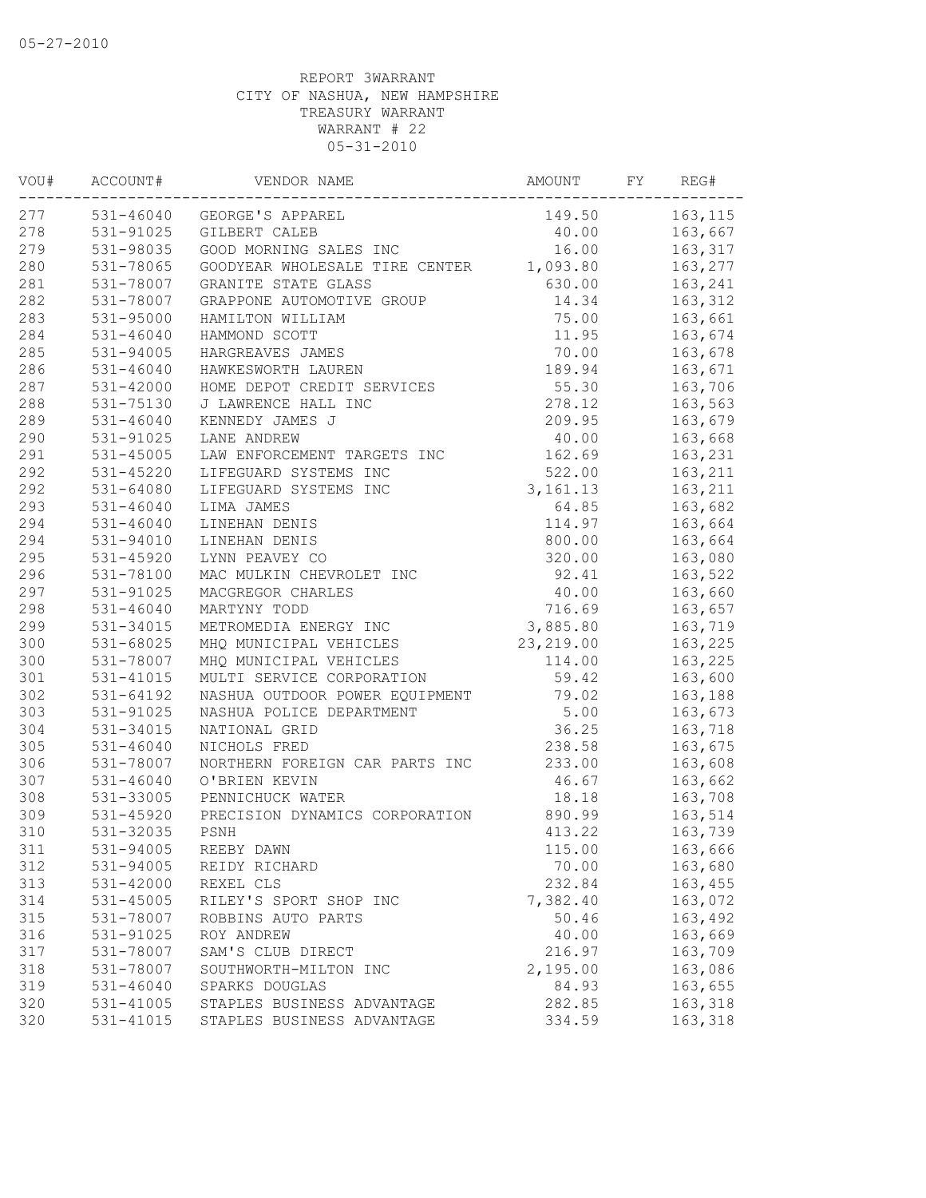05-27-2010

REPORT 3WARRANT
CITY OF NASHUA, NEW HAMPSHIRE
TREASURY WARRANT
WARRANT # 22
05-31-2010

| VOU# | ACCOUNT# | VENDOR NAME | AMOUNT | FY | REG# |
|---|---|---|---|---|---|
| 277 | 531-46040 | GEORGE'S APPAREL | 149.50 | | 163,115 |
| 278 | 531-91025 | GILBERT CALEB | 40.00 | | 163,667 |
| 279 | 531-98035 | GOOD MORNING SALES INC | 16.00 | | 163,317 |
| 280 | 531-78065 | GOODYEAR WHOLESALE TIRE CENTER | 1,093.80 | | 163,277 |
| 281 | 531-78007 | GRANITE STATE GLASS | 630.00 | | 163,241 |
| 282 | 531-78007 | GRAPPONE AUTOMOTIVE GROUP | 14.34 | | 163,312 |
| 283 | 531-95000 | HAMILTON WILLIAM | 75.00 | | 163,661 |
| 284 | 531-46040 | HAMMOND SCOTT | 11.95 | | 163,674 |
| 285 | 531-94005 | HARGREAVES JAMES | 70.00 | | 163,678 |
| 286 | 531-46040 | HAWKESWORTH LAUREN | 189.94 | | 163,671 |
| 287 | 531-42000 | HOME DEPOT CREDIT SERVICES | 55.30 | | 163,706 |
| 288 | 531-75130 | J LAWRENCE HALL INC | 278.12 | | 163,563 |
| 289 | 531-46040 | KENNEDY JAMES J | 209.95 | | 163,679 |
| 290 | 531-91025 | LANE ANDREW | 40.00 | | 163,668 |
| 291 | 531-45005 | LAW ENFORCEMENT TARGETS INC | 162.69 | | 163,231 |
| 292 | 531-45220 | LIFEGUARD SYSTEMS INC | 522.00 | | 163,211 |
| 292 | 531-64080 | LIFEGUARD SYSTEMS INC | 3,161.13 | | 163,211 |
| 293 | 531-46040 | LIMA JAMES | 64.85 | | 163,682 |
| 294 | 531-46040 | LINEHAN DENIS | 114.97 | | 163,664 |
| 294 | 531-94010 | LINEHAN DENIS | 800.00 | | 163,664 |
| 295 | 531-45920 | LYNN PEAVEY CO | 320.00 | | 163,080 |
| 296 | 531-78100 | MAC MULKIN CHEVROLET INC | 92.41 | | 163,522 |
| 297 | 531-91025 | MACGREGOR CHARLES | 40.00 | | 163,660 |
| 298 | 531-46040 | MARTYNY TODD | 716.69 | | 163,657 |
| 299 | 531-34015 | METROMEDIA ENERGY INC | 3,885.80 | | 163,719 |
| 300 | 531-68025 | MHQ MUNICIPAL VEHICLES | 23,219.00 | | 163,225 |
| 300 | 531-78007 | MHQ MUNICIPAL VEHICLES | 114.00 | | 163,225 |
| 301 | 531-41015 | MULTI SERVICE CORPORATION | 59.42 | | 163,600 |
| 302 | 531-64192 | NASHUA OUTDOOR POWER EQUIPMENT | 79.02 | | 163,188 |
| 303 | 531-91025 | NASHUA POLICE DEPARTMENT | 5.00 | | 163,673 |
| 304 | 531-34015 | NATIONAL GRID | 36.25 | | 163,718 |
| 305 | 531-46040 | NICHOLS FRED | 238.58 | | 163,675 |
| 306 | 531-78007 | NORTHERN FOREIGN CAR PARTS INC | 233.00 | | 163,608 |
| 307 | 531-46040 | O'BRIEN KEVIN | 46.67 | | 163,662 |
| 308 | 531-33005 | PENNICHUCK WATER | 18.18 | | 163,708 |
| 309 | 531-45920 | PRECISION DYNAMICS CORPORATION | 890.99 | | 163,514 |
| 310 | 531-32035 | PSNH | 413.22 | | 163,739 |
| 311 | 531-94005 | REEBY DAWN | 115.00 | | 163,666 |
| 312 | 531-94005 | REIDY RICHARD | 70.00 | | 163,680 |
| 313 | 531-42000 | REXEL CLS | 232.84 | | 163,455 |
| 314 | 531-45005 | RILEY'S SPORT SHOP INC | 7,382.40 | | 163,072 |
| 315 | 531-78007 | ROBBINS AUTO PARTS | 50.46 | | 163,492 |
| 316 | 531-91025 | ROY ANDREW | 40.00 | | 163,669 |
| 317 | 531-78007 | SAM'S CLUB DIRECT | 216.97 | | 163,709 |
| 318 | 531-78007 | SOUTHWORTH-MILTON INC | 2,195.00 | | 163,086 |
| 319 | 531-46040 | SPARKS DOUGLAS | 84.93 | | 163,655 |
| 320 | 531-41005 | STAPLES BUSINESS ADVANTAGE | 282.85 | | 163,318 |
| 320 | 531-41015 | STAPLES BUSINESS ADVANTAGE | 334.59 | | 163,318 |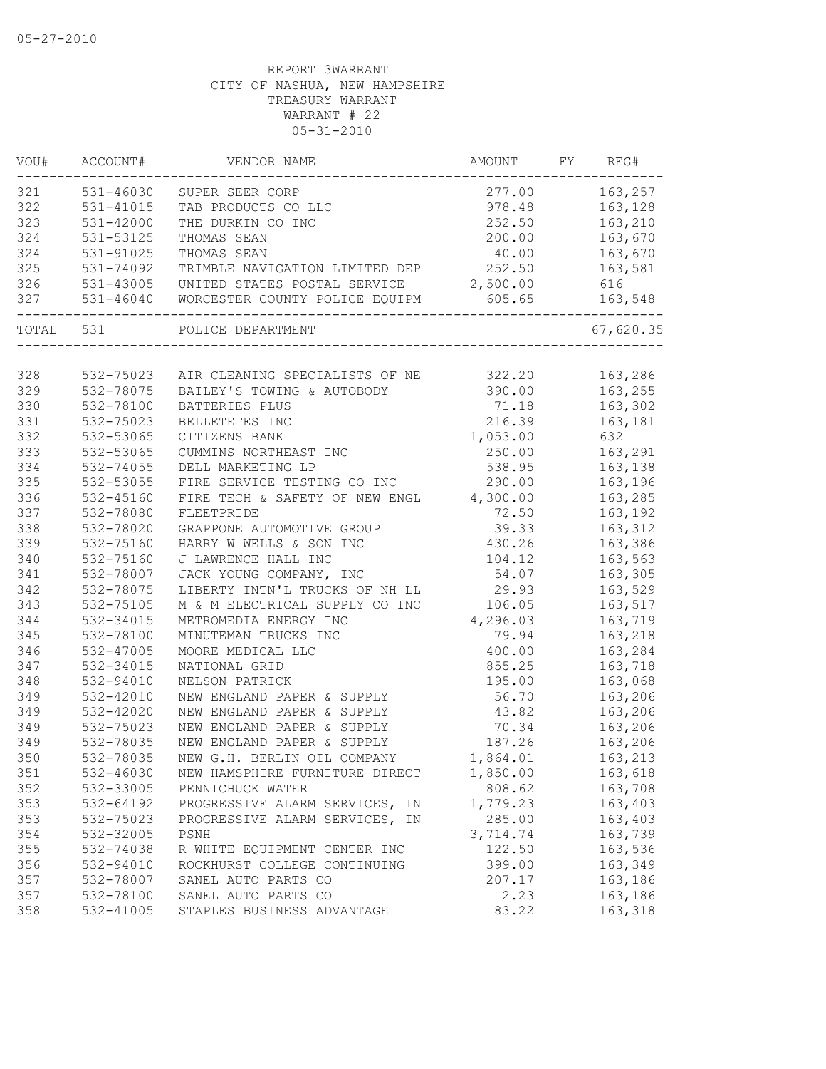05-27-2010

REPORT 3WARRANT
CITY OF NASHUA, NEW HAMPSHIRE
TREASURY WARRANT
WARRANT # 22
05-31-2010

| VOU# | ACCOUNT# | VENDOR NAME | AMOUNT | FY | REG# |
|---|---|---|---|---|---|
| 321 | 531-46030 | SUPER SEER CORP | 277.00 | | 163,257 |
| 322 | 531-41015 | TAB PRODUCTS CO LLC | 978.48 | | 163,128 |
| 323 | 531-42000 | THE DURKIN CO INC | 252.50 | | 163,210 |
| 324 | 531-53125 | THOMAS SEAN | 200.00 | | 163,670 |
| 324 | 531-91025 | THOMAS SEAN | 40.00 | | 163,670 |
| 325 | 531-74092 | TRIMBLE NAVIGATION LIMITED DEP | 252.50 | | 163,581 |
| 326 | 531-43005 | UNITED STATES POSTAL SERVICE | 2,500.00 | | 616 |
| 327 | 531-46040 | WORCESTER COUNTY POLICE EQUIPM | 605.65 | | 163,548 |
| TOTAL | 531 | POLICE DEPARTMENT | | | 67,620.35 |
| 328 | 532-75023 | AIR CLEANING SPECIALISTS OF NE | 322.20 | | 163,286 |
| 329 | 532-78075 | BAILEY'S TOWING & AUTOBODY | 390.00 | | 163,255 |
| 330 | 532-78100 | BATTERIES PLUS | 71.18 | | 163,302 |
| 331 | 532-75023 | BELLETETES INC | 216.39 | | 163,181 |
| 332 | 532-53065 | CITIZENS BANK | 1,053.00 | | 632 |
| 333 | 532-53065 | CUMMINS NORTHEAST INC | 250.00 | | 163,291 |
| 334 | 532-74055 | DELL MARKETING LP | 538.95 | | 163,138 |
| 335 | 532-53055 | FIRE SERVICE TESTING CO INC | 290.00 | | 163,196 |
| 336 | 532-45160 | FIRE TECH & SAFETY OF NEW ENGL | 4,300.00 | | 163,285 |
| 337 | 532-78080 | FLEETPRIDE | 72.50 | | 163,192 |
| 338 | 532-78020 | GRAPPONE AUTOMOTIVE GROUP | 39.33 | | 163,312 |
| 339 | 532-75160 | HARRY W WELLS & SON INC | 430.26 | | 163,386 |
| 340 | 532-75160 | J LAWRENCE HALL INC | 104.12 | | 163,563 |
| 341 | 532-78007 | JACK YOUNG COMPANY, INC | 54.07 | | 163,305 |
| 342 | 532-78075 | LIBERTY INTN'L TRUCKS OF NH LL | 29.93 | | 163,529 |
| 343 | 532-75105 | M & M ELECTRICAL SUPPLY CO INC | 106.05 | | 163,517 |
| 344 | 532-34015 | METROMEDIA ENERGY INC | 4,296.03 | | 163,719 |
| 345 | 532-78100 | MINUTEMAN TRUCKS INC | 79.94 | | 163,218 |
| 346 | 532-47005 | MOORE MEDICAL LLC | 400.00 | | 163,284 |
| 347 | 532-34015 | NATIONAL GRID | 855.25 | | 163,718 |
| 348 | 532-94010 | NELSON PATRICK | 195.00 | | 163,068 |
| 349 | 532-42010 | NEW ENGLAND PAPER & SUPPLY | 56.70 | | 163,206 |
| 349 | 532-42020 | NEW ENGLAND PAPER & SUPPLY | 43.82 | | 163,206 |
| 349 | 532-75023 | NEW ENGLAND PAPER & SUPPLY | 70.34 | | 163,206 |
| 349 | 532-78035 | NEW ENGLAND PAPER & SUPPLY | 187.26 | | 163,206 |
| 350 | 532-78035 | NEW G.H. BERLIN OIL COMPANY | 1,864.01 | | 163,213 |
| 351 | 532-46030 | NEW HAMPSHIRE FURNITURE DIRECT | 1,850.00 | | 163,618 |
| 352 | 532-33005 | PENNICHUCK WATER | 808.62 | | 163,708 |
| 353 | 532-64192 | PROGRESSIVE ALARM SERVICES, IN | 1,779.23 | | 163,403 |
| 353 | 532-75023 | PROGRESSIVE ALARM SERVICES, IN | 285.00 | | 163,403 |
| 354 | 532-32005 | PSNH | 3,714.74 | | 163,739 |
| 355 | 532-74038 | R WHITE EQUIPMENT CENTER INC | 122.50 | | 163,536 |
| 356 | 532-94010 | ROCKHURST COLLEGE CONTINUING | 399.00 | | 163,349 |
| 357 | 532-78007 | SANEL AUTO PARTS CO | 207.17 | | 163,186 |
| 357 | 532-78100 | SANEL AUTO PARTS CO | 2.23 | | 163,186 |
| 358 | 532-41005 | STAPLES BUSINESS ADVANTAGE | 83.22 | | 163,318 |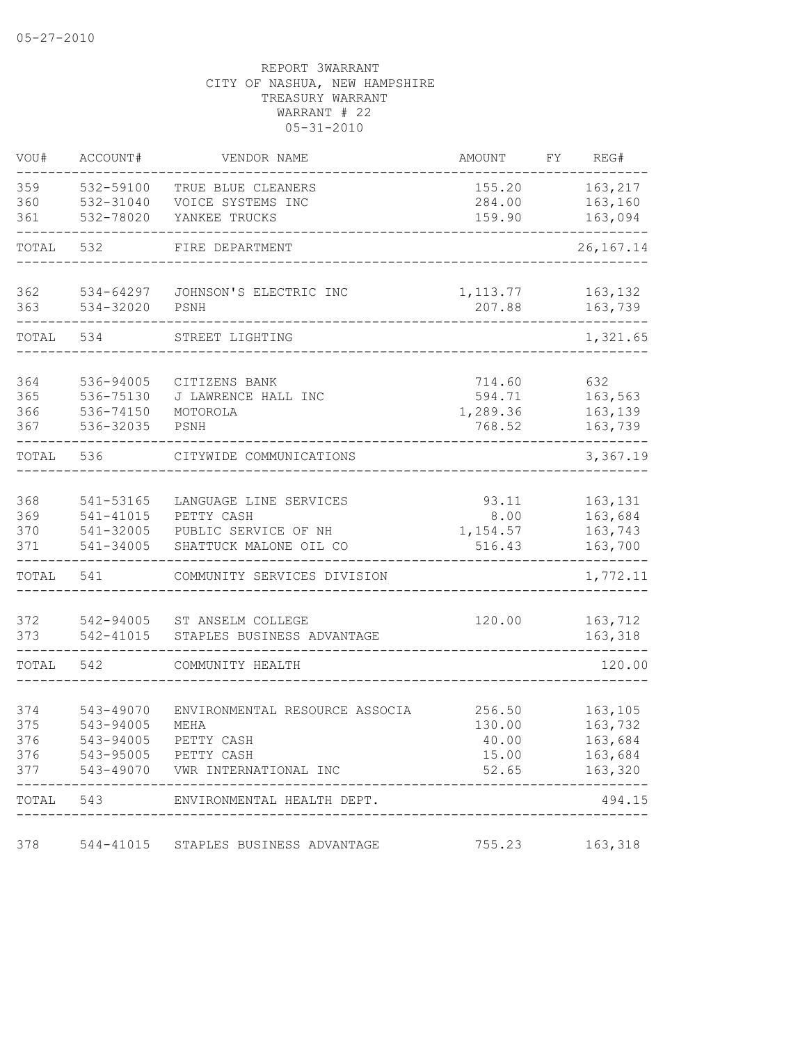05-27-2010

REPORT 3WARRANT
CITY OF NASHUA, NEW HAMPSHIRE
TREASURY WARRANT
WARRANT # 22
05-31-2010

| VOU# | ACCOUNT# | VENDOR NAME | AMOUNT | FY | REG# |
|---|---|---|---|---|---|
| 359 | 532-59100 | TRUE BLUE CLEANERS | 155.20 | | 163,217 |
| 360 | 532-31040 | VOICE SYSTEMS INC | 284.00 | | 163,160 |
| 361 | 532-78020 | YANKEE TRUCKS | 159.90 | | 163,094 |
| TOTAL | 532 | FIRE DEPARTMENT | | | 26,167.14 |
| 362 | 534-64297 | JOHNSON'S ELECTRIC INC | 1,113.77 | | 163,132 |
| 363 | 534-32020 | PSNH | 207.88 | | 163,739 |
| TOTAL | 534 | STREET LIGHTING | | | 1,321.65 |
| 364 | 536-94005 | CITIZENS BANK | 714.60 | | 632 |
| 365 | 536-75130 | J LAWRENCE HALL INC | 594.71 | | 163,563 |
| 366 | 536-74150 | MOTOROLA | 1,289.36 | | 163,139 |
| 367 | 536-32035 | PSNH | 768.52 | | 163,739 |
| TOTAL | 536 | CITYWIDE COMMUNICATIONS | | | 3,367.19 |
| 368 | 541-53165 | LANGUAGE LINE SERVICES | 93.11 | | 163,131 |
| 369 | 541-41015 | PETTY CASH | 8.00 | | 163,684 |
| 370 | 541-32005 | PUBLIC SERVICE OF NH | 1,154.57 | | 163,743 |
| 371 | 541-34005 | SHATTUCK MALONE OIL CO | 516.43 | | 163,700 |
| TOTAL | 541 | COMMUNITY SERVICES DIVISION | | | 1,772.11 |
| 372 | 542-94005 | ST ANSELM COLLEGE | 120.00 | | 163,712 |
| 373 | 542-41015 | STAPLES BUSINESS ADVANTAGE | | | 163,318 |
| TOTAL | 542 | COMMUNITY HEALTH | | | 120.00 |
| 374 | 543-49070 | ENVIRONMENTAL RESOURCE ASSOCIA | 256.50 | | 163,105 |
| 375 | 543-94005 | MEHA | 130.00 | | 163,732 |
| 376 | 543-94005 | PETTY CASH | 40.00 | | 163,684 |
| 376 | 543-95005 | PETTY CASH | 15.00 | | 163,684 |
| 377 | 543-49070 | VWR INTERNATIONAL INC | 52.65 | | 163,320 |
| TOTAL | 543 | ENVIRONMENTAL HEALTH DEPT. | | | 494.15 |
| 378 | 544-41015 | STAPLES BUSINESS ADVANTAGE | 755.23 | | 163,318 |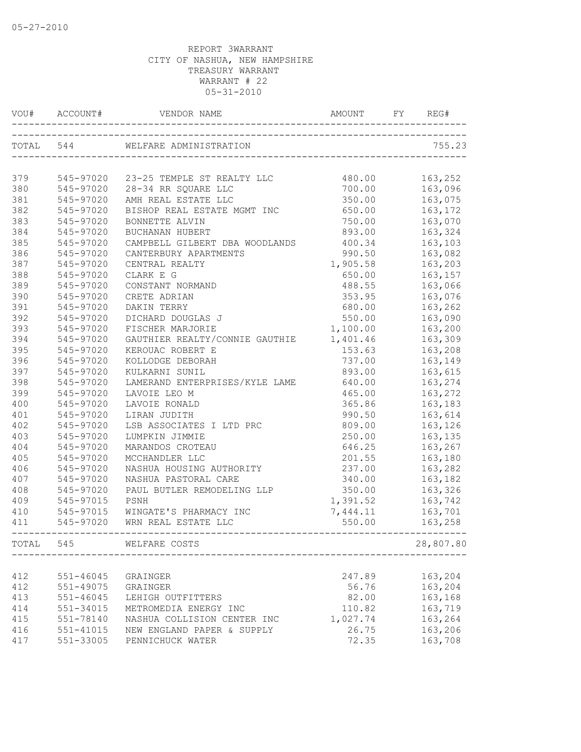05-27-2010

REPORT 3WARRANT
CITY OF NASHUA, NEW HAMPSHIRE
TREASURY WARRANT
WARRANT # 22
05-31-2010

| VOU# | ACCOUNT# | VENDOR NAME | AMOUNT | FY | REG# |
|---|---|---|---|---|---|
| TOTAL | 544 | WELFARE ADMINISTRATION | | | 755.23 |
| 379 | 545-97020 | 23-25 TEMPLE ST REALTY LLC | 480.00 | | 163,252 |
| 380 | 545-97020 | 28-34 RR SQUARE LLC | 700.00 | | 163,096 |
| 381 | 545-97020 | AMH REAL ESTATE LLC | 350.00 | | 163,075 |
| 382 | 545-97020 | BISHOP REAL ESTATE MGMT INC | 650.00 | | 163,172 |
| 383 | 545-97020 | BONNETTE ALVIN | 750.00 | | 163,070 |
| 384 | 545-97020 | BUCHANAN HUBERT | 893.00 | | 163,324 |
| 385 | 545-97020 | CAMPBELL GILBERT DBA WOODLANDS | 400.34 | | 163,103 |
| 386 | 545-97020 | CANTERBURY APARTMENTS | 990.50 | | 163,082 |
| 387 | 545-97020 | CENTRAL REALTY | 1,905.58 | | 163,203 |
| 388 | 545-97020 | CLARK E G | 650.00 | | 163,157 |
| 389 | 545-97020 | CONSTANT NORMAND | 488.55 | | 163,066 |
| 390 | 545-97020 | CRETE ADRIAN | 353.95 | | 163,076 |
| 391 | 545-97020 | DAKIN TERRY | 680.00 | | 163,262 |
| 392 | 545-97020 | DICHARD DOUGLAS J | 550.00 | | 163,090 |
| 393 | 545-97020 | FISCHER MARJORIE | 1,100.00 | | 163,200 |
| 394 | 545-97020 | GAUTHIER REALTY/CONNIE GAUTHIE | 1,401.46 | | 163,309 |
| 395 | 545-97020 | KEROUAC ROBERT E | 153.63 | | 163,208 |
| 396 | 545-97020 | KOLLODGE DEBORAH | 737.00 | | 163,149 |
| 397 | 545-97020 | KULKARNI SUNIL | 893.00 | | 163,615 |
| 398 | 545-97020 | LAMERAND ENTERPRISES/KYLE LAME | 640.00 | | 163,274 |
| 399 | 545-97020 | LAVOIE LEO M | 465.00 | | 163,272 |
| 400 | 545-97020 | LAVOIE RONALD | 365.86 | | 163,183 |
| 401 | 545-97020 | LIRAN JUDITH | 990.50 | | 163,614 |
| 402 | 545-97020 | LSB ASSOCIATES I LTD PRC | 809.00 | | 163,126 |
| 403 | 545-97020 | LUMPKIN JIMMIE | 250.00 | | 163,135 |
| 404 | 545-97020 | MARANDOS CROTEAU | 646.25 | | 163,267 |
| 405 | 545-97020 | MCCHANDLER LLC | 201.55 | | 163,180 |
| 406 | 545-97020 | NASHUA HOUSING AUTHORITY | 237.00 | | 163,282 |
| 407 | 545-97020 | NASHUA PASTORAL CARE | 340.00 | | 163,182 |
| 408 | 545-97020 | PAUL BUTLER REMODELING LLP | 350.00 | | 163,326 |
| 409 | 545-97015 | PSNH | 1,391.52 | | 163,742 |
| 410 | 545-97015 | WINGATE'S PHARMACY INC | 7,444.11 | | 163,701 |
| 411 | 545-97020 | WRN REAL ESTATE LLC | 550.00 | | 163,258 |
| TOTAL | 545 | WELFARE COSTS | | | 28,807.80 |
| 412 | 551-46045 | GRAINGER | 247.89 | | 163,204 |
| 412 | 551-49075 | GRAINGER | 56.76 | | 163,204 |
| 413 | 551-46045 | LEHIGH OUTFITTERS | 82.00 | | 163,168 |
| 414 | 551-34015 | METROMEDIA ENERGY INC | 110.82 | | 163,719 |
| 415 | 551-78140 | NASHUA COLLISION CENTER INC | 1,027.74 | | 163,264 |
| 416 | 551-41015 | NEW ENGLAND PAPER & SUPPLY | 26.75 | | 163,206 |
| 417 | 551-33005 | PENNICHUCK WATER | 72.35 | | 163,708 |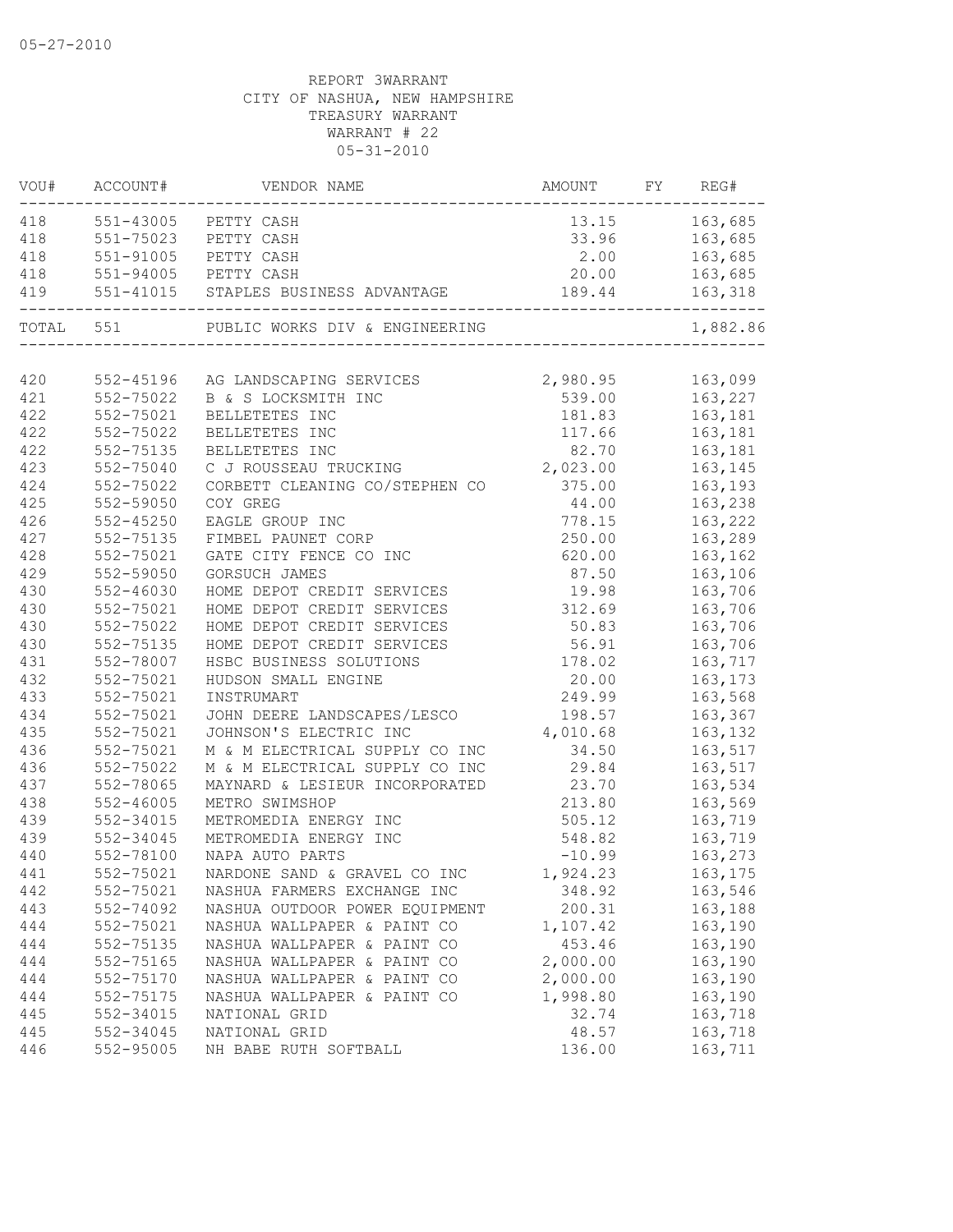05-27-2010

REPORT 3WARRANT
CITY OF NASHUA, NEW HAMPSHIRE
TREASURY WARRANT
WARRANT # 22
05-31-2010

| VOU# | ACCOUNT# | VENDOR NAME | AMOUNT | FY | REG# |
|---|---|---|---|---|---|
| 418 | 551-43005 | PETTY CASH | 13.15 | | 163,685 |
| 418 | 551-75023 | PETTY CASH | 33.96 | | 163,685 |
| 418 | 551-91005 | PETTY CASH | 2.00 | | 163,685 |
| 418 | 551-94005 | PETTY CASH | 20.00 | | 163,685 |
| 419 | 551-41015 | STAPLES BUSINESS ADVANTAGE | 189.44 | | 163,318 |
| TOTAL | 551 | PUBLIC WORKS DIV & ENGINEERING | | | 1,882.86 |
| 420 | 552-45196 | AG LANDSCAPING SERVICES | 2,980.95 | | 163,099 |
| 421 | 552-75022 | B & S LOCKSMITH INC | 539.00 | | 163,227 |
| 422 | 552-75021 | BELLETETES INC | 181.83 | | 163,181 |
| 422 | 552-75022 | BELLETETES INC | 117.66 | | 163,181 |
| 422 | 552-75135 | BELLETETES INC | 82.70 | | 163,181 |
| 423 | 552-75040 | C J ROUSSEAU TRUCKING | 2,023.00 | | 163,145 |
| 424 | 552-75022 | CORBETT CLEANING CO/STEPHEN CO | 375.00 | | 163,193 |
| 425 | 552-59050 | COY GREG | 44.00 | | 163,238 |
| 426 | 552-45250 | EAGLE GROUP INC | 778.15 | | 163,222 |
| 427 | 552-75135 | FIMBEL PAUNET CORP | 250.00 | | 163,289 |
| 428 | 552-75021 | GATE CITY FENCE CO INC | 620.00 | | 163,162 |
| 429 | 552-59050 | GORSUCH JAMES | 87.50 | | 163,106 |
| 430 | 552-46030 | HOME DEPOT CREDIT SERVICES | 19.98 | | 163,706 |
| 430 | 552-75021 | HOME DEPOT CREDIT SERVICES | 312.69 | | 163,706 |
| 430 | 552-75022 | HOME DEPOT CREDIT SERVICES | 50.83 | | 163,706 |
| 430 | 552-75135 | HOME DEPOT CREDIT SERVICES | 56.91 | | 163,706 |
| 431 | 552-78007 | HSBC BUSINESS SOLUTIONS | 178.02 | | 163,717 |
| 432 | 552-75021 | HUDSON SMALL ENGINE | 20.00 | | 163,173 |
| 433 | 552-75021 | INSTRUMART | 249.99 | | 163,568 |
| 434 | 552-75021 | JOHN DEERE LANDSCAPES/LESCO | 198.57 | | 163,367 |
| 435 | 552-75021 | JOHNSON'S ELECTRIC INC | 4,010.68 | | 163,132 |
| 436 | 552-75021 | M & M ELECTRICAL SUPPLY CO INC | 34.50 | | 163,517 |
| 436 | 552-75022 | M & M ELECTRICAL SUPPLY CO INC | 29.84 | | 163,517 |
| 437 | 552-78065 | MAYNARD & LESIEUR INCORPORATED | 23.70 | | 163,534 |
| 438 | 552-46005 | METRO SWIMSHOP | 213.80 | | 163,569 |
| 439 | 552-34015 | METROMEDIA ENERGY INC | 505.12 | | 163,719 |
| 439 | 552-34045 | METROMEDIA ENERGY INC | 548.82 | | 163,719 |
| 440 | 552-78100 | NAPA AUTO PARTS | -10.99 | | 163,273 |
| 441 | 552-75021 | NARDONE SAND & GRAVEL CO INC | 1,924.23 | | 163,175 |
| 442 | 552-75021 | NASHUA FARMERS EXCHANGE INC | 348.92 | | 163,546 |
| 443 | 552-74092 | NASHUA OUTDOOR POWER EQUIPMENT | 200.31 | | 163,188 |
| 444 | 552-75021 | NASHUA WALLPAPER & PAINT CO | 1,107.42 | | 163,190 |
| 444 | 552-75135 | NASHUA WALLPAPER & PAINT CO | 453.46 | | 163,190 |
| 444 | 552-75165 | NASHUA WALLPAPER & PAINT CO | 2,000.00 | | 163,190 |
| 444 | 552-75170 | NASHUA WALLPAPER & PAINT CO | 2,000.00 | | 163,190 |
| 444 | 552-75175 | NASHUA WALLPAPER & PAINT CO | 1,998.80 | | 163,190 |
| 445 | 552-34015 | NATIONAL GRID | 32.74 | | 163,718 |
| 445 | 552-34045 | NATIONAL GRID | 48.57 | | 163,718 |
| 446 | 552-95005 | NH BABE RUTH SOFTBALL | 136.00 | | 163,711 |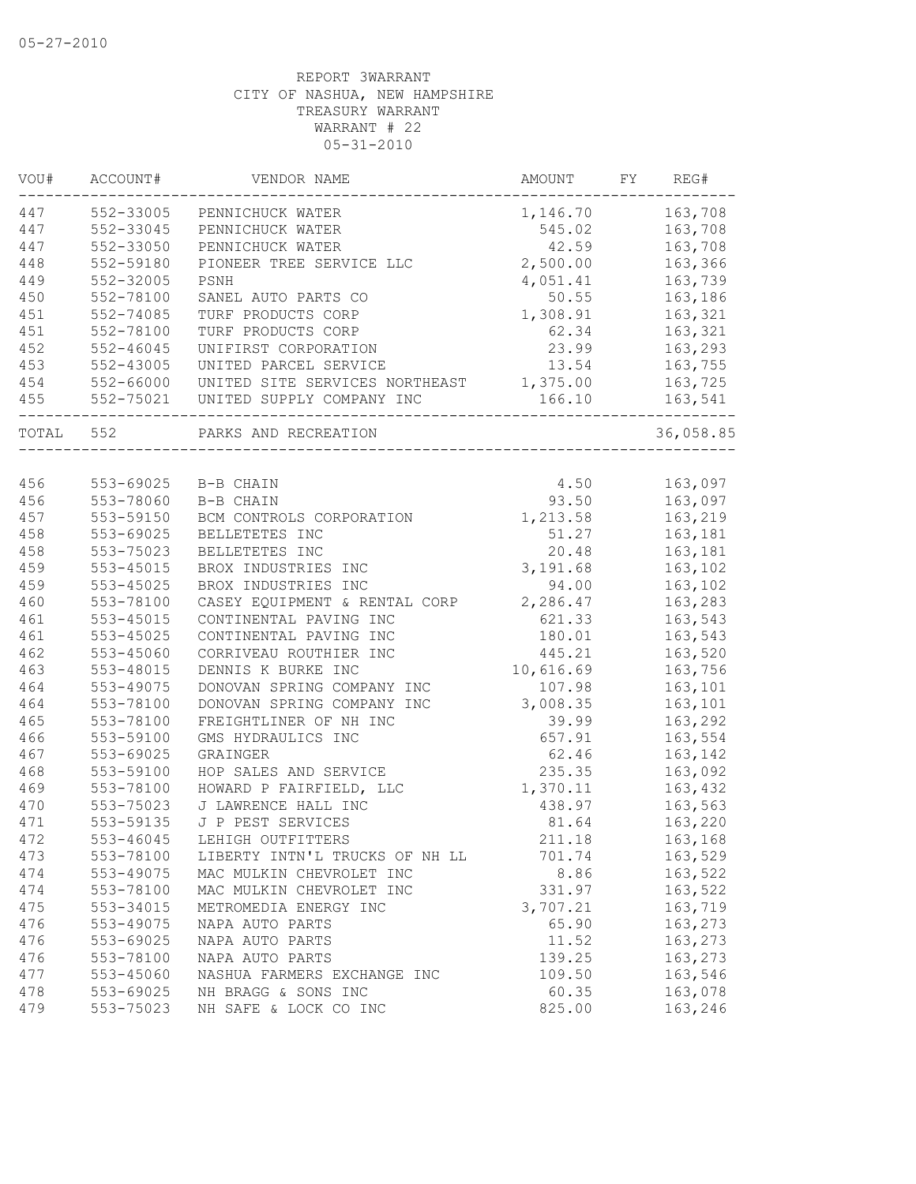05-27-2010

REPORT 3WARRANT
CITY OF NASHUA, NEW HAMPSHIRE
TREASURY WARRANT
WARRANT # 22
05-31-2010

| VOU# | ACCOUNT# | VENDOR NAME | AMOUNT | FY | REG# |
|---|---|---|---|---|---|
| 447 | 552-33005 | PENNICHUCK WATER | 1,146.70 | | 163,708 |
| 447 | 552-33045 | PENNICHUCK WATER | 545.02 | | 163,708 |
| 447 | 552-33050 | PENNICHUCK WATER | 42.59 | | 163,708 |
| 448 | 552-59180 | PIONEER TREE SERVICE LLC | 2,500.00 | | 163,366 |
| 449 | 552-32005 | PSNH | 4,051.41 | | 163,739 |
| 450 | 552-78100 | SANEL AUTO PARTS CO | 50.55 | | 163,186 |
| 451 | 552-74085 | TURF PRODUCTS CORP | 1,308.91 | | 163,321 |
| 451 | 552-78100 | TURF PRODUCTS CORP | 62.34 | | 163,321 |
| 452 | 552-46045 | UNIFIRST CORPORATION | 23.99 | | 163,293 |
| 453 | 552-43005 | UNITED PARCEL SERVICE | 13.54 | | 163,755 |
| 454 | 552-66000 | UNITED SITE SERVICES NORTHEAST | 1,375.00 | | 163,725 |
| 455 | 552-75021 | UNITED SUPPLY COMPANY INC | 166.10 | | 163,541 |
| TOTAL | 552 | PARKS AND RECREATION | | | 36,058.85 |

| VOU# | ACCOUNT# | VENDOR NAME | AMOUNT | FY | REG# |
|---|---|---|---|---|---|
| 456 | 553-69025 | B-B CHAIN | 4.50 | | 163,097 |
| 456 | 553-78060 | B-B CHAIN | 93.50 | | 163,097 |
| 457 | 553-59150 | BCM CONTROLS CORPORATION | 1,213.58 | | 163,219 |
| 458 | 553-69025 | BELLETETES INC | 51.27 | | 163,181 |
| 458 | 553-75023 | BELLETETES INC | 20.48 | | 163,181 |
| 459 | 553-45015 | BROX INDUSTRIES INC | 3,191.68 | | 163,102 |
| 459 | 553-45025 | BROX INDUSTRIES INC | 94.00 | | 163,102 |
| 460 | 553-78100 | CASEY EQUIPMENT & RENTAL CORP | 2,286.47 | | 163,283 |
| 461 | 553-45015 | CONTINENTAL PAVING INC | 621.33 | | 163,543 |
| 461 | 553-45025 | CONTINENTAL PAVING INC | 180.01 | | 163,543 |
| 462 | 553-45060 | CORRIVEAU ROUTHIER INC | 445.21 | | 163,520 |
| 463 | 553-48015 | DENNIS K BURKE INC | 10,616.69 | | 163,756 |
| 464 | 553-49075 | DONOVAN SPRING COMPANY INC | 107.98 | | 163,101 |
| 464 | 553-78100 | DONOVAN SPRING COMPANY INC | 3,008.35 | | 163,101 |
| 465 | 553-78100 | FREIGHTLINER OF NH INC | 39.99 | | 163,292 |
| 466 | 553-59100 | GMS HYDRAULICS INC | 657.91 | | 163,554 |
| 467 | 553-69025 | GRAINGER | 62.46 | | 163,142 |
| 468 | 553-59100 | HOP SALES AND SERVICE | 235.35 | | 163,092 |
| 469 | 553-78100 | HOWARD P FAIRFIELD, LLC | 1,370.11 | | 163,432 |
| 470 | 553-75023 | J LAWRENCE HALL INC | 438.97 | | 163,563 |
| 471 | 553-59135 | J P PEST SERVICES | 81.64 | | 163,220 |
| 472 | 553-46045 | LEHIGH OUTFITTERS | 211.18 | | 163,168 |
| 473 | 553-78100 | LIBERTY INTN'L TRUCKS OF NH LL | 701.74 | | 163,529 |
| 474 | 553-49075 | MAC MULKIN CHEVROLET INC | 8.86 | | 163,522 |
| 474 | 553-78100 | MAC MULKIN CHEVROLET INC | 331.97 | | 163,522 |
| 475 | 553-34015 | METROMEDIA ENERGY INC | 3,707.21 | | 163,719 |
| 476 | 553-49075 | NAPA AUTO PARTS | 65.90 | | 163,273 |
| 476 | 553-69025 | NAPA AUTO PARTS | 11.52 | | 163,273 |
| 476 | 553-78100 | NAPA AUTO PARTS | 139.25 | | 163,273 |
| 477 | 553-45060 | NASHUA FARMERS EXCHANGE INC | 109.50 | | 163,546 |
| 478 | 553-69025 | NH BRAGG & SONS INC | 60.35 | | 163,078 |
| 479 | 553-75023 | NH SAFE & LOCK CO INC | 825.00 | | 163,246 |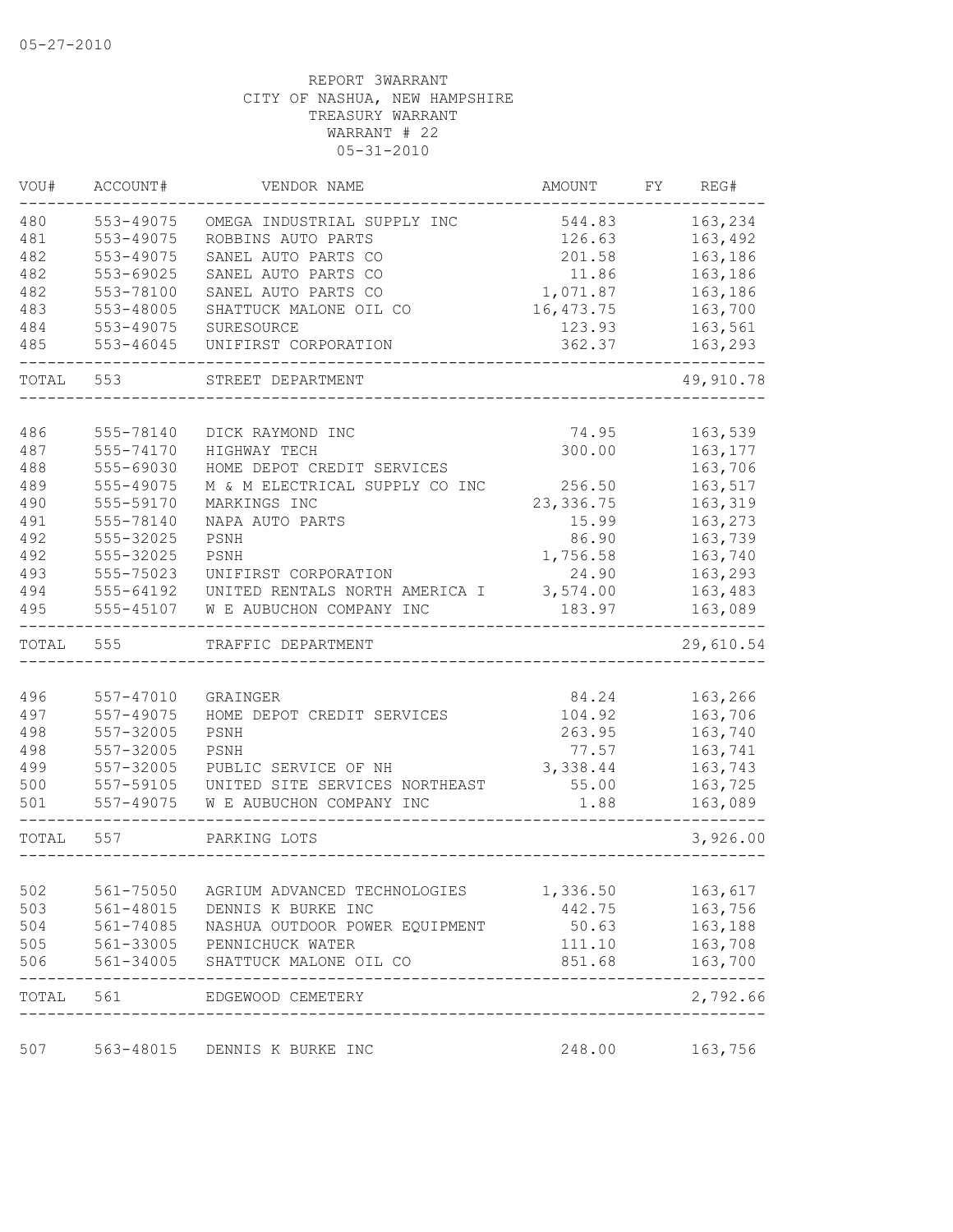05-27-2010

REPORT 3WARRANT
CITY OF NASHUA, NEW HAMPSHIRE
TREASURY WARRANT
WARRANT # 22
05-31-2010

| VOU# | ACCOUNT# | VENDOR NAME | AMOUNT | FY | REG# |
|---|---|---|---|---|---|
| 480 | 553-49075 | OMEGA INDUSTRIAL SUPPLY INC | 544.83 | | 163,234 |
| 481 | 553-49075 | ROBBINS AUTO PARTS | 126.63 | | 163,492 |
| 482 | 553-49075 | SANEL AUTO PARTS CO | 201.58 | | 163,186 |
| 482 | 553-69025 | SANEL AUTO PARTS CO | 11.86 | | 163,186 |
| 482 | 553-78100 | SANEL AUTO PARTS CO | 1,071.87 | | 163,186 |
| 483 | 553-48005 | SHATTUCK MALONE OIL CO | 16,473.75 | | 163,700 |
| 484 | 553-49075 | SURESOURCE | 123.93 | | 163,561 |
| 485 | 553-46045 | UNIFIRST CORPORATION | 362.37 | | 163,293 |
| TOTAL | 553 | STREET DEPARTMENT | | | 49,910.78 |
| 486 | 555-78140 | DICK RAYMOND INC | 74.95 | | 163,539 |
| 487 | 555-74170 | HIGHWAY TECH | 300.00 | | 163,177 |
| 488 | 555-69030 | HOME DEPOT CREDIT SERVICES | | | 163,706 |
| 489 | 555-49075 | M & M ELECTRICAL SUPPLY CO INC | 256.50 | | 163,517 |
| 490 | 555-59170 | MARKINGS INC | 23,336.75 | | 163,319 |
| 491 | 555-78140 | NAPA AUTO PARTS | 15.99 | | 163,273 |
| 492 | 555-32025 | PSNH | 86.90 | | 163,739 |
| 492 | 555-32025 | PSNH | 1,756.58 | | 163,740 |
| 493 | 555-75023 | UNIFIRST CORPORATION | 24.90 | | 163,293 |
| 494 | 555-64192 | UNITED RENTALS NORTH AMERICA I | 3,574.00 | | 163,483 |
| 495 | 555-45107 | W E AUBUCHON COMPANY INC | 183.97 | | 163,089 |
| TOTAL | 555 | TRAFFIC DEPARTMENT | | | 29,610.54 |
| 496 | 557-47010 | GRAINGER | 84.24 | | 163,266 |
| 497 | 557-49075 | HOME DEPOT CREDIT SERVICES | 104.92 | | 163,706 |
| 498 | 557-32005 | PSNH | 263.95 | | 163,740 |
| 498 | 557-32005 | PSNH | 77.57 | | 163,741 |
| 499 | 557-32005 | PUBLIC SERVICE OF NH | 3,338.44 | | 163,743 |
| 500 | 557-59105 | UNITED SITE SERVICES NORTHEAST | 55.00 | | 163,725 |
| 501 | 557-49075 | W E AUBUCHON COMPANY INC | 1.88 | | 163,089 |
| TOTAL | 557 | PARKING LOTS | | | 3,926.00 |
| 502 | 561-75050 | AGRIUM ADVANCED TECHNOLOGIES | 1,336.50 | | 163,617 |
| 503 | 561-48015 | DENNIS K BURKE INC | 442.75 | | 163,756 |
| 504 | 561-74085 | NASHUA OUTDOOR POWER EQUIPMENT | 50.63 | | 163,188 |
| 505 | 561-33005 | PENNICHUCK WATER | 111.10 | | 163,708 |
| 506 | 561-34005 | SHATTUCK MALONE OIL CO | 851.68 | | 163,700 |
| TOTAL | 561 | EDGEWOOD CEMETERY | | | 2,792.66 |
| 507 | 563-48015 | DENNIS K BURKE INC | 248.00 | | 163,756 |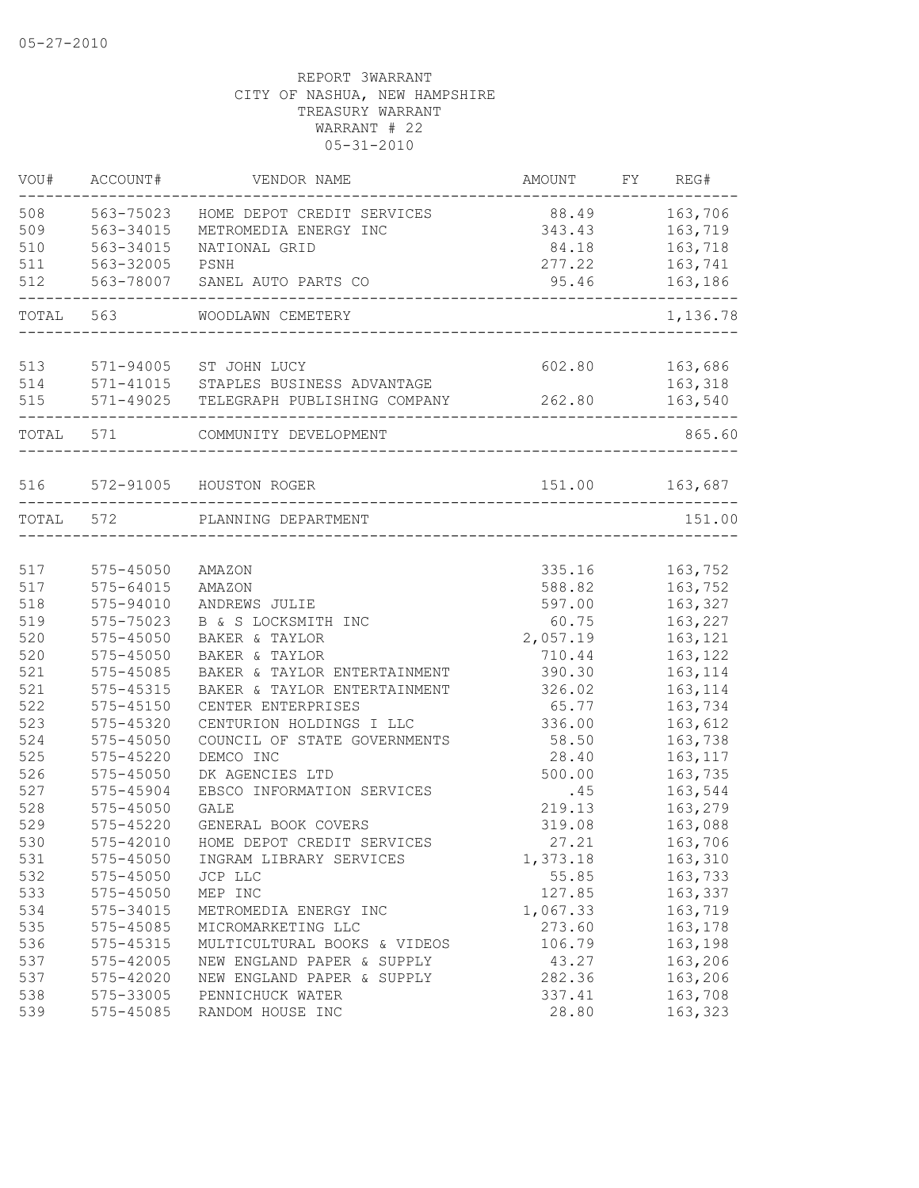05-27-2010

REPORT 3WARRANT
CITY OF NASHUA, NEW HAMPSHIRE
TREASURY WARRANT
WARRANT # 22
05-31-2010

| VOU# | ACCOUNT# | VENDOR NAME | AMOUNT | FY | REG# |
|---|---|---|---|---|---|
| 508 | 563-75023 | HOME DEPOT CREDIT SERVICES | 88.49 | | 163,706 |
| 509 | 563-34015 | METROMEDIA ENERGY INC | 343.43 | | 163,719 |
| 510 | 563-34015 | NATIONAL GRID | 84.18 | | 163,718 |
| 511 | 563-32005 | PSNH | 277.22 | | 163,741 |
| 512 | 563-78007 | SANEL AUTO PARTS CO | 95.46 | | 163,186 |
| TOTAL | 563 | WOODLAWN CEMETERY | | | 1,136.78 |
| 513 | 571-94005 | ST JOHN LUCY | 602.80 | | 163,686 |
| 514 | 571-41015 | STAPLES BUSINESS ADVANTAGE | | | 163,318 |
| 515 | 571-49025 | TELEGRAPH PUBLISHING COMPANY | 262.80 | | 163,540 |
| TOTAL | 571 | COMMUNITY DEVELOPMENT | | | 865.60 |
| 516 | 572-91005 | HOUSTON ROGER | 151.00 | | 163,687 |
| TOTAL | 572 | PLANNING DEPARTMENT | | | 151.00 |
| 517 | 575-45050 | AMAZON | 335.16 | | 163,752 |
| 517 | 575-64015 | AMAZON | 588.82 | | 163,752 |
| 518 | 575-94010 | ANDREWS JULIE | 597.00 | | 163,327 |
| 519 | 575-75023 | B & S LOCKSMITH INC | 60.75 | | 163,227 |
| 520 | 575-45050 | BAKER & TAYLOR | 2,057.19 | | 163,121 |
| 520 | 575-45050 | BAKER & TAYLOR | 710.44 | | 163,122 |
| 521 | 575-45085 | BAKER & TAYLOR ENTERTAINMENT | 390.30 | | 163,114 |
| 521 | 575-45315 | BAKER & TAYLOR ENTERTAINMENT | 326.02 | | 163,114 |
| 522 | 575-45150 | CENTER ENTERPRISES | 65.77 | | 163,734 |
| 523 | 575-45320 | CENTURION HOLDINGS I LLC | 336.00 | | 163,612 |
| 524 | 575-45050 | COUNCIL OF STATE GOVERNMENTS | 58.50 | | 163,738 |
| 525 | 575-45220 | DEMCO INC | 28.40 | | 163,117 |
| 526 | 575-45050 | DK AGENCIES LTD | 500.00 | | 163,735 |
| 527 | 575-45904 | EBSCO INFORMATION SERVICES | .45 | | 163,544 |
| 528 | 575-45050 | GALE | 219.13 | | 163,279 |
| 529 | 575-45220 | GENERAL BOOK COVERS | 319.08 | | 163,088 |
| 530 | 575-42010 | HOME DEPOT CREDIT SERVICES | 27.21 | | 163,706 |
| 531 | 575-45050 | INGRAM LIBRARY SERVICES | 1,373.18 | | 163,310 |
| 532 | 575-45050 | JCP LLC | 55.85 | | 163,733 |
| 533 | 575-45050 | MEP INC | 127.85 | | 163,337 |
| 534 | 575-34015 | METROMEDIA ENERGY INC | 1,067.33 | | 163,719 |
| 535 | 575-45085 | MICROMARKETING LLC | 273.60 | | 163,178 |
| 536 | 575-45315 | MULTICULTURAL BOOKS & VIDEOS | 106.79 | | 163,198 |
| 537 | 575-42005 | NEW ENGLAND PAPER & SUPPLY | 43.27 | | 163,206 |
| 537 | 575-42020 | NEW ENGLAND PAPER & SUPPLY | 282.36 | | 163,206 |
| 538 | 575-33005 | PENNICHUCK WATER | 337.41 | | 163,708 |
| 539 | 575-45085 | RANDOM HOUSE INC | 28.80 | | 163,323 |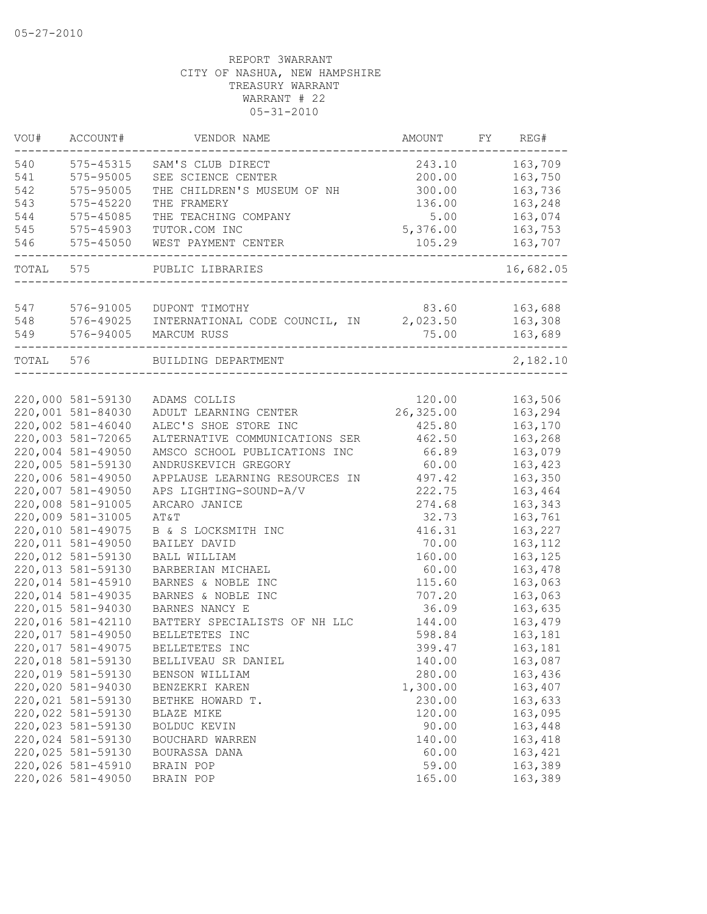05-27-2010

REPORT 3WARRANT
CITY OF NASHUA, NEW HAMPSHIRE
TREASURY WARRANT
WARRANT # 22
05-31-2010

| VOU# | ACCOUNT# | VENDOR NAME | AMOUNT | FY | REG# |
|---|---|---|---|---|---|
| 540 | 575-45315 | SAM'S CLUB DIRECT | 243.10 | | 163,709 |
| 541 | 575-95005 | SEE SCIENCE CENTER | 200.00 | | 163,750 |
| 542 | 575-95005 | THE CHILDREN'S MUSEUM OF NH | 300.00 | | 163,736 |
| 543 | 575-45220 | THE FRAMERY | 136.00 | | 163,248 |
| 544 | 575-45085 | THE TEACHING COMPANY | 5.00 | | 163,074 |
| 545 | 575-45903 | TUTOR.COM INC | 5,376.00 | | 163,753 |
| 546 | 575-45050 | WEST PAYMENT CENTER | 105.29 | | 163,707 |
| TOTAL | 575 | PUBLIC LIBRARIES | | | 16,682.05 |
| 547 | 576-91005 | DUPONT TIMOTHY | 83.60 | | 163,688 |
| 548 | 576-49025 | INTERNATIONAL CODE COUNCIL, IN | 2,023.50 | | 163,308 |
| 549 | 576-94005 | MARCUM RUSS | 75.00 | | 163,689 |
| TOTAL | 576 | BUILDING DEPARTMENT | | | 2,182.10 |
| 220,000 | 581-59130 | ADAMS COLLIS | 120.00 | | 163,506 |
| 220,001 | 581-84030 | ADULT LEARNING CENTER | 26,325.00 | | 163,294 |
| 220,002 | 581-46040 | ALEC'S SHOE STORE INC | 425.80 | | 163,170 |
| 220,003 | 581-72065 | ALTERNATIVE COMMUNICATIONS SER | 462.50 | | 163,268 |
| 220,004 | 581-49050 | AMSCO SCHOOL PUBLICATIONS INC | 66.89 | | 163,079 |
| 220,005 | 581-59130 | ANDRUSKEVICH GREGORY | 60.00 | | 163,423 |
| 220,006 | 581-49050 | APPLAUSE LEARNING RESOURCES IN | 497.42 | | 163,350 |
| 220,007 | 581-49050 | APS LIGHTING-SOUND-A/V | 222.75 | | 163,464 |
| 220,008 | 581-91005 | ARCARO JANICE | 274.68 | | 163,343 |
| 220,009 | 581-31005 | AT&T | 32.73 | | 163,761 |
| 220,010 | 581-49075 | B & S LOCKSMITH INC | 416.31 | | 163,227 |
| 220,011 | 581-49050 | BAILEY DAVID | 70.00 | | 163,112 |
| 220,012 | 581-59130 | BALL WILLIAM | 160.00 | | 163,125 |
| 220,013 | 581-59130 | BARBERIAN MICHAEL | 60.00 | | 163,478 |
| 220,014 | 581-45910 | BARNES & NOBLE INC | 115.60 | | 163,063 |
| 220,014 | 581-49035 | BARNES & NOBLE INC | 707.20 | | 163,063 |
| 220,015 | 581-94030 | BARNES NANCY E | 36.09 | | 163,635 |
| 220,016 | 581-42110 | BATTERY SPECIALISTS OF NH LLC | 144.00 | | 163,479 |
| 220,017 | 581-49050 | BELLETETES INC | 598.84 | | 163,181 |
| 220,017 | 581-49075 | BELLETETES INC | 399.47 | | 163,181 |
| 220,018 | 581-59130 | BELLIVEAU SR DANIEL | 140.00 | | 163,087 |
| 220,019 | 581-59130 | BENSON WILLIAM | 280.00 | | 163,436 |
| 220,020 | 581-94030 | BENZEKRI KAREN | 1,300.00 | | 163,407 |
| 220,021 | 581-59130 | BETHKE HOWARD T. | 230.00 | | 163,633 |
| 220,022 | 581-59130 | BLAZE MIKE | 120.00 | | 163,095 |
| 220,023 | 581-59130 | BOLDUC KEVIN | 90.00 | | 163,448 |
| 220,024 | 581-59130 | BOUCHARD WARREN | 140.00 | | 163,418 |
| 220,025 | 581-59130 | BOURASSA DANA | 60.00 | | 163,421 |
| 220,026 | 581-45910 | BRAIN POP | 59.00 | | 163,389 |
| 220,026 | 581-49050 | BRAIN POP | 165.00 | | 163,389 |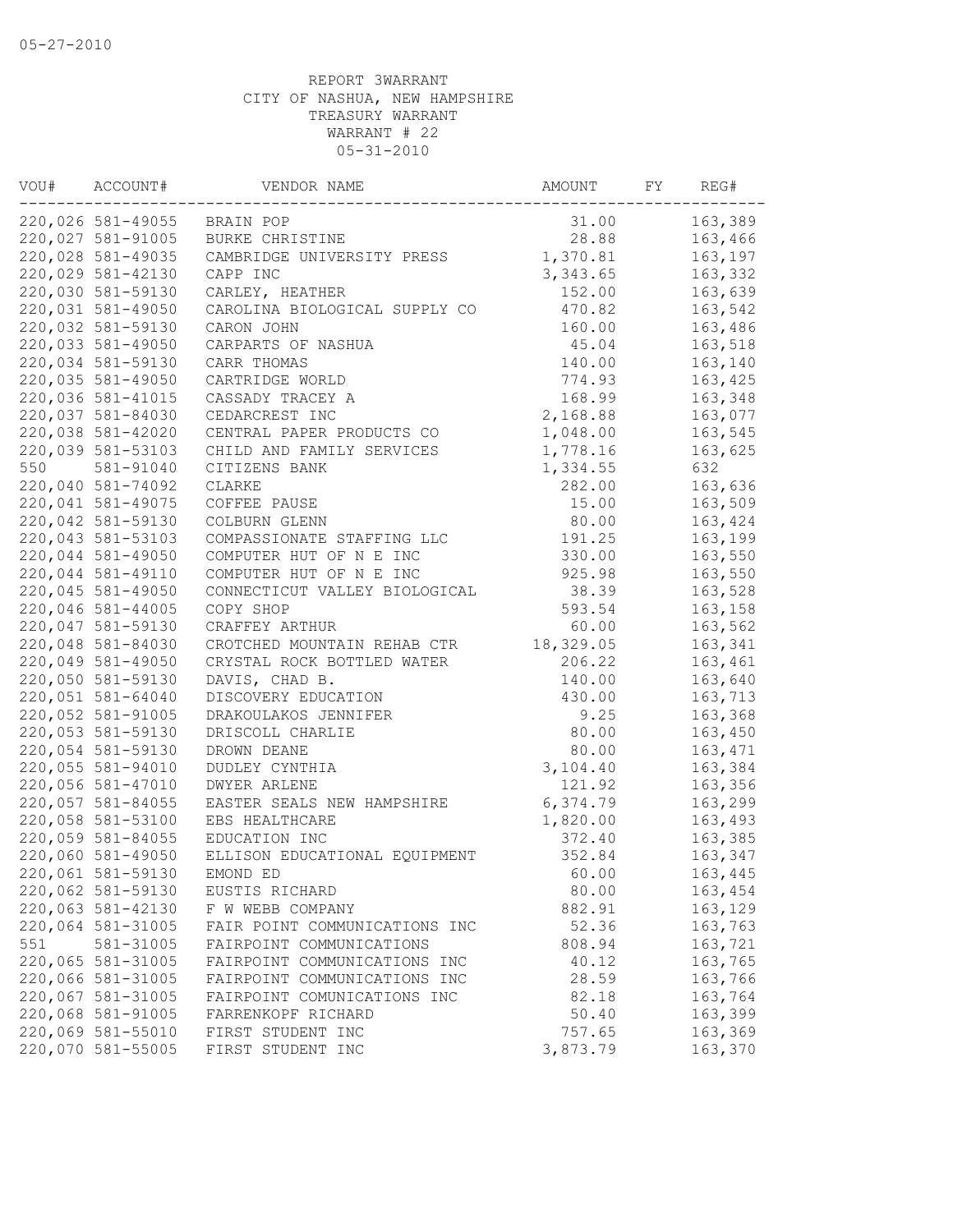05-27-2010

REPORT 3WARRANT
CITY OF NASHUA, NEW HAMPSHIRE
TREASURY WARRANT
WARRANT # 22
05-31-2010

| VOU# | ACCOUNT# | VENDOR NAME | AMOUNT | FY | REG# |
|---|---|---|---|---|---|
| 220,026 | 581-49055 | BRAIN POP | 31.00 | | 163,389 |
| 220,027 | 581-91005 | BURKE CHRISTINE | 28.88 | | 163,466 |
| 220,028 | 581-49035 | CAMBRIDGE UNIVERSITY PRESS | 1,370.81 | | 163,197 |
| 220,029 | 581-42130 | CAPP INC | 3,343.65 | | 163,332 |
| 220,030 | 581-59130 | CARLEY, HEATHER | 152.00 | | 163,639 |
| 220,031 | 581-49050 | CAROLINA BIOLOGICAL SUPPLY CO | 470.82 | | 163,542 |
| 220,032 | 581-59130 | CARON JOHN | 160.00 | | 163,486 |
| 220,033 | 581-49050 | CARPARTS OF NASHUA | 45.04 | | 163,518 |
| 220,034 | 581-59130 | CARR THOMAS | 140.00 | | 163,140 |
| 220,035 | 581-49050 | CARTRIDGE WORLD | 774.93 | | 163,425 |
| 220,036 | 581-41015 | CASSADY TRACEY A | 168.99 | | 163,348 |
| 220,037 | 581-84030 | CEDARCREST INC | 2,168.88 | | 163,077 |
| 220,038 | 581-42020 | CENTRAL PAPER PRODUCTS CO | 1,048.00 | | 163,545 |
| 220,039 | 581-53103 | CHILD AND FAMILY SERVICES | 1,778.16 | | 163,625 |
| 550 | 581-91040 | CITIZENS BANK | 1,334.55 | | 632 |
| 220,040 | 581-74092 | CLARKE | 282.00 | | 163,636 |
| 220,041 | 581-49075 | COFFEE PAUSE | 15.00 | | 163,509 |
| 220,042 | 581-59130 | COLBURN GLENN | 80.00 | | 163,424 |
| 220,043 | 581-53103 | COMPASSIONATE STAFFING LLC | 191.25 | | 163,199 |
| 220,044 | 581-49050 | COMPUTER HUT OF N E INC | 330.00 | | 163,550 |
| 220,044 | 581-49110 | COMPUTER HUT OF N E INC | 925.98 | | 163,550 |
| 220,045 | 581-49050 | CONNECTICUT VALLEY BIOLOGICAL | 38.39 | | 163,528 |
| 220,046 | 581-44005 | COPY SHOP | 593.54 | | 163,158 |
| 220,047 | 581-59130 | CRAFFEY ARTHUR | 60.00 | | 163,562 |
| 220,048 | 581-84030 | CROTCHED MOUNTAIN REHAB CTR | 18,329.05 | | 163,341 |
| 220,049 | 581-49050 | CRYSTAL ROCK BOTTLED WATER | 206.22 | | 163,461 |
| 220,050 | 581-59130 | DAVIS, CHAD B. | 140.00 | | 163,640 |
| 220,051 | 581-64040 | DISCOVERY EDUCATION | 430.00 | | 163,713 |
| 220,052 | 581-91005 | DRAKOULAKOS JENNIFER | 9.25 | | 163,368 |
| 220,053 | 581-59130 | DRISCOLL CHARLIE | 80.00 | | 163,450 |
| 220,054 | 581-59130 | DROWN DEANE | 80.00 | | 163,471 |
| 220,055 | 581-94010 | DUDLEY CYNTHIA | 3,104.40 | | 163,384 |
| 220,056 | 581-47010 | DWYER ARLENE | 121.92 | | 163,356 |
| 220,057 | 581-84055 | EASTER SEALS NEW HAMPSHIRE | 6,374.79 | | 163,299 |
| 220,058 | 581-53100 | EBS HEALTHCARE | 1,820.00 | | 163,493 |
| 220,059 | 581-84055 | EDUCATION INC | 372.40 | | 163,385 |
| 220,060 | 581-49050 | ELLISON EDUCATIONAL EQUIPMENT | 352.84 | | 163,347 |
| 220,061 | 581-59130 | EMOND ED | 60.00 | | 163,445 |
| 220,062 | 581-59130 | EUSTIS RICHARD | 80.00 | | 163,454 |
| 220,063 | 581-42130 | F W WEBB COMPANY | 882.91 | | 163,129 |
| 220,064 | 581-31005 | FAIR POINT COMMUNICATIONS INC | 52.36 | | 163,763 |
| 551 | 581-31005 | FAIRPOINT COMMUNICATIONS | 808.94 | | 163,721 |
| 220,065 | 581-31005 | FAIRPOINT COMMUNICATIONS INC | 40.12 | | 163,765 |
| 220,066 | 581-31005 | FAIRPOINT COMMUNICATIONS INC | 28.59 | | 163,766 |
| 220,067 | 581-31005 | FAIRPOINT COMUNICATIONS INC | 82.18 | | 163,764 |
| 220,068 | 581-91005 | FARRENKOPF RICHARD | 50.40 | | 163,399 |
| 220,069 | 581-55010 | FIRST STUDENT INC | 757.65 | | 163,369 |
| 220,070 | 581-55005 | FIRST STUDENT INC | 3,873.79 | | 163,370 |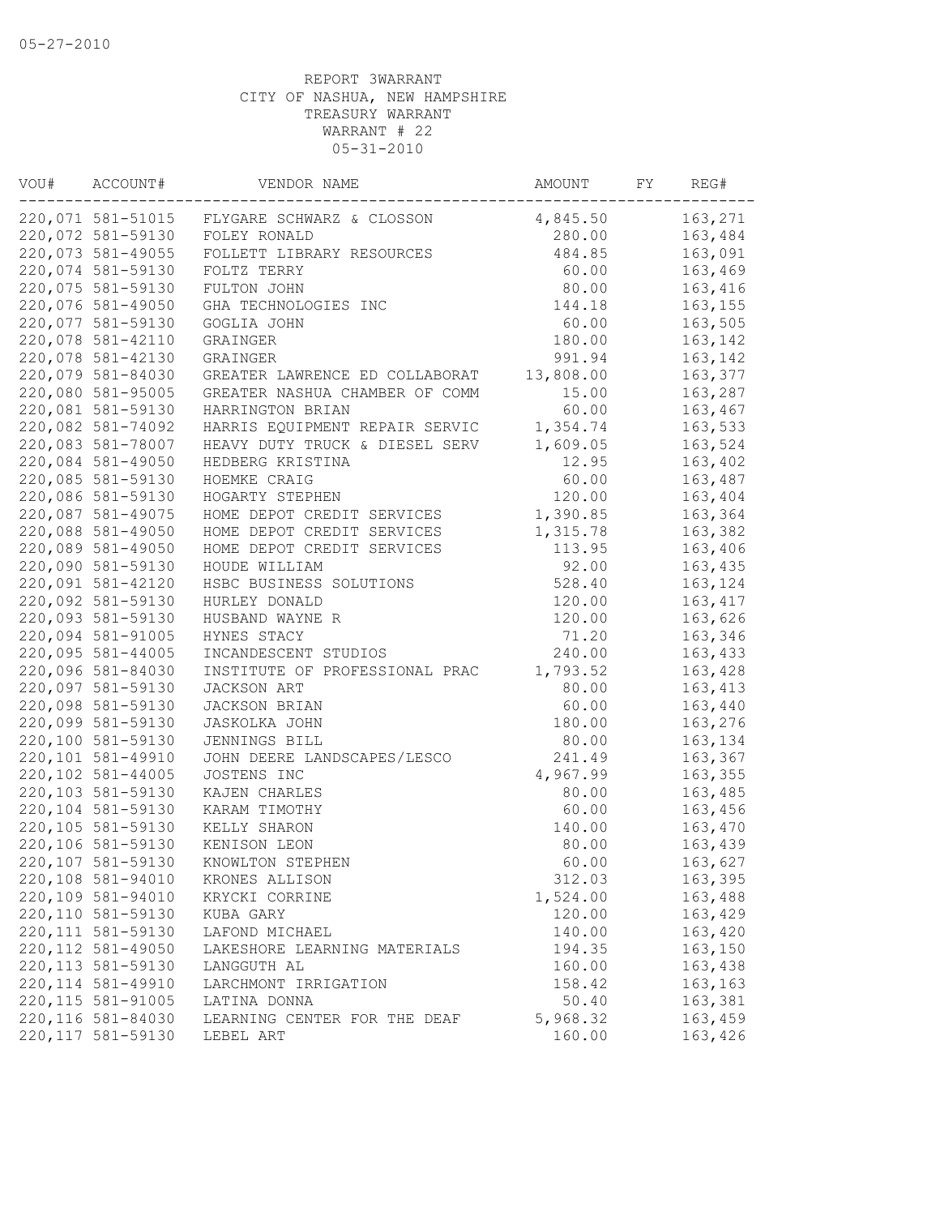05-27-2010

REPORT 3WARRANT
CITY OF NASHUA, NEW HAMPSHIRE
TREASURY WARRANT
WARRANT # 22
05-31-2010

| VOU# | ACCOUNT# | VENDOR NAME | AMOUNT | FY | REG# |
|---|---|---|---|---|---|
| 220,071 | 581-51015 | FLYGARE SCHWARZ & CLOSSON | 4,845.50 | | 163,271 |
| 220,072 | 581-59130 | FOLEY RONALD | 280.00 | | 163,484 |
| 220,073 | 581-49055 | FOLLETT LIBRARY RESOURCES | 484.85 | | 163,091 |
| 220,074 | 581-59130 | FOLTZ TERRY | 60.00 | | 163,469 |
| 220,075 | 581-59130 | FULTON JOHN | 80.00 | | 163,416 |
| 220,076 | 581-49050 | GHA TECHNOLOGIES INC | 144.18 | | 163,155 |
| 220,077 | 581-59130 | GOGLIA JOHN | 60.00 | | 163,505 |
| 220,078 | 581-42110 | GRAINGER | 180.00 | | 163,142 |
| 220,078 | 581-42130 | GRAINGER | 991.94 | | 163,142 |
| 220,079 | 581-84030 | GREATER LAWRENCE ED COLLABORAT | 13,808.00 | | 163,377 |
| 220,080 | 581-95005 | GREATER NASHUA CHAMBER OF COMM | 15.00 | | 163,287 |
| 220,081 | 581-59130 | HARRINGTON BRIAN | 60.00 | | 163,467 |
| 220,082 | 581-74092 | HARRIS EQUIPMENT REPAIR SERVIC | 1,354.74 | | 163,533 |
| 220,083 | 581-78007 | HEAVY DUTY TRUCK & DIESEL SERV | 1,609.05 | | 163,524 |
| 220,084 | 581-49050 | HEDBERG KRISTINA | 12.95 | | 163,402 |
| 220,085 | 581-59130 | HOEMKE CRAIG | 60.00 | | 163,487 |
| 220,086 | 581-59130 | HOGARTY STEPHEN | 120.00 | | 163,404 |
| 220,087 | 581-49075 | HOME DEPOT CREDIT SERVICES | 1,390.85 | | 163,364 |
| 220,088 | 581-49050 | HOME DEPOT CREDIT SERVICES | 1,315.78 | | 163,382 |
| 220,089 | 581-49050 | HOME DEPOT CREDIT SERVICES | 113.95 | | 163,406 |
| 220,090 | 581-59130 | HOUDE WILLIAM | 92.00 | | 163,435 |
| 220,091 | 581-42120 | HSBC BUSINESS SOLUTIONS | 528.40 | | 163,124 |
| 220,092 | 581-59130 | HURLEY DONALD | 120.00 | | 163,417 |
| 220,093 | 581-59130 | HUSBAND WAYNE R | 120.00 | | 163,626 |
| 220,094 | 581-91005 | HYNES STACY | 71.20 | | 163,346 |
| 220,095 | 581-44005 | INCANDESCENT STUDIOS | 240.00 | | 163,433 |
| 220,096 | 581-84030 | INSTITUTE OF PROFESSIONAL PRAC | 1,793.52 | | 163,428 |
| 220,097 | 581-59130 | JACKSON ART | 80.00 | | 163,413 |
| 220,098 | 581-59130 | JACKSON BRIAN | 60.00 | | 163,440 |
| 220,099 | 581-59130 | JASKOLKA JOHN | 180.00 | | 163,276 |
| 220,100 | 581-59130 | JENNINGS BILL | 80.00 | | 163,134 |
| 220,101 | 581-49910 | JOHN DEERE LANDSCAPES/LESCO | 241.49 | | 163,367 |
| 220,102 | 581-44005 | JOSTENS INC | 4,967.99 | | 163,355 |
| 220,103 | 581-59130 | KAJEN CHARLES | 80.00 | | 163,485 |
| 220,104 | 581-59130 | KARAM TIMOTHY | 60.00 | | 163,456 |
| 220,105 | 581-59130 | KELLY SHARON | 140.00 | | 163,470 |
| 220,106 | 581-59130 | KENISON LEON | 80.00 | | 163,439 |
| 220,107 | 581-59130 | KNOWLTON STEPHEN | 60.00 | | 163,627 |
| 220,108 | 581-94010 | KRONES ALLISON | 312.03 | | 163,395 |
| 220,109 | 581-94010 | KRYCKI CORRINE | 1,524.00 | | 163,488 |
| 220,110 | 581-59130 | KUBA GARY | 120.00 | | 163,429 |
| 220,111 | 581-59130 | LAFOND MICHAEL | 140.00 | | 163,420 |
| 220,112 | 581-49050 | LAKESHORE LEARNING MATERIALS | 194.35 | | 163,150 |
| 220,113 | 581-59130 | LANGGUTH AL | 160.00 | | 163,438 |
| 220,114 | 581-49910 | LARCHMONT IRRIGATION | 158.42 | | 163,163 |
| 220,115 | 581-91005 | LATINA DONNA | 50.40 | | 163,381 |
| 220,116 | 581-84030 | LEARNING CENTER FOR THE DEAF | 5,968.32 | | 163,459 |
| 220,117 | 581-59130 | LEBEL ART | 160.00 | | 163,426 |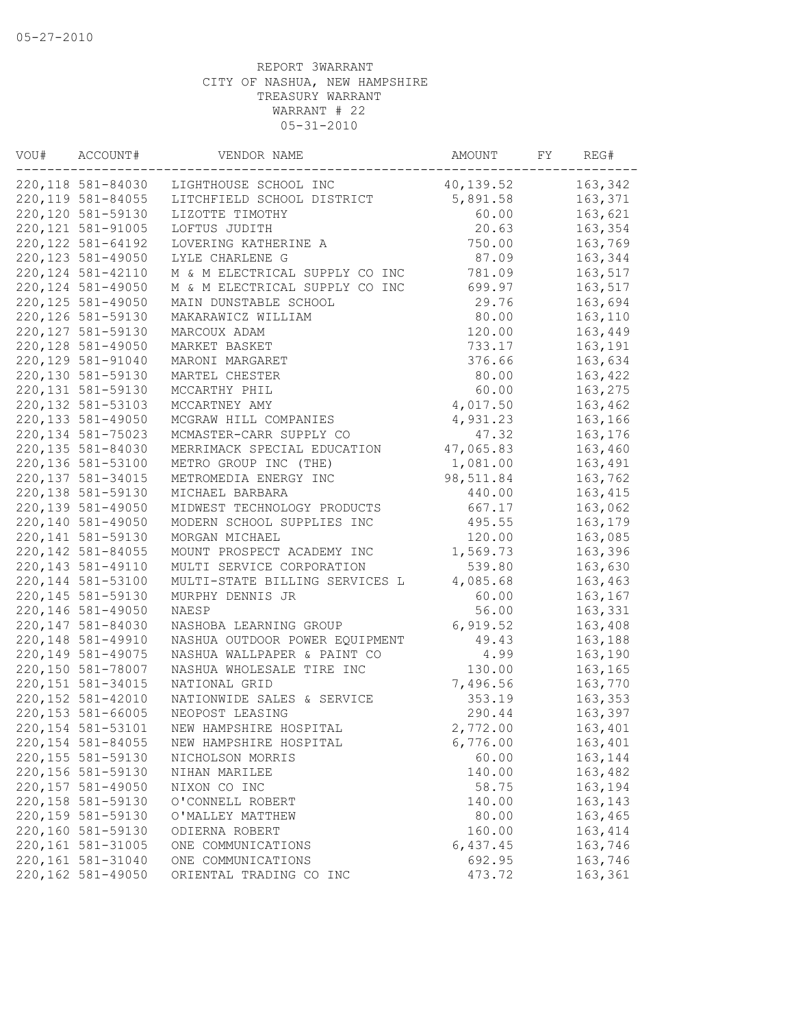05-27-2010

REPORT 3WARRANT
CITY OF NASHUA, NEW HAMPSHIRE
TREASURY WARRANT
WARRANT # 22
05-31-2010

| VOU# | ACCOUNT# | VENDOR NAME | AMOUNT | FY | REG# |
|---|---|---|---|---|---|
| 220,118 | 581-84030 | LIGHTHOUSE SCHOOL INC | 40,139.52 | | 163,342 |
| 220,119 | 581-84055 | LITCHFIELD SCHOOL DISTRICT | 5,891.58 | | 163,371 |
| 220,120 | 581-59130 | LIZOTTE TIMOTHY | 60.00 | | 163,621 |
| 220,121 | 581-91005 | LOFTUS JUDITH | 20.63 | | 163,354 |
| 220,122 | 581-64192 | LOVERING KATHERINE A | 750.00 | | 163,769 |
| 220,123 | 581-49050 | LYLE CHARLENE G | 87.09 | | 163,344 |
| 220,124 | 581-42110 | M & M ELECTRICAL SUPPLY CO INC | 781.09 | | 163,517 |
| 220,124 | 581-49050 | M & M ELECTRICAL SUPPLY CO INC | 699.97 | | 163,517 |
| 220,125 | 581-49050 | MAIN DUNSTABLE SCHOOL | 29.76 | | 163,694 |
| 220,126 | 581-59130 | MAKARAWICZ WILLIAM | 80.00 | | 163,110 |
| 220,127 | 581-59130 | MARCOUX ADAM | 120.00 | | 163,449 |
| 220,128 | 581-49050 | MARKET BASKET | 733.17 | | 163,191 |
| 220,129 | 581-91040 | MARONI MARGARET | 376.66 | | 163,634 |
| 220,130 | 581-59130 | MARTEL CHESTER | 80.00 | | 163,422 |
| 220,131 | 581-59130 | MCCARTHY PHIL | 60.00 | | 163,275 |
| 220,132 | 581-53103 | MCCARTNEY AMY | 4,017.50 | | 163,462 |
| 220,133 | 581-49050 | MCGRAW HILL COMPANIES | 4,931.23 | | 163,166 |
| 220,134 | 581-75023 | MCMASTER-CARR SUPPLY CO | 47.32 | | 163,176 |
| 220,135 | 581-84030 | MERRIMACK SPECIAL EDUCATION | 47,065.83 | | 163,460 |
| 220,136 | 581-53100 | METRO GROUP INC (THE) | 1,081.00 | | 163,491 |
| 220,137 | 581-34015 | METROMEDIA ENERGY INC | 98,511.84 | | 163,762 |
| 220,138 | 581-59130 | MICHAEL BARBARA | 440.00 | | 163,415 |
| 220,139 | 581-49050 | MIDWEST TECHNOLOGY PRODUCTS | 667.17 | | 163,062 |
| 220,140 | 581-49050 | MODERN SCHOOL SUPPLIES INC | 495.55 | | 163,179 |
| 220,141 | 581-59130 | MORGAN MICHAEL | 120.00 | | 163,085 |
| 220,142 | 581-84055 | MOUNT PROSPECT ACADEMY INC | 1,569.73 | | 163,396 |
| 220,143 | 581-49110 | MULTI SERVICE CORPORATION | 539.80 | | 163,630 |
| 220,144 | 581-53100 | MULTI-STATE BILLING SERVICES L | 4,085.68 | | 163,463 |
| 220,145 | 581-59130 | MURPHY DENNIS JR | 60.00 | | 163,167 |
| 220,146 | 581-49050 | NAESP | 56.00 | | 163,331 |
| 220,147 | 581-84030 | NASHOBA LEARNING GROUP | 6,919.52 | | 163,408 |
| 220,148 | 581-49910 | NASHUA OUTDOOR POWER EQUIPMENT | 49.43 | | 163,188 |
| 220,149 | 581-49075 | NASHUA WALLPAPER & PAINT CO | 4.99 | | 163,190 |
| 220,150 | 581-78007 | NASHUA WHOLESALE TIRE INC | 130.00 | | 163,165 |
| 220,151 | 581-34015 | NATIONAL GRID | 7,496.56 | | 163,770 |
| 220,152 | 581-42010 | NATIONWIDE SALES & SERVICE | 353.19 | | 163,353 |
| 220,153 | 581-66005 | NEOPOST LEASING | 290.44 | | 163,397 |
| 220,154 | 581-53101 | NEW HAMPSHIRE HOSPITAL | 2,772.00 | | 163,401 |
| 220,154 | 581-84055 | NEW HAMPSHIRE HOSPITAL | 6,776.00 | | 163,401 |
| 220,155 | 581-59130 | NICHOLSON MORRIS | 60.00 | | 163,144 |
| 220,156 | 581-59130 | NIHAN MARILEE | 140.00 | | 163,482 |
| 220,157 | 581-49050 | NIXON CO INC | 58.75 | | 163,194 |
| 220,158 | 581-59130 | O'CONNELL ROBERT | 140.00 | | 163,143 |
| 220,159 | 581-59130 | O'MALLEY MATTHEW | 80.00 | | 163,465 |
| 220,160 | 581-59130 | ODIERNA ROBERT | 160.00 | | 163,414 |
| 220,161 | 581-31005 | ONE COMMUNICATIONS | 6,437.45 | | 163,746 |
| 220,161 | 581-31040 | ONE COMMUNICATIONS | 692.95 | | 163,746 |
| 220,162 | 581-49050 | ORIENTAL TRADING CO INC | 473.72 | | 163,361 |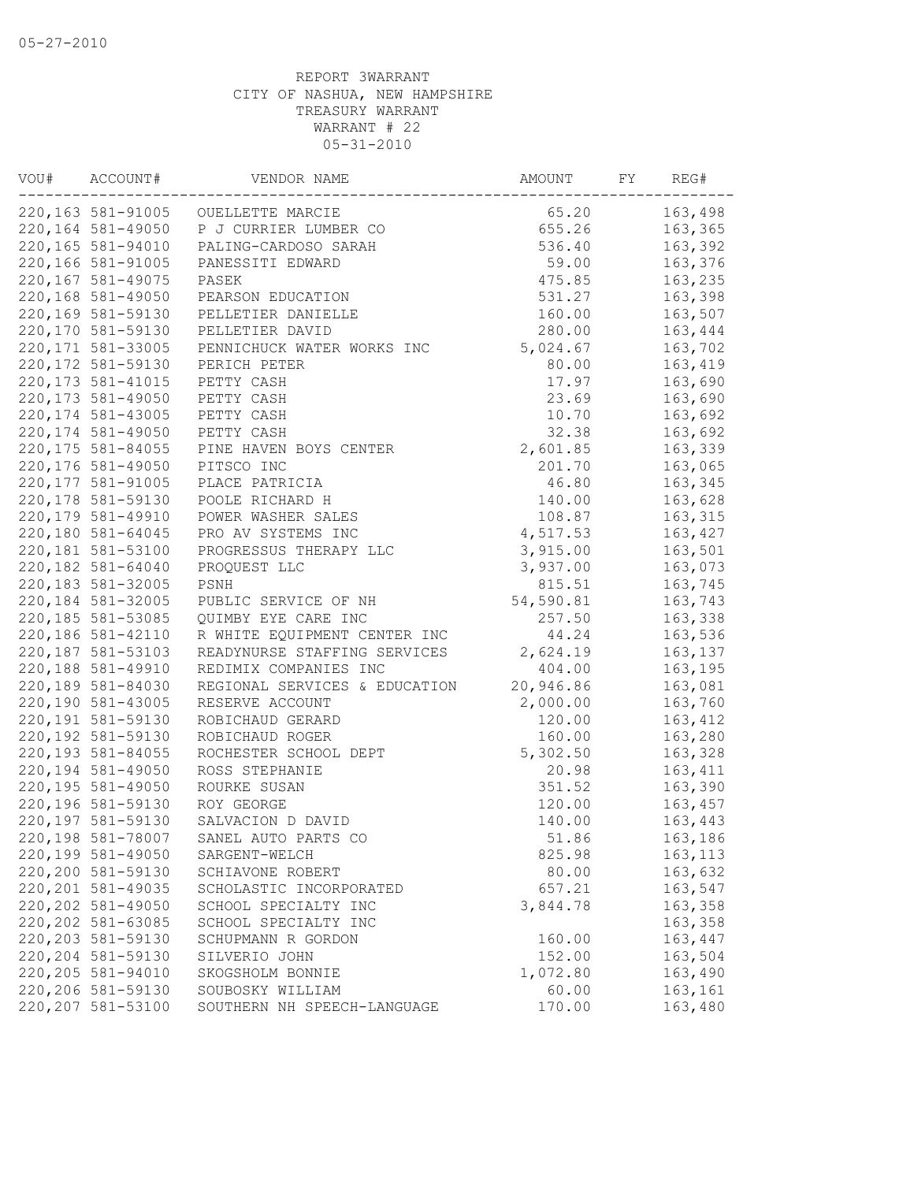05-27-2010

REPORT 3WARRANT
CITY OF NASHUA, NEW HAMPSHIRE
TREASURY WARRANT
WARRANT # 22
05-31-2010

| VOU# | ACCOUNT# | VENDOR NAME | AMOUNT | FY | REG# |
|---|---|---|---|---|---|
| 220,163 | 581-91005 | OUELLETTE MARCIE | 65.20 | | 163,498 |
| 220,164 | 581-49050 | P J CURRIER LUMBER CO | 655.26 | | 163,365 |
| 220,165 | 581-94010 | PALING-CARDOSO SARAH | 536.40 | | 163,392 |
| 220,166 | 581-91005 | PANESSITI EDWARD | 59.00 | | 163,376 |
| 220,167 | 581-49075 | PASEK | 475.85 | | 163,235 |
| 220,168 | 581-49050 | PEARSON EDUCATION | 531.27 | | 163,398 |
| 220,169 | 581-59130 | PELLETIER DANIELLE | 160.00 | | 163,507 |
| 220,170 | 581-59130 | PELLETIER DAVID | 280.00 | | 163,444 |
| 220,171 | 581-33005 | PENNICHUCK WATER WORKS INC | 5,024.67 | | 163,702 |
| 220,172 | 581-59130 | PERICH PETER | 80.00 | | 163,419 |
| 220,173 | 581-41015 | PETTY CASH | 17.97 | | 163,690 |
| 220,173 | 581-49050 | PETTY CASH | 23.69 | | 163,690 |
| 220,174 | 581-43005 | PETTY CASH | 10.70 | | 163,692 |
| 220,174 | 581-49050 | PETTY CASH | 32.38 | | 163,692 |
| 220,175 | 581-84055 | PINE HAVEN BOYS CENTER | 2,601.85 | | 163,339 |
| 220,176 | 581-49050 | PITSCO INC | 201.70 | | 163,065 |
| 220,177 | 581-91005 | PLACE PATRICIA | 46.80 | | 163,345 |
| 220,178 | 581-59130 | POOLE RICHARD H | 140.00 | | 163,628 |
| 220,179 | 581-49910 | POWER WASHER SALES | 108.87 | | 163,315 |
| 220,180 | 581-64045 | PRO AV SYSTEMS INC | 4,517.53 | | 163,427 |
| 220,181 | 581-53100 | PROGRESSUS THERAPY LLC | 3,915.00 | | 163,501 |
| 220,182 | 581-64040 | PROQUEST LLC | 3,937.00 | | 163,073 |
| 220,183 | 581-32005 | PSNH | 815.51 | | 163,745 |
| 220,184 | 581-32005 | PUBLIC SERVICE OF NH | 54,590.81 | | 163,743 |
| 220,185 | 581-53085 | QUIMBY EYE CARE INC | 257.50 | | 163,338 |
| 220,186 | 581-42110 | R WHITE EQUIPMENT CENTER INC | 44.24 | | 163,536 |
| 220,187 | 581-53103 | READYNURSE STAFFING SERVICES | 2,624.19 | | 163,137 |
| 220,188 | 581-49910 | REDIMIX COMPANIES INC | 404.00 | | 163,195 |
| 220,189 | 581-84030 | REGIONAL SERVICES & EDUCATION | 20,946.86 | | 163,081 |
| 220,190 | 581-43005 | RESERVE ACCOUNT | 2,000.00 | | 163,760 |
| 220,191 | 581-59130 | ROBICHAUD GERARD | 120.00 | | 163,412 |
| 220,192 | 581-59130 | ROBICHAUD ROGER | 160.00 | | 163,280 |
| 220,193 | 581-84055 | ROCHESTER SCHOOL DEPT | 5,302.50 | | 163,328 |
| 220,194 | 581-49050 | ROSS STEPHANIE | 20.98 | | 163,411 |
| 220,195 | 581-49050 | ROURKE SUSAN | 351.52 | | 163,390 |
| 220,196 | 581-59130 | ROY GEORGE | 120.00 | | 163,457 |
| 220,197 | 581-59130 | SALVACION D DAVID | 140.00 | | 163,443 |
| 220,198 | 581-78007 | SANEL AUTO PARTS CO | 51.86 | | 163,186 |
| 220,199 | 581-49050 | SARGENT-WELCH | 825.98 | | 163,113 |
| 220,200 | 581-59130 | SCHIAVONE ROBERT | 80.00 | | 163,632 |
| 220,201 | 581-49035 | SCHOLASTIC INCORPORATED | 657.21 | | 163,547 |
| 220,202 | 581-49050 | SCHOOL SPECIALTY INC | 3,844.78 | | 163,358 |
| 220,202 | 581-63085 | SCHOOL SPECIALTY INC | | | 163,358 |
| 220,203 | 581-59130 | SCHUPMANN R GORDON | 160.00 | | 163,447 |
| 220,204 | 581-59130 | SILVERIO JOHN | 152.00 | | 163,504 |
| 220,205 | 581-94010 | SKOGSHOLM BONNIE | 1,072.80 | | 163,490 |
| 220,206 | 581-59130 | SOUBOSKY WILLIAM | 60.00 | | 163,161 |
| 220,207 | 581-53100 | SOUTHERN NH SPEECH-LANGUAGE | 170.00 | | 163,480 |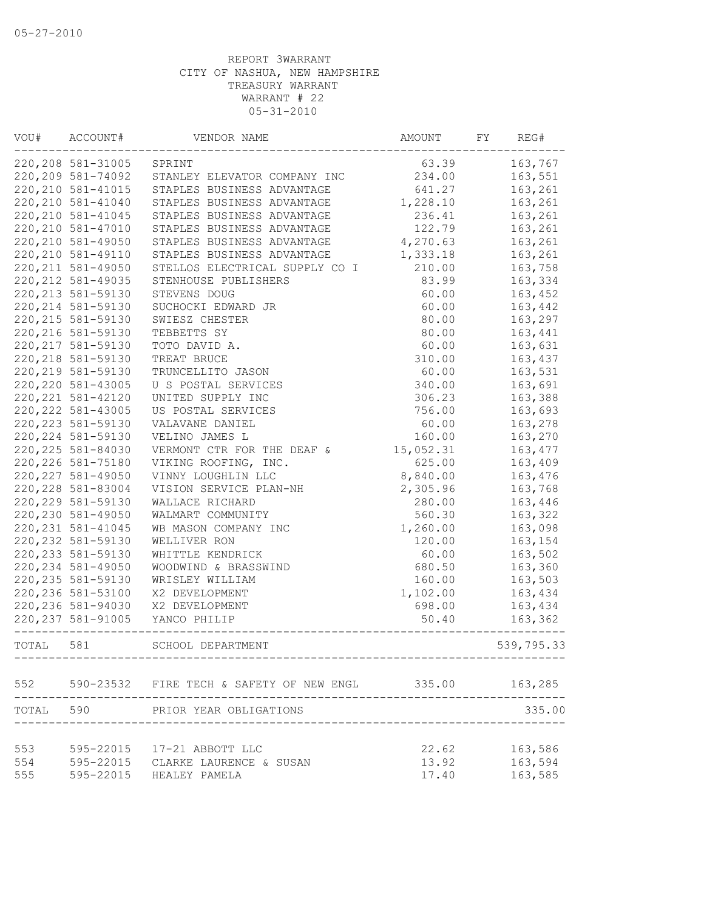05-27-2010

REPORT 3WARRANT
CITY OF NASHUA, NEW HAMPSHIRE
TREASURY WARRANT
WARRANT # 22
05-31-2010

| VOU# | ACCOUNT# | VENDOR NAME | AMOUNT | FY | REG# |
|---|---|---|---|---|---|
| 220,208 | 581-31005 | SPRINT | 63.39 | | 163,767 |
| 220,209 | 581-74092 | STANLEY ELEVATOR COMPANY INC | 234.00 | | 163,551 |
| 220,210 | 581-41015 | STAPLES BUSINESS ADVANTAGE | 641.27 | | 163,261 |
| 220,210 | 581-41040 | STAPLES BUSINESS ADVANTAGE | 1,228.10 | | 163,261 |
| 220,210 | 581-41045 | STAPLES BUSINESS ADVANTAGE | 236.41 | | 163,261 |
| 220,210 | 581-47010 | STAPLES BUSINESS ADVANTAGE | 122.79 | | 163,261 |
| 220,210 | 581-49050 | STAPLES BUSINESS ADVANTAGE | 4,270.63 | | 163,261 |
| 220,210 | 581-49110 | STAPLES BUSINESS ADVANTAGE | 1,333.18 | | 163,261 |
| 220,211 | 581-49050 | STELLOS ELECTRICAL SUPPLY CO I | 210.00 | | 163,758 |
| 220,212 | 581-49035 | STENHOUSE PUBLISHERS | 83.99 | | 163,334 |
| 220,213 | 581-59130 | STEVENS DOUG | 60.00 | | 163,452 |
| 220,214 | 581-59130 | SUCHOCKI EDWARD JR | 60.00 | | 163,442 |
| 220,215 | 581-59130 | SWIESZ CHESTER | 80.00 | | 163,297 |
| 220,216 | 581-59130 | TEBBETTS SY | 80.00 | | 163,441 |
| 220,217 | 581-59130 | TOTO DAVID A. | 60.00 | | 163,631 |
| 220,218 | 581-59130 | TREAT BRUCE | 310.00 | | 163,437 |
| 220,219 | 581-59130 | TRUNCELLITO JASON | 60.00 | | 163,531 |
| 220,220 | 581-43005 | U S POSTAL SERVICES | 340.00 | | 163,691 |
| 220,221 | 581-42120 | UNITED SUPPLY INC | 306.23 | | 163,388 |
| 220,222 | 581-43005 | US POSTAL SERVICES | 756.00 | | 163,693 |
| 220,223 | 581-59130 | VALAVANE DANIEL | 60.00 | | 163,278 |
| 220,224 | 581-59130 | VELINO JAMES L | 160.00 | | 163,270 |
| 220,225 | 581-84030 | VERMONT CTR FOR THE DEAF & | 15,052.31 | | 163,477 |
| 220,226 | 581-75180 | VIKING ROOFING, INC. | 625.00 | | 163,409 |
| 220,227 | 581-49050 | VINNY LOUGHLIN LLC | 8,840.00 | | 163,476 |
| 220,228 | 581-83004 | VISION SERVICE PLAN-NH | 2,305.96 | | 163,768 |
| 220,229 | 581-59130 | WALLACE RICHARD | 280.00 | | 163,446 |
| 220,230 | 581-49050 | WALMART COMMUNITY | 560.30 | | 163,322 |
| 220,231 | 581-41045 | WB MASON COMPANY INC | 1,260.00 | | 163,098 |
| 220,232 | 581-59130 | WELLIVER RON | 120.00 | | 163,154 |
| 220,233 | 581-59130 | WHITTLE KENDRICK | 60.00 | | 163,502 |
| 220,234 | 581-49050 | WOODWIND & BRASSWIND | 680.50 | | 163,360 |
| 220,235 | 581-59130 | WRISLEY WILLIAM | 160.00 | | 163,503 |
| 220,236 | 581-53100 | X2 DEVELOPMENT | 1,102.00 | | 163,434 |
| 220,236 | 581-94030 | X2 DEVELOPMENT | 698.00 | | 163,434 |
| 220,237 | 581-91005 | YANCO PHILIP | 50.40 | | 163,362 |
| TOTAL | 581 | SCHOOL DEPARTMENT | | | 539,795.33 |
| 552 | 590-23532 | FIRE TECH & SAFETY OF NEW ENGL | 335.00 | | 163,285 |
| TOTAL | 590 | PRIOR YEAR OBLIGATIONS | | | 335.00 |
| 553 | 595-22015 | 17-21 ABBOTT LLC | 22.62 | | 163,586 |
| 554 | 595-22015 | CLARKE LAURENCE & SUSAN | 13.92 | | 163,594 |
| 555 | 595-22015 | HEALEY PAMELA | 17.40 | | 163,585 |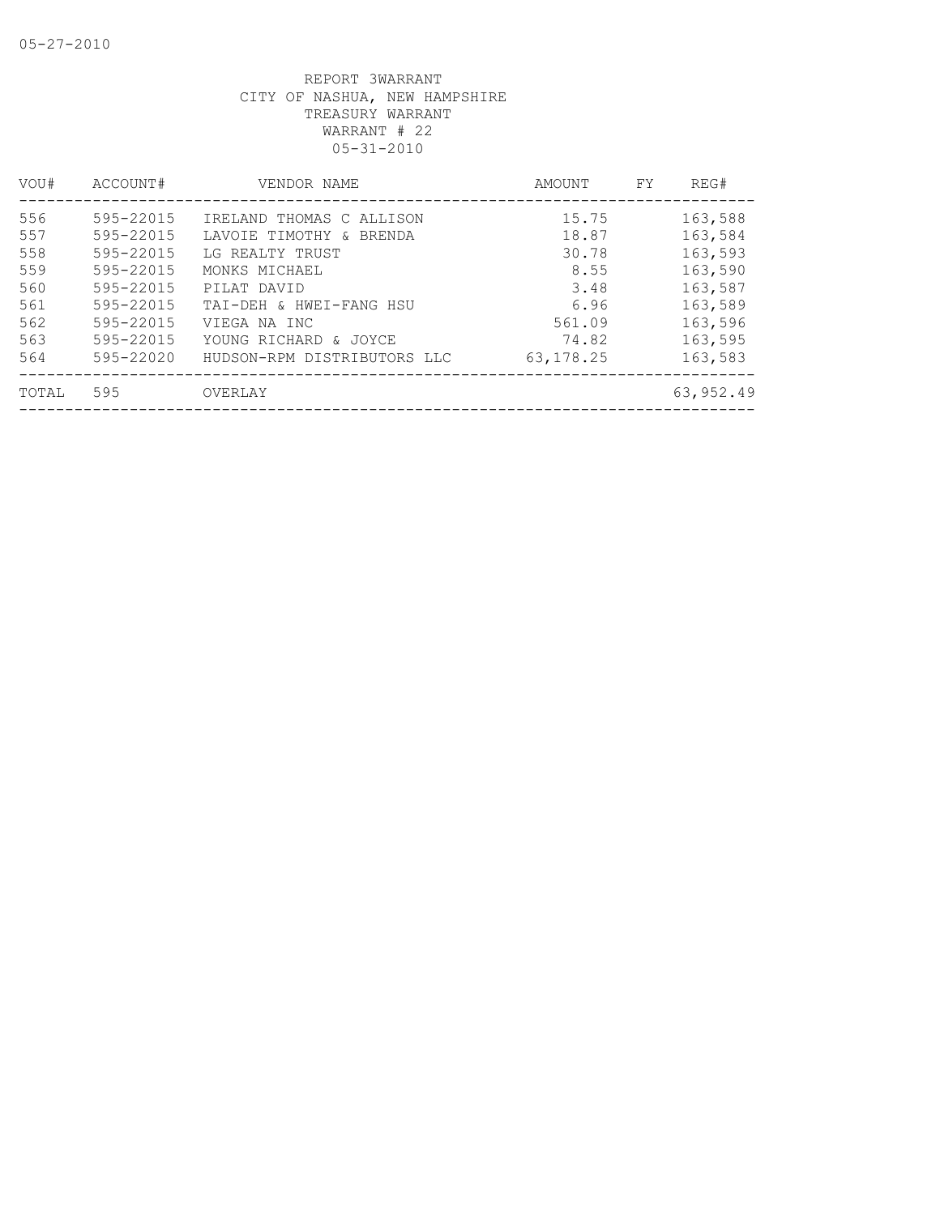05-27-2010

REPORT 3WARRANT
CITY OF NASHUA, NEW HAMPSHIRE
TREASURY WARRANT
WARRANT # 22
05-31-2010

| VOU# | ACCOUNT# | VENDOR NAME | AMOUNT | FY | REG# |
|---|---|---|---|---|---|
| 556 | 595-22015 | IRELAND THOMAS C ALLISON | 15.75 | | 163,588 |
| 557 | 595-22015 | LAVOIE TIMOTHY & BRENDA | 18.87 | | 163,584 |
| 558 | 595-22015 | LG REALTY TRUST | 30.78 | | 163,593 |
| 559 | 595-22015 | MONKS MICHAEL | 8.55 | | 163,590 |
| 560 | 595-22015 | PILAT DAVID | 3.48 | | 163,587 |
| 561 | 595-22015 | TAI-DEH & HWEI-FANG HSU | 6.96 | | 163,589 |
| 562 | 595-22015 | VIEGA NA INC | 561.09 | | 163,596 |
| 563 | 595-22015 | YOUNG RICHARD & JOYCE | 74.82 | | 163,595 |
| 564 | 595-22020 | HUDSON-RPM DISTRIBUTORS LLC | 63,178.25 | | 163,583 |
| TOTAL | 595 | OVERLAY | | | 63,952.49 |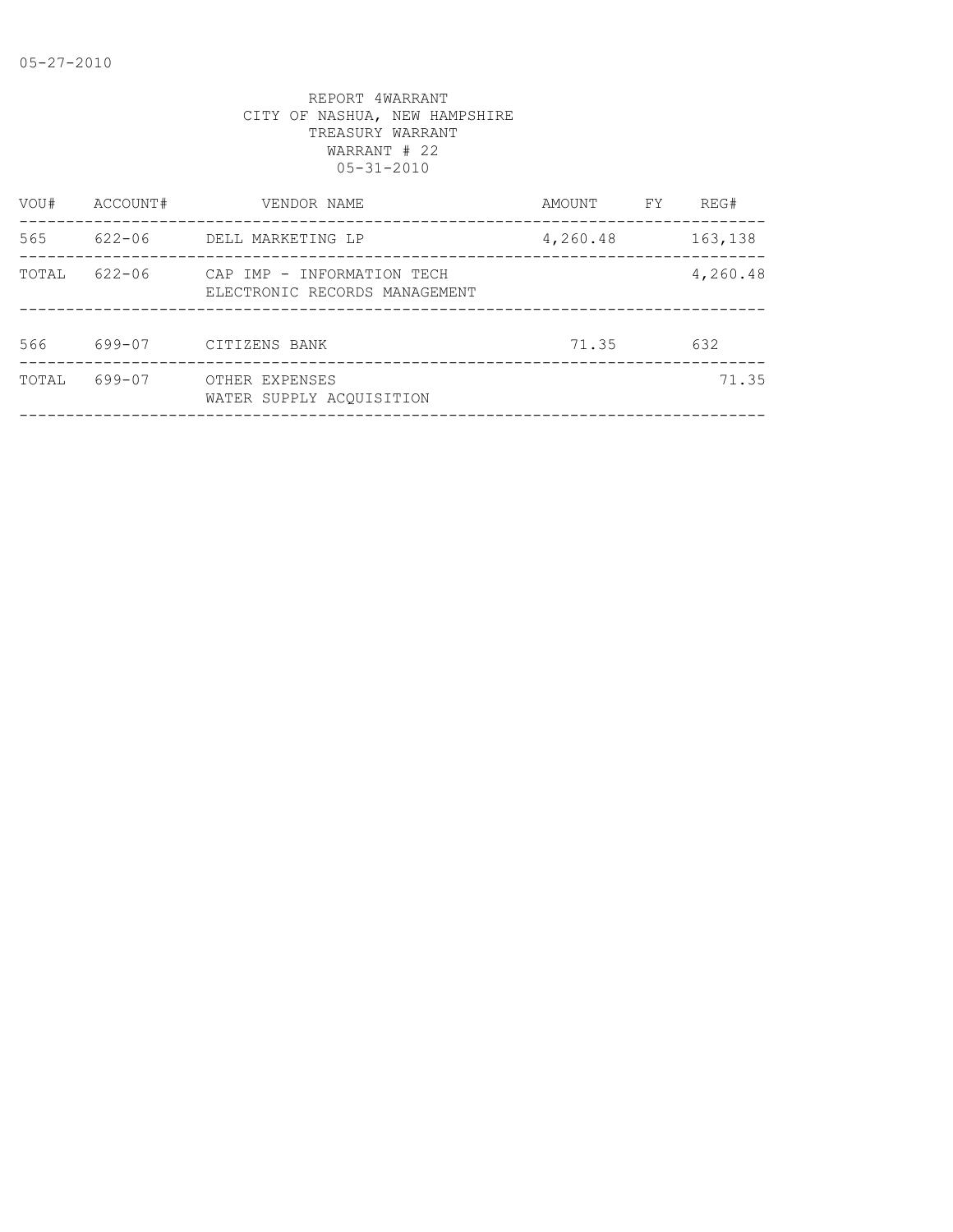REPORT 4WARRANT
CITY OF NASHUA, NEW HAMPSHIRE
TREASURY WARRANT
WARRANT # 22
05-31-2010

| VOU# | ACCOUNT# | VENDOR NAME | AMOUNT | FY | REG# |
|---|---|---|---|---|---|
| 565 | 622-06 | DELL MARKETING LP | 4,260.48 | | 163,138 |
| TOTAL | 622-06 | CAP IMP - INFORMATION TECH<br>ELECTRONIC RECORDS MANAGEMENT | | | 4,260.48 |
| 566 | 699-07 | CITIZENS BANK | 71.35 | | 632 |
| TOTAL | 699-07 | OTHER EXPENSES<br>WATER SUPPLY ACQUISITION | | | 71.35 |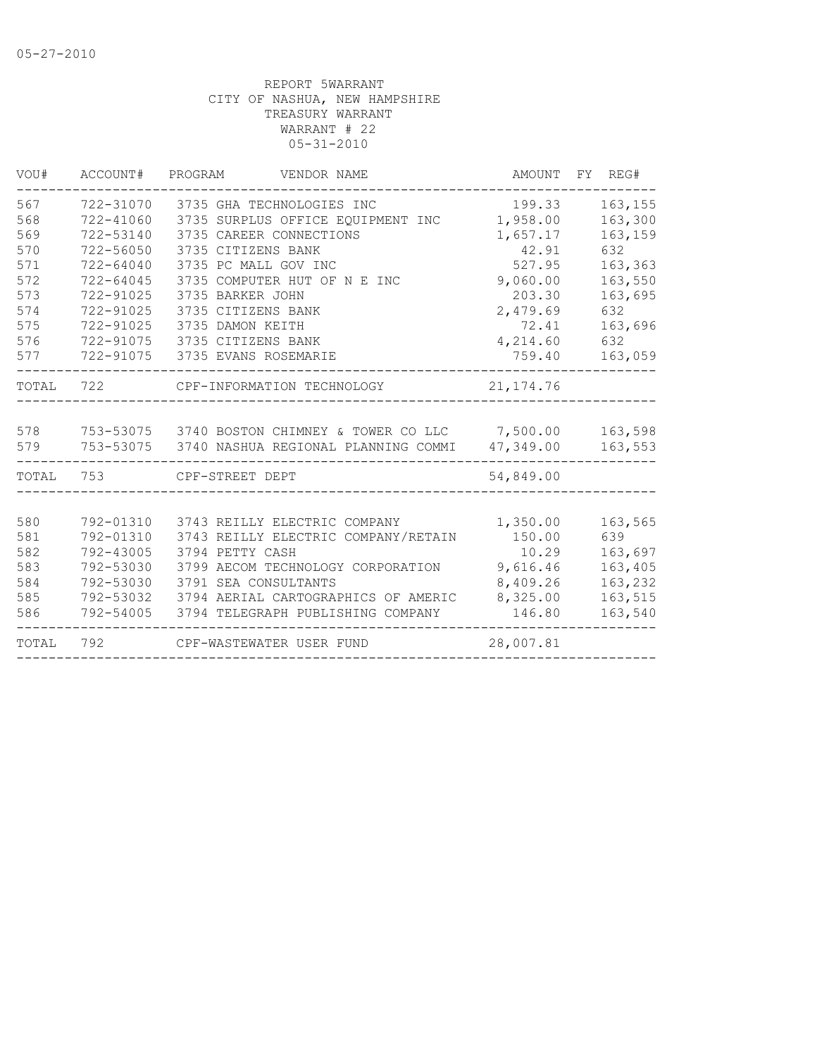05-27-2010

REPORT 5WARRANT
CITY OF NASHUA, NEW HAMPSHIRE
TREASURY WARRANT
WARRANT # 22
05-31-2010

| VOU# | ACCOUNT# | PROGRAM | VENDOR NAME | AMOUNT | FY | REG# |
|---|---|---|---|---|---|---|
| 567 | 722-31070 | 3735 | GHA TECHNOLOGIES INC | 199.33 | | 163,155 |
| 568 | 722-41060 | 3735 | SURPLUS OFFICE EQUIPMENT INC | 1,958.00 | | 163,300 |
| 569 | 722-53140 | 3735 | CAREER CONNECTIONS | 1,657.17 | | 163,159 |
| 570 | 722-56050 | 3735 | CITIZENS BANK | 42.91 | | 632 |
| 571 | 722-64040 | 3735 | PC MALL GOV INC | 527.95 | | 163,363 |
| 572 | 722-64045 | 3735 | COMPUTER HUT OF N E INC | 9,060.00 | | 163,550 |
| 573 | 722-91025 | 3735 | BARKER JOHN | 203.30 | | 163,695 |
| 574 | 722-91025 | 3735 | CITIZENS BANK | 2,479.69 | | 632 |
| 575 | 722-91025 | 3735 | DAMON KEITH | 72.41 | | 163,696 |
| 576 | 722-91075 | 3735 | CITIZENS BANK | 4,214.60 | | 632 |
| 577 | 722-91075 | 3735 | EVANS ROSEMARIE | 759.40 | | 163,059 |
| TOTAL | 722 | | CPF-INFORMATION TECHNOLOGY | 21,174.76 | | |
| 578 | 753-53075 | 3740 | BOSTON CHIMNEY & TOWER CO LLC | 7,500.00 | | 163,598 |
| 579 | 753-53075 | 3740 | NASHUA REGIONAL PLANNING COMMI | 47,349.00 | | 163,553 |
| TOTAL | 753 | | CPF-STREET DEPT | 54,849.00 | | |
| 580 | 792-01310 | 3743 | REILLY ELECTRIC COMPANY | 1,350.00 | | 163,565 |
| 581 | 792-01310 | 3743 | REILLY ELECTRIC COMPANY/RETAIN | 150.00 | | 639 |
| 582 | 792-43005 | 3794 | PETTY CASH | 10.29 | | 163,697 |
| 583 | 792-53030 | 3799 | AECOM TECHNOLOGY CORPORATION | 9,616.46 | | 163,405 |
| 584 | 792-53030 | 3791 | SEA CONSULTANTS | 8,409.26 | | 163,232 |
| 585 | 792-53032 | 3794 | AERIAL CARTOGRAPHICS OF AMERIC | 8,325.00 | | 163,515 |
| 586 | 792-54005 | 3794 | TELEGRAPH PUBLISHING COMPANY | 146.80 | | 163,540 |
| TOTAL | 792 | | CPF-WASTEWATER USER FUND | 28,007.81 | | |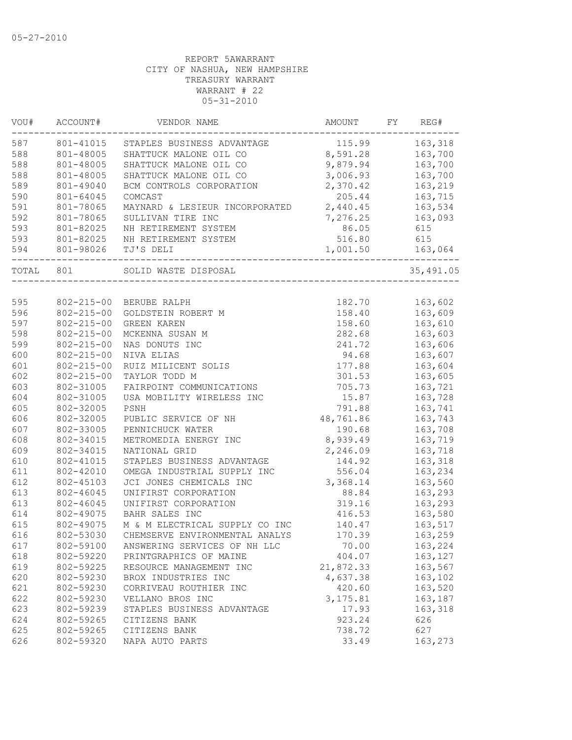05-27-2010

REPORT 5AWARRANT
CITY OF NASHUA, NEW HAMPSHIRE
TREASURY WARRANT
WARRANT # 22
05-31-2010

| VOU# | ACCOUNT# | VENDOR NAME | AMOUNT | FY | REG# |
|---|---|---|---|---|---|
| 587 | 801-41015 | STAPLES BUSINESS ADVANTAGE | 115.99 | | 163,318 |
| 588 | 801-48005 | SHATTUCK MALONE OIL CO | 8,591.28 | | 163,700 |
| 588 | 801-48005 | SHATTUCK MALONE OIL CO | 9,879.94 | | 163,700 |
| 588 | 801-48005 | SHATTUCK MALONE OIL CO | 3,006.93 | | 163,700 |
| 589 | 801-49040 | BCM CONTROLS CORPORATION | 2,370.42 | | 163,219 |
| 590 | 801-64045 | COMCAST | 205.44 | | 163,715 |
| 591 | 801-78065 | MAYNARD & LESIEUR INCORPORATED | 2,440.45 | | 163,534 |
| 592 | 801-78065 | SULLIVAN TIRE INC | 7,276.25 | | 163,093 |
| 593 | 801-82025 | NH RETIREMENT SYSTEM | 86.05 | | 615 |
| 593 | 801-82025 | NH RETIREMENT SYSTEM | 516.80 | | 615 |
| 594 | 801-98026 | TJ'S DELI | 1,001.50 | | 163,064 |
| TOTAL | 801 | SOLID WASTE DISPOSAL | | | 35,491.05 |

| VOU# | ACCOUNT# | VENDOR NAME | AMOUNT | FY | REG# |
|---|---|---|---|---|---|
| 595 | 802-215-00 | BERUBE RALPH | 182.70 | | 163,602 |
| 596 | 802-215-00 | GOLDSTEIN ROBERT M | 158.40 | | 163,609 |
| 597 | 802-215-00 | GREEN KAREN | 158.60 | | 163,610 |
| 598 | 802-215-00 | MCKENNA SUSAN M | 282.68 | | 163,603 |
| 599 | 802-215-00 | NAS DONUTS INC | 241.72 | | 163,606 |
| 600 | 802-215-00 | NIVA ELIAS | 94.68 | | 163,607 |
| 601 | 802-215-00 | RUIZ MILICENT SOLIS | 177.88 | | 163,604 |
| 602 | 802-215-00 | TAYLOR TODD M | 301.53 | | 163,605 |
| 603 | 802-31005 | FAIRPOINT COMMUNICATIONS | 705.73 | | 163,721 |
| 604 | 802-31005 | USA MOBILITY WIRELESS INC | 15.87 | | 163,728 |
| 605 | 802-32005 | PSNH | 791.88 | | 163,741 |
| 606 | 802-32005 | PUBLIC SERVICE OF NH | 48,761.86 | | 163,743 |
| 607 | 802-33005 | PENNICHUCK WATER | 190.68 | | 163,708 |
| 608 | 802-34015 | METROMEDIA ENERGY INC | 8,939.49 | | 163,719 |
| 609 | 802-34015 | NATIONAL GRID | 2,246.09 | | 163,718 |
| 610 | 802-41015 | STAPLES BUSINESS ADVANTAGE | 144.92 | | 163,318 |
| 611 | 802-42010 | OMEGA INDUSTRIAL SUPPLY INC | 556.04 | | 163,234 |
| 612 | 802-45103 | JCI JONES CHEMICALS INC | 3,368.14 | | 163,560 |
| 613 | 802-46045 | UNIFIRST CORPORATION | 88.84 | | 163,293 |
| 613 | 802-46045 | UNIFIRST CORPORATION | 319.16 | | 163,293 |
| 614 | 802-49075 | BAHR SALES INC | 416.53 | | 163,580 |
| 615 | 802-49075 | M & M ELECTRICAL SUPPLY CO INC | 140.47 | | 163,517 |
| 616 | 802-53030 | CHEMSERVE ENVIRONMENTAL ANALYS | 170.39 | | 163,259 |
| 617 | 802-59100 | ANSWERING SERVICES OF NH LLC | 70.00 | | 163,224 |
| 618 | 802-59220 | PRINTGRAPHICS OF MAINE | 404.07 | | 163,127 |
| 619 | 802-59225 | RESOURCE MANAGEMENT INC | 21,872.33 | | 163,567 |
| 620 | 802-59230 | BROX INDUSTRIES INC | 4,637.38 | | 163,102 |
| 621 | 802-59230 | CORRIVEAU ROUTHIER INC | 420.60 | | 163,520 |
| 622 | 802-59230 | VELLANO BROS INC | 3,175.81 | | 163,187 |
| 623 | 802-59239 | STAPLES BUSINESS ADVANTAGE | 17.93 | | 163,318 |
| 624 | 802-59265 | CITIZENS BANK | 923.24 | | 626 |
| 625 | 802-59265 | CITIZENS BANK | 738.72 | | 627 |
| 626 | 802-59320 | NAPA AUTO PARTS | 33.49 | | 163,273 |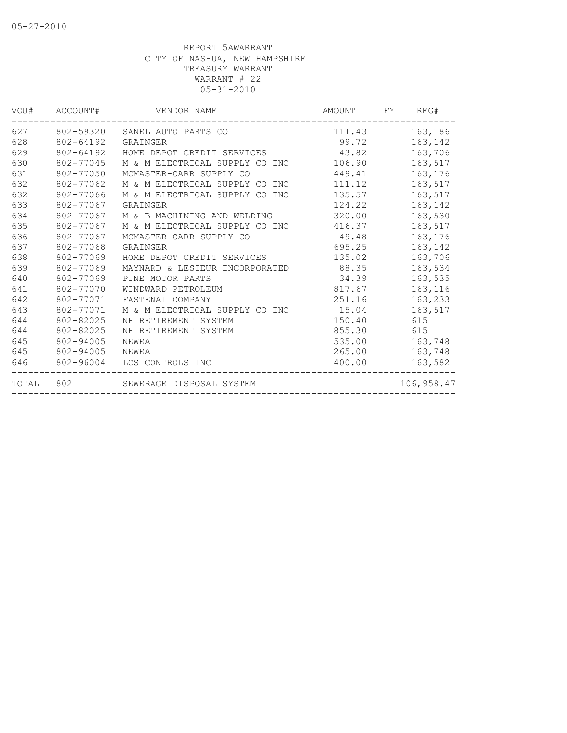05-27-2010

REPORT 5AWARRANT
CITY OF NASHUA, NEW HAMPSHIRE
TREASURY WARRANT
WARRANT # 22
05-31-2010

| VOU# | ACCOUNT# | VENDOR NAME | AMOUNT | FY | REG# |
|---|---|---|---|---|---|
| 627 | 802-59320 | SANEL AUTO PARTS CO | 111.43 | | 163,186 |
| 628 | 802-64192 | GRAINGER | 99.72 | | 163,142 |
| 629 | 802-64192 | HOME DEPOT CREDIT SERVICES | 43.82 | | 163,706 |
| 630 | 802-77045 | M & M ELECTRICAL SUPPLY CO INC | 106.90 | | 163,517 |
| 631 | 802-77050 | MCMASTER-CARR SUPPLY CO | 449.41 | | 163,176 |
| 632 | 802-77062 | M & M ELECTRICAL SUPPLY CO INC | 111.12 | | 163,517 |
| 632 | 802-77066 | M & M ELECTRICAL SUPPLY CO INC | 135.57 | | 163,517 |
| 633 | 802-77067 | GRAINGER | 124.22 | | 163,142 |
| 634 | 802-77067 | M & B MACHINING AND WELDING | 320.00 | | 163,530 |
| 635 | 802-77067 | M & M ELECTRICAL SUPPLY CO INC | 416.37 | | 163,517 |
| 636 | 802-77067 | MCMASTER-CARR SUPPLY CO | 49.48 | | 163,176 |
| 637 | 802-77068 | GRAINGER | 695.25 | | 163,142 |
| 638 | 802-77069 | HOME DEPOT CREDIT SERVICES | 135.02 | | 163,706 |
| 639 | 802-77069 | MAYNARD & LESIEUR INCORPORATED | 88.35 | | 163,534 |
| 640 | 802-77069 | PINE MOTOR PARTS | 34.39 | | 163,535 |
| 641 | 802-77070 | WINDWARD PETROLEUM | 817.67 | | 163,116 |
| 642 | 802-77071 | FASTENAL COMPANY | 251.16 | | 163,233 |
| 643 | 802-77071 | M & M ELECTRICAL SUPPLY CO INC | 15.04 | | 163,517 |
| 644 | 802-82025 | NH RETIREMENT SYSTEM | 150.40 | | 615 |
| 644 | 802-82025 | NH RETIREMENT SYSTEM | 855.30 | | 615 |
| 645 | 802-94005 | NEWEA | 535.00 | | 163,748 |
| 645 | 802-94005 | NEWEA | 265.00 | | 163,748 |
| 646 | 802-96004 | LCS CONTROLS INC | 400.00 | | 163,582 |
| TOTAL | 802 | SEWERAGE DISPOSAL SYSTEM | | | 106,958.47 |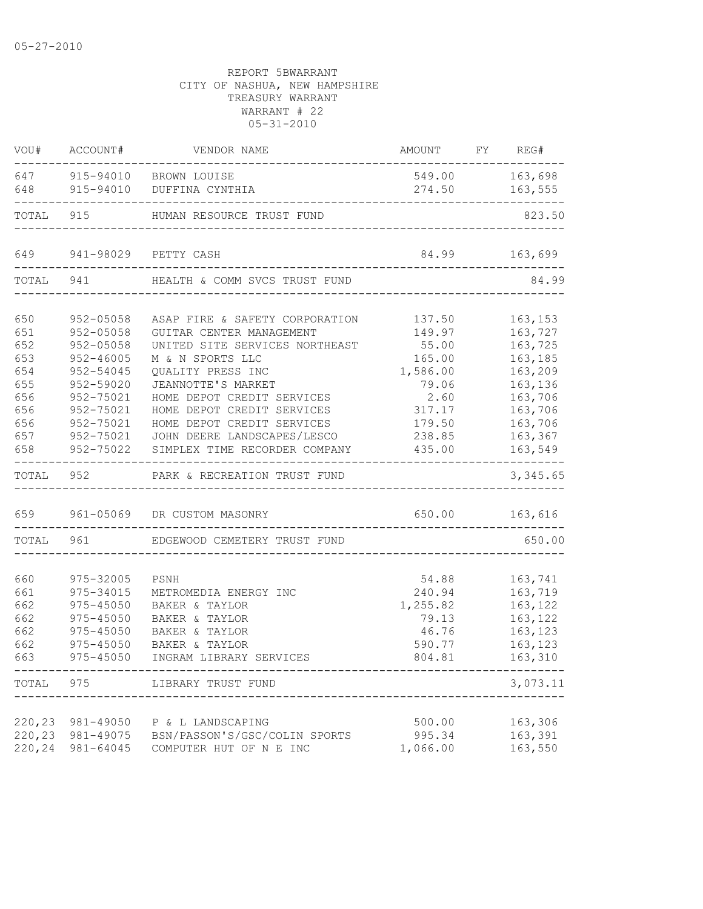05-27-2010

REPORT 5BWARRANT
CITY OF NASHUA, NEW HAMPSHIRE
TREASURY WARRANT
WARRANT # 22
05-31-2010

| VOU# | ACCOUNT# | VENDOR NAME | AMOUNT | FY | REG# |
|---|---|---|---|---|---|
| 647 | 915-94010 | BROWN LOUISE | 549.00 | | 163,698 |
| 648 | 915-94010 | DUFFINA CYNTHIA | 274.50 | | 163,555 |
| TOTAL | 915 | HUMAN RESOURCE TRUST FUND | | | 823.50 |
| 649 | 941-98029 | PETTY CASH | 84.99 | | 163,699 |
| TOTAL | 941 | HEALTH & COMM SVCS TRUST FUND | | | 84.99 |
| 650 | 952-05058 | ASAP FIRE & SAFETY CORPORATION | 137.50 | | 163,153 |
| 651 | 952-05058 | GUITAR CENTER MANAGEMENT | 149.97 | | 163,727 |
| 652 | 952-05058 | UNITED SITE SERVICES NORTHEAST | 55.00 | | 163,725 |
| 653 | 952-46005 | M & N SPORTS LLC | 165.00 | | 163,185 |
| 654 | 952-54045 | QUALITY PRESS INC | 1,586.00 | | 163,209 |
| 655 | 952-59020 | JEANNOTTE'S MARKET | 79.06 | | 163,136 |
| 656 | 952-75021 | HOME DEPOT CREDIT SERVICES | 2.60 | | 163,706 |
| 656 | 952-75021 | HOME DEPOT CREDIT SERVICES | 317.17 | | 163,706 |
| 656 | 952-75021 | HOME DEPOT CREDIT SERVICES | 179.50 | | 163,706 |
| 657 | 952-75021 | JOHN DEERE LANDSCAPES/LESCO | 238.85 | | 163,367 |
| 658 | 952-75022 | SIMPLEX TIME RECORDER COMPANY | 435.00 | | 163,549 |
| TOTAL | 952 | PARK & RECREATION TRUST FUND | | | 3,345.65 |
| 659 | 961-05069 | DR CUSTOM MASONRY | 650.00 | | 163,616 |
| TOTAL | 961 | EDGEWOOD CEMETERY TRUST FUND | | | 650.00 |
| 660 | 975-32005 | PSNH | 54.88 | | 163,741 |
| 661 | 975-34015 | METROMEDIA ENERGY INC | 240.94 | | 163,719 |
| 662 | 975-45050 | BAKER & TAYLOR | 1,255.82 | | 163,122 |
| 662 | 975-45050 | BAKER & TAYLOR | 79.13 | | 163,122 |
| 662 | 975-45050 | BAKER & TAYLOR | 46.76 | | 163,123 |
| 662 | 975-45050 | BAKER & TAYLOR | 590.77 | | 163,123 |
| 663 | 975-45050 | INGRAM LIBRARY SERVICES | 804.81 | | 163,310 |
| TOTAL | 975 | LIBRARY TRUST FUND | | | 3,073.11 |
| 220,23 | 981-49050 | P & L LANDSCAPING | 500.00 | | 163,306 |
| 220,23 | 981-49075 | BSN/PASSON'S/GSC/COLIN SPORTS | 995.34 | | 163,391 |
| 220,24 | 981-64045 | COMPUTER HUT OF N E INC | 1,066.00 | | 163,550 |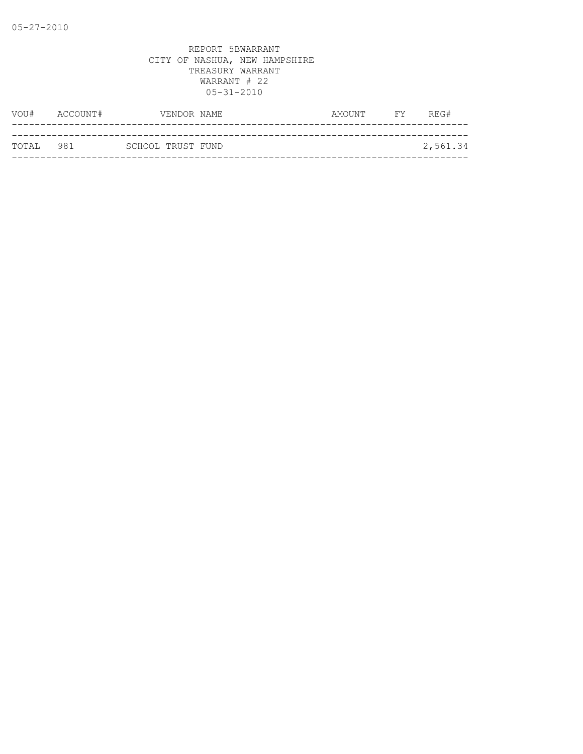05-27-2010

REPORT 5BWARRANT
CITY OF NASHUA, NEW HAMPSHIRE
TREASURY WARRANT
WARRANT # 22
05-31-2010

| VOU# | ACCOUNT# | VENDOR NAME | AMOUNT | FY | REG# |
|---|---|---|---|---|---|
| TOTAL | 981 | SCHOOL TRUST FUND | | | 2,561.34 |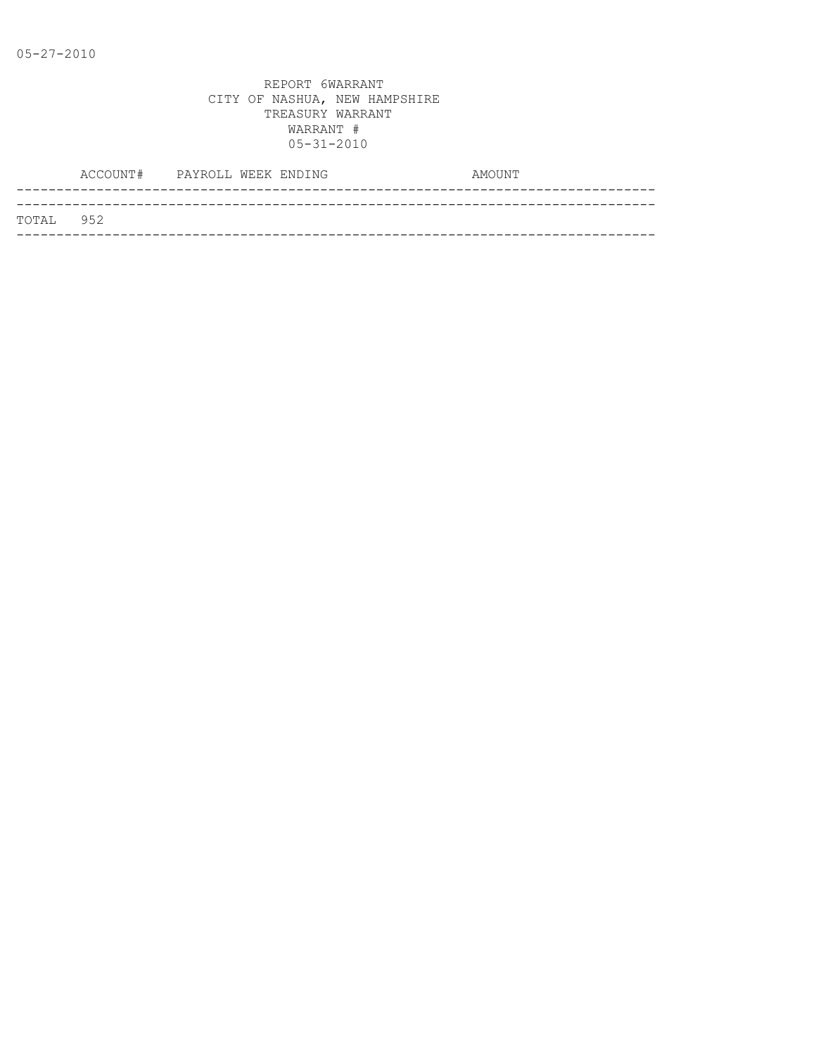05-27-2010

REPORT 6WARRANT
CITY OF NASHUA, NEW HAMPSHIRE
TREASURY WARRANT
WARRANT #
05-31-2010

| ACCOUNT# | PAYROLL WEEK ENDING | AMOUNT |
|---|---|---|
| TOTAL 952 | | |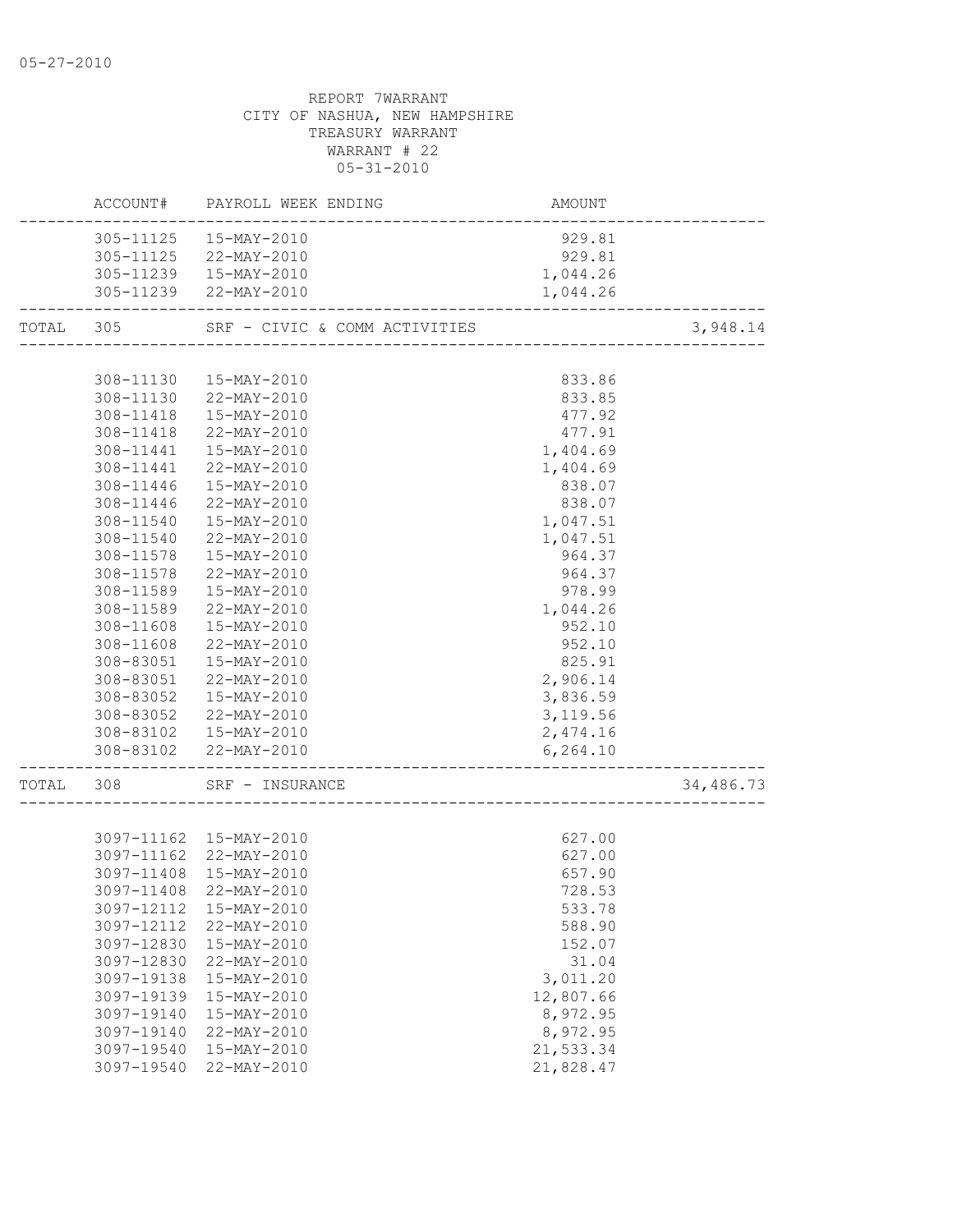05-27-2010

REPORT 7WARRANT
CITY OF NASHUA, NEW HAMPSHIRE
TREASURY WARRANT
WARRANT # 22
05-31-2010

| | ACCOUNT# | PAYROLL WEEK ENDING | AMOUNT | |
|---|---|---|---|---|
| | 305-11125 | 15-MAY-2010 | 929.81 | |
| | 305-11125 | 22-MAY-2010 | 929.81 | |
| | 305-11239 | 15-MAY-2010 | 1,044.26 | |
| | 305-11239 | 22-MAY-2010 | 1,044.26 | |
| TOTAL | 305 | SRF - CIVIC & COMM ACTIVITIES | | 3,948.14 |
| | 308-11130 | 15-MAY-2010 | 833.86 | |
| | 308-11130 | 22-MAY-2010 | 833.85 | |
| | 308-11418 | 15-MAY-2010 | 477.92 | |
| | 308-11418 | 22-MAY-2010 | 477.91 | |
| | 308-11441 | 15-MAY-2010 | 1,404.69 | |
| | 308-11441 | 22-MAY-2010 | 1,404.69 | |
| | 308-11446 | 15-MAY-2010 | 838.07 | |
| | 308-11446 | 22-MAY-2010 | 838.07 | |
| | 308-11540 | 15-MAY-2010 | 1,047.51 | |
| | 308-11540 | 22-MAY-2010 | 1,047.51 | |
| | 308-11578 | 15-MAY-2010 | 964.37 | |
| | 308-11578 | 22-MAY-2010 | 964.37 | |
| | 308-11589 | 15-MAY-2010 | 978.99 | |
| | 308-11589 | 22-MAY-2010 | 1,044.26 | |
| | 308-11608 | 15-MAY-2010 | 952.10 | |
| | 308-11608 | 22-MAY-2010 | 952.10 | |
| | 308-83051 | 15-MAY-2010 | 825.91 | |
| | 308-83051 | 22-MAY-2010 | 2,906.14 | |
| | 308-83052 | 15-MAY-2010 | 3,836.59 | |
| | 308-83052 | 22-MAY-2010 | 3,119.56 | |
| | 308-83102 | 15-MAY-2010 | 2,474.16 | |
| | 308-83102 | 22-MAY-2010 | 6,264.10 | |
| TOTAL | 308 | SRF - INSURANCE | | 34,486.73 |
| | 3097-11162 | 15-MAY-2010 | 627.00 | |
| | 3097-11162 | 22-MAY-2010 | 627.00 | |
| | 3097-11408 | 15-MAY-2010 | 657.90 | |
| | 3097-11408 | 22-MAY-2010 | 728.53 | |
| | 3097-12112 | 15-MAY-2010 | 533.78 | |
| | 3097-12112 | 22-MAY-2010 | 588.90 | |
| | 3097-12830 | 15-MAY-2010 | 152.07 | |
| | 3097-12830 | 22-MAY-2010 | 31.04 | |
| | 3097-19138 | 15-MAY-2010 | 3,011.20 | |
| | 3097-19139 | 15-MAY-2010 | 12,807.66 | |
| | 3097-19140 | 15-MAY-2010 | 8,972.95 | |
| | 3097-19140 | 22-MAY-2010 | 8,972.95 | |
| | 3097-19540 | 15-MAY-2010 | 21,533.34 | |
| | 3097-19540 | 22-MAY-2010 | 21,828.47 | |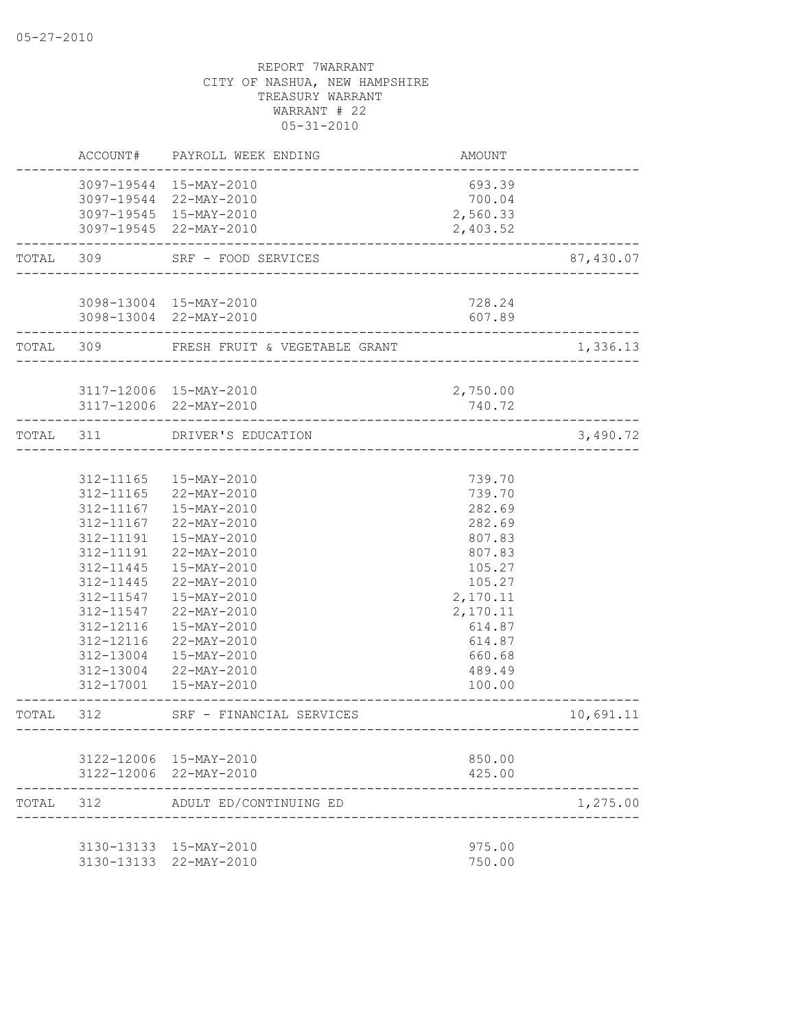05-27-2010

REPORT 7WARRANT
CITY OF NASHUA, NEW HAMPSHIRE
TREASURY WARRANT
WARRANT # 22
05-31-2010

| | ACCOUNT# | PAYROLL WEEK ENDING | AMOUNT | |
|---|---|---|---|---|
| | 3097-19544 | 15-MAY-2010 | 693.39 | |
| | 3097-19544 | 22-MAY-2010 | 700.04 | |
| | 3097-19545 | 15-MAY-2010 | 2,560.33 | |
| | 3097-19545 | 22-MAY-2010 | 2,403.52 | |
| TOTAL | 309 | SRF - FOOD SERVICES | | 87,430.07 |
| | 3098-13004 | 15-MAY-2010 | 728.24 | |
| | 3098-13004 | 22-MAY-2010 | 607.89 | |
| TOTAL | 309 | FRESH FRUIT & VEGETABLE GRANT | | 1,336.13 |
| | 3117-12006 | 15-MAY-2010 | 2,750.00 | |
| | 3117-12006 | 22-MAY-2010 | 740.72 | |
| TOTAL | 311 | DRIVER'S EDUCATION | | 3,490.72 |
| | 312-11165 | 15-MAY-2010 | 739.70 | |
| | 312-11165 | 22-MAY-2010 | 739.70 | |
| | 312-11167 | 15-MAY-2010 | 282.69 | |
| | 312-11167 | 22-MAY-2010 | 282.69 | |
| | 312-11191 | 15-MAY-2010 | 807.83 | |
| | 312-11191 | 22-MAY-2010 | 807.83 | |
| | 312-11445 | 15-MAY-2010 | 105.27 | |
| | 312-11445 | 22-MAY-2010 | 105.27 | |
| | 312-11547 | 15-MAY-2010 | 2,170.11 | |
| | 312-11547 | 22-MAY-2010 | 2,170.11 | |
| | 312-12116 | 15-MAY-2010 | 614.87 | |
| | 312-12116 | 22-MAY-2010 | 614.87 | |
| | 312-13004 | 15-MAY-2010 | 660.68 | |
| | 312-13004 | 22-MAY-2010 | 489.49 | |
| | 312-17001 | 15-MAY-2010 | 100.00 | |
| TOTAL | 312 | SRF - FINANCIAL SERVICES | | 10,691.11 |
| | 3122-12006 | 15-MAY-2010 | 850.00 | |
| | 3122-12006 | 22-MAY-2010 | 425.00 | |
| TOTAL | 312 | ADULT ED/CONTINUING ED | | 1,275.00 |
| | 3130-13133 | 15-MAY-2010 | 975.00 | |
| | 3130-13133 | 22-MAY-2010 | 750.00 | |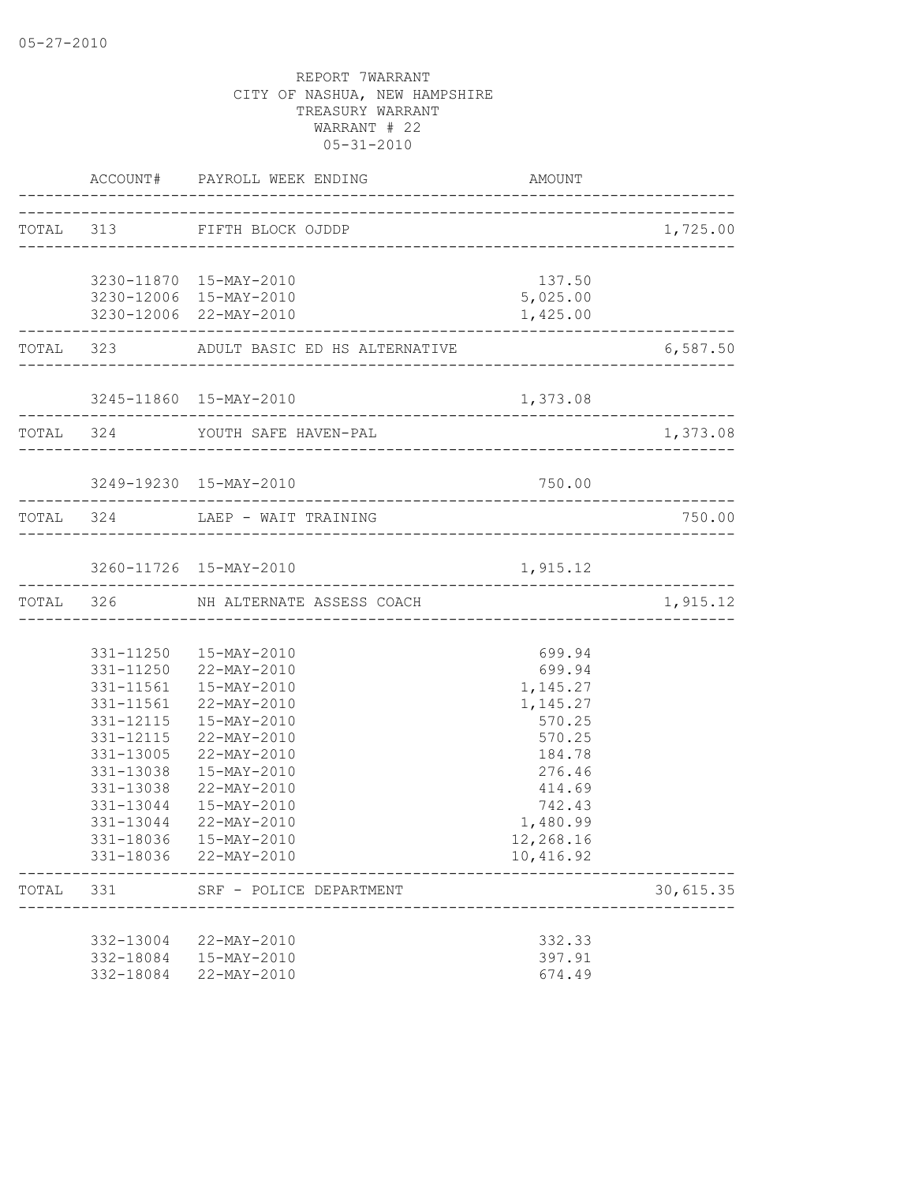REPORT 7WARRANT
CITY OF NASHUA, NEW HAMPSHIRE
TREASURY WARRANT
WARRANT # 22
05-31-2010

| | ACCOUNT# | PAYROLL WEEK ENDING | AMOUNT | |
|---|---|---|---|---|
| TOTAL | 313 | FIFTH BLOCK OJDDP | | 1,725.00 |
| | 3230-11870 | 15-MAY-2010 | 137.50 | |
| | 3230-12006 | 15-MAY-2010 | 5,025.00 | |
| | 3230-12006 | 22-MAY-2010 | 1,425.00 | |
| TOTAL | 323 | ADULT BASIC ED HS ALTERNATIVE | | 6,587.50 |
| | 3245-11860 | 15-MAY-2010 | 1,373.08 | |
| TOTAL | 324 | YOUTH SAFE HAVEN-PAL | | 1,373.08 |
| | 3249-19230 | 15-MAY-2010 | 750.00 | |
| TOTAL | 324 | LAEP - WAIT TRAINING | | 750.00 |
| | 3260-11726 | 15-MAY-2010 | 1,915.12 | |
| TOTAL | 326 | NH ALTERNATE ASSESS COACH | | 1,915.12 |
| | 331-11250 | 15-MAY-2010 | 699.94 | |
| | 331-11250 | 22-MAY-2010 | 699.94 | |
| | 331-11561 | 15-MAY-2010 | 1,145.27 | |
| | 331-11561 | 22-MAY-2010 | 1,145.27 | |
| | 331-12115 | 15-MAY-2010 | 570.25 | |
| | 331-12115 | 22-MAY-2010 | 570.25 | |
| | 331-13005 | 22-MAY-2010 | 184.78 | |
| | 331-13038 | 15-MAY-2010 | 276.46 | |
| | 331-13038 | 22-MAY-2010 | 414.69 | |
| | 331-13044 | 15-MAY-2010 | 742.43 | |
| | 331-13044 | 22-MAY-2010 | 1,480.99 | |
| | 331-18036 | 15-MAY-2010 | 12,268.16 | |
| | 331-18036 | 22-MAY-2010 | 10,416.92 | |
| TOTAL | 331 | SRF - POLICE DEPARTMENT | | 30,615.35 |
| | 332-13004 | 22-MAY-2010 | 332.33 | |
| | 332-18084 | 15-MAY-2010 | 397.91 | |
| | 332-18084 | 22-MAY-2010 | 674.49 | |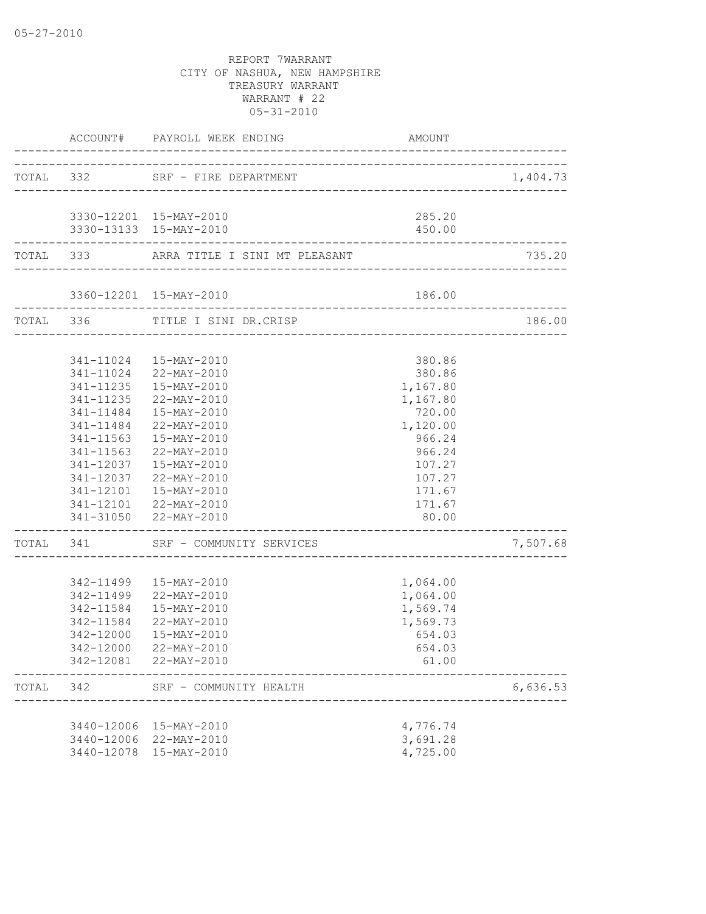05-27-2010

REPORT 7WARRANT
CITY OF NASHUA, NEW HAMPSHIRE
TREASURY WARRANT
WARRANT # 22
05-31-2010

| | ACCOUNT# | PAYROLL WEEK ENDING | AMOUNT | |
|---|---|---|---|---|
| TOTAL | 332 | SRF - FIRE DEPARTMENT | | 1,404.73 |
| | 3330-12201 | 15-MAY-2010 | 285.20 | |
| | 3330-13133 | 15-MAY-2010 | 450.00 | |
| TOTAL | 333 | ARRA TITLE I SINI MT PLEASANT | | 735.20 |
| | 3360-12201 | 15-MAY-2010 | 186.00 | |
| TOTAL | 336 | TITLE I SINI DR.CRISP | | 186.00 |
| | 341-11024 | 15-MAY-2010 | 380.86 | |
| | 341-11024 | 22-MAY-2010 | 380.86 | |
| | 341-11235 | 15-MAY-2010 | 1,167.80 | |
| | 341-11235 | 22-MAY-2010 | 1,167.80 | |
| | 341-11484 | 15-MAY-2010 | 720.00 | |
| | 341-11484 | 22-MAY-2010 | 1,120.00 | |
| | 341-11563 | 15-MAY-2010 | 966.24 | |
| | 341-11563 | 22-MAY-2010 | 966.24 | |
| | 341-12037 | 15-MAY-2010 | 107.27 | |
| | 341-12037 | 22-MAY-2010 | 107.27 | |
| | 341-12101 | 15-MAY-2010 | 171.67 | |
| | 341-12101 | 22-MAY-2010 | 171.67 | |
| | 341-31050 | 22-MAY-2010 | 80.00 | |
| TOTAL | 341 | SRF - COMMUNITY SERVICES | | 7,507.68 |
| | 342-11499 | 15-MAY-2010 | 1,064.00 | |
| | 342-11499 | 22-MAY-2010 | 1,064.00 | |
| | 342-11584 | 15-MAY-2010 | 1,569.74 | |
| | 342-11584 | 22-MAY-2010 | 1,569.73 | |
| | 342-12000 | 15-MAY-2010 | 654.03 | |
| | 342-12000 | 22-MAY-2010 | 654.03 | |
| | 342-12081 | 22-MAY-2010 | 61.00 | |
| TOTAL | 342 | SRF - COMMUNITY HEALTH | | 6,636.53 |
| | 3440-12006 | 15-MAY-2010 | 4,776.74 | |
| | 3440-12006 | 22-MAY-2010 | 3,691.28 | |
| | 3440-12078 | 15-MAY-2010 | 4,725.00 | |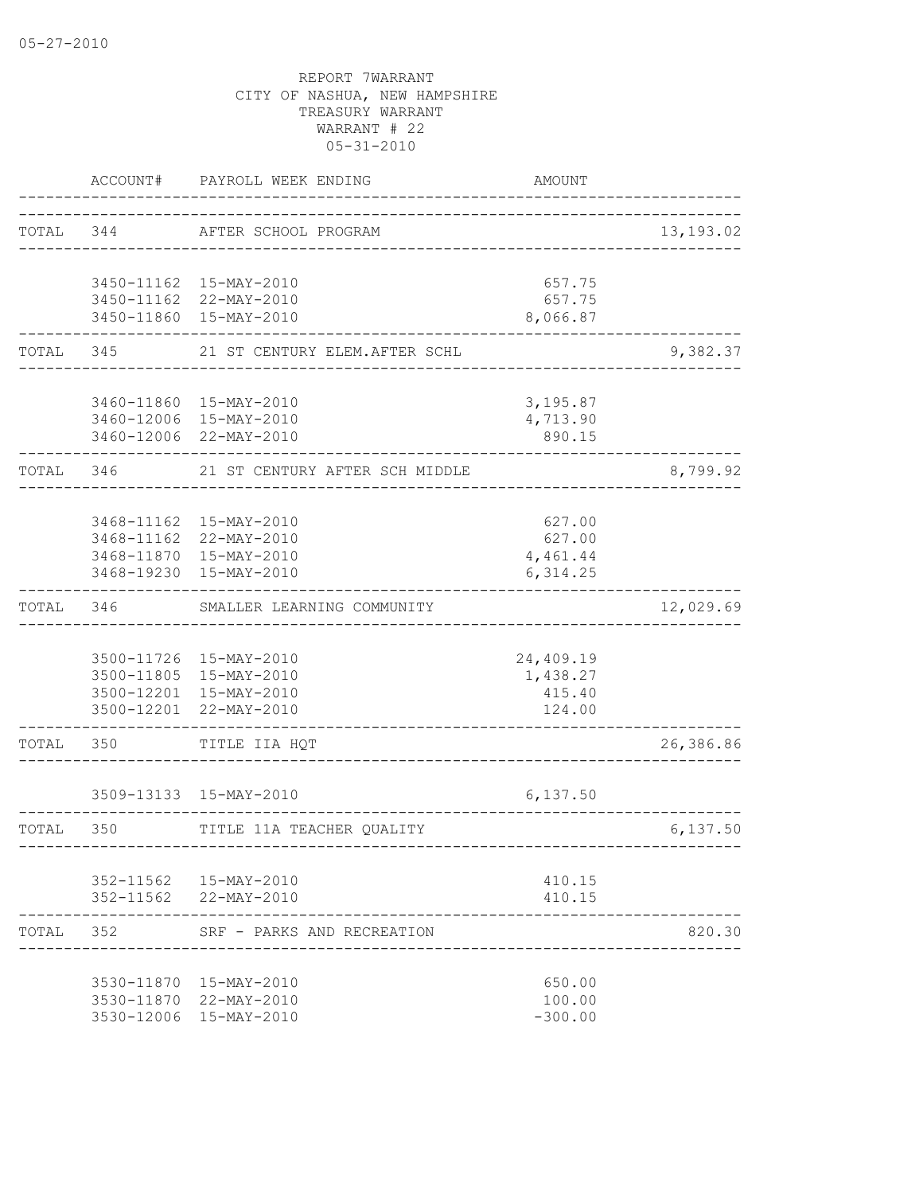05-27-2010

REPORT 7WARRANT
CITY OF NASHUA, NEW HAMPSHIRE
TREASURY WARRANT
WARRANT # 22
05-31-2010

| | ACCOUNT# | PAYROLL WEEK ENDING | AMOUNT | |
|---|---|---|---|---|
| TOTAL | 344 | AFTER SCHOOL PROGRAM | | 13,193.02 |
| | 3450-11162 | 15-MAY-2010 | 657.75 | |
| | 3450-11162 | 22-MAY-2010 | 657.75 | |
| | 3450-11860 | 15-MAY-2010 | 8,066.87 | |
| TOTAL | 345 | 21 ST CENTURY ELEM.AFTER SCHL | | 9,382.37 |
| | 3460-11860 | 15-MAY-2010 | 3,195.87 | |
| | 3460-12006 | 15-MAY-2010 | 4,713.90 | |
| | 3460-12006 | 22-MAY-2010 | 890.15 | |
| TOTAL | 346 | 21 ST CENTURY AFTER SCH MIDDLE | | 8,799.92 |
| | 3468-11162 | 15-MAY-2010 | 627.00 | |
| | 3468-11162 | 22-MAY-2010 | 627.00 | |
| | 3468-11870 | 15-MAY-2010 | 4,461.44 | |
| | 3468-19230 | 15-MAY-2010 | 6,314.25 | |
| TOTAL | 346 | SMALLER LEARNING COMMUNITY | | 12,029.69 |
| | 3500-11726 | 15-MAY-2010 | 24,409.19 | |
| | 3500-11805 | 15-MAY-2010 | 1,438.27 | |
| | 3500-12201 | 15-MAY-2010 | 415.40 | |
| | 3500-12201 | 22-MAY-2010 | 124.00 | |
| TOTAL | 350 | TITLE IIA HQT | | 26,386.86 |
| | 3509-13133 | 15-MAY-2010 | 6,137.50 | |
| TOTAL | 350 | TITLE 11A TEACHER QUALITY | | 6,137.50 |
| | 352-11562 | 15-MAY-2010 | 410.15 | |
| | 352-11562 | 22-MAY-2010 | 410.15 | |
| TOTAL | 352 | SRF - PARKS AND RECREATION | | 820.30 |
| | 3530-11870 | 15-MAY-2010 | 650.00 | |
| | 3530-11870 | 22-MAY-2010 | 100.00 | |
| | 3530-12006 | 15-MAY-2010 | -300.00 | |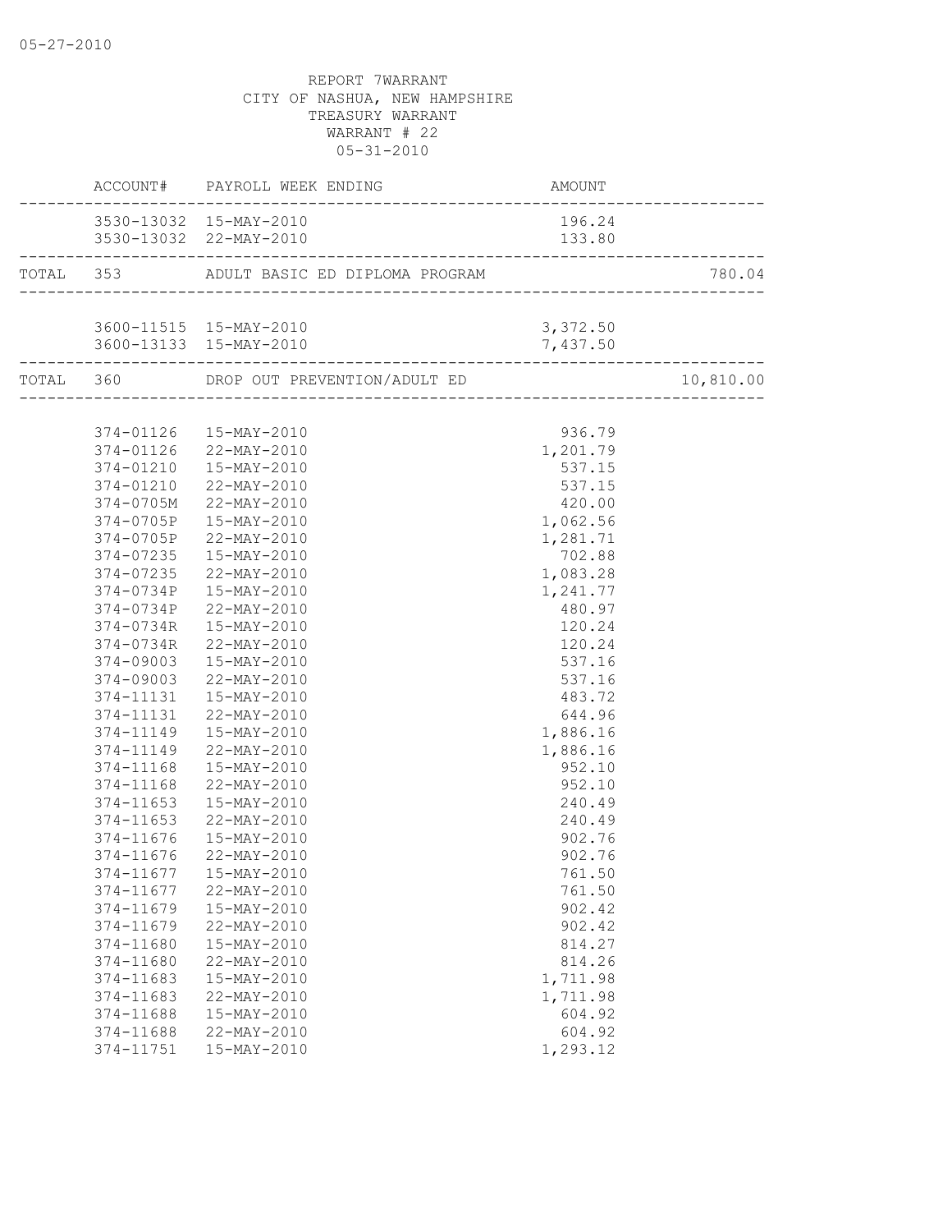05-27-2010

REPORT 7WARRANT
CITY OF NASHUA, NEW HAMPSHIRE
TREASURY WARRANT
WARRANT # 22
05-31-2010

| | ACCOUNT# | PAYROLL WEEK ENDING | AMOUNT | |
|---|---|---|---|---|
| | 3530-13032 | 15-MAY-2010 | 196.24 | |
| | 3530-13032 | 22-MAY-2010 | 133.80 | |
| TOTAL | 353 | ADULT BASIC ED DIPLOMA PROGRAM | | 780.04 |
| | 3600-11515 | 15-MAY-2010 | 3,372.50 | |
| | 3600-13133 | 15-MAY-2010 | 7,437.50 | |
| TOTAL | 360 | DROP OUT PREVENTION/ADULT ED | | 10,810.00 |
| | 374-01126 | 15-MAY-2010 | 936.79 | |
| | 374-01126 | 22-MAY-2010 | 1,201.79 | |
| | 374-01210 | 15-MAY-2010 | 537.15 | |
| | 374-01210 | 22-MAY-2010 | 537.15 | |
| | 374-0705M | 22-MAY-2010 | 420.00 | |
| | 374-0705P | 15-MAY-2010 | 1,062.56 | |
| | 374-0705P | 22-MAY-2010 | 1,281.71 | |
| | 374-07235 | 15-MAY-2010 | 702.88 | |
| | 374-07235 | 22-MAY-2010 | 1,083.28 | |
| | 374-0734P | 15-MAY-2010 | 1,241.77 | |
| | 374-0734P | 22-MAY-2010 | 480.97 | |
| | 374-0734R | 15-MAY-2010 | 120.24 | |
| | 374-0734R | 22-MAY-2010 | 120.24 | |
| | 374-09003 | 15-MAY-2010 | 537.16 | |
| | 374-09003 | 22-MAY-2010 | 537.16 | |
| | 374-11131 | 15-MAY-2010 | 483.72 | |
| | 374-11131 | 22-MAY-2010 | 644.96 | |
| | 374-11149 | 15-MAY-2010 | 1,886.16 | |
| | 374-11149 | 22-MAY-2010 | 1,886.16 | |
| | 374-11168 | 15-MAY-2010 | 952.10 | |
| | 374-11168 | 22-MAY-2010 | 952.10 | |
| | 374-11653 | 15-MAY-2010 | 240.49 | |
| | 374-11653 | 22-MAY-2010 | 240.49 | |
| | 374-11676 | 15-MAY-2010 | 902.76 | |
| | 374-11676 | 22-MAY-2010 | 902.76 | |
| | 374-11677 | 15-MAY-2010 | 761.50 | |
| | 374-11677 | 22-MAY-2010 | 761.50 | |
| | 374-11679 | 15-MAY-2010 | 902.42 | |
| | 374-11679 | 22-MAY-2010 | 902.42 | |
| | 374-11680 | 15-MAY-2010 | 814.27 | |
| | 374-11680 | 22-MAY-2010 | 814.26 | |
| | 374-11683 | 15-MAY-2010 | 1,711.98 | |
| | 374-11683 | 22-MAY-2010 | 1,711.98 | |
| | 374-11688 | 15-MAY-2010 | 604.92 | |
| | 374-11688 | 22-MAY-2010 | 604.92 | |
| | 374-11751 | 15-MAY-2010 | 1,293.12 | |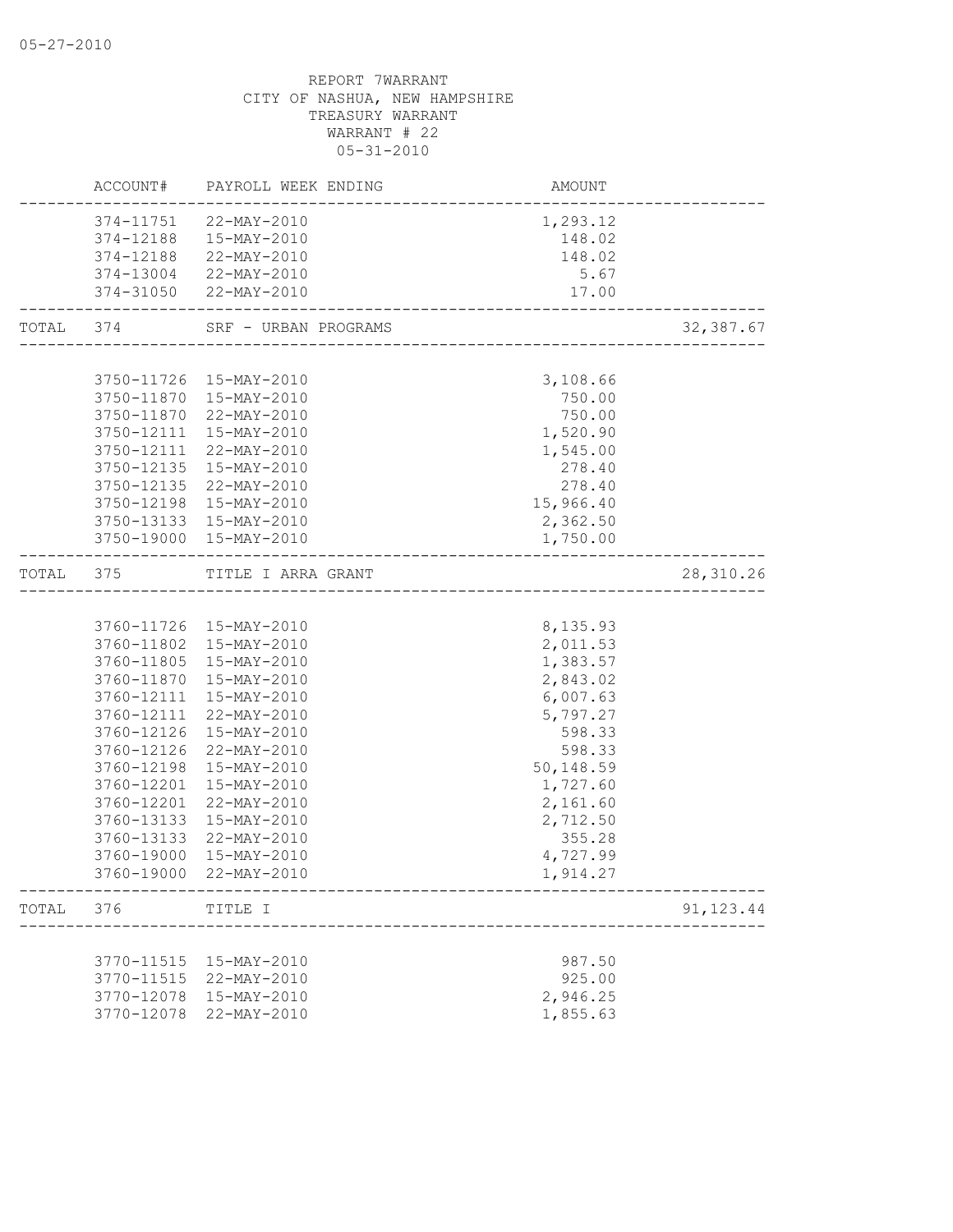REPORT 7WARRANT
CITY OF NASHUA, NEW HAMPSHIRE
TREASURY WARRANT
WARRANT # 22
05-31-2010

| | ACCOUNT# | PAYROLL WEEK ENDING | AMOUNT | |
|---|---|---|---|---|
| | 374-11751 | 22-MAY-2010 | 1,293.12 | |
| | 374-12188 | 15-MAY-2010 | 148.02 | |
| | 374-12188 | 22-MAY-2010 | 148.02 | |
| | 374-13004 | 22-MAY-2010 | 5.67 | |
| | 374-31050 | 22-MAY-2010 | 17.00 | |
| TOTAL | 374 | SRF - URBAN PROGRAMS | | 32,387.67 |
| | 3750-11726 | 15-MAY-2010 | 3,108.66 | |
| | 3750-11870 | 15-MAY-2010 | 750.00 | |
| | 3750-11870 | 22-MAY-2010 | 750.00 | |
| | 3750-12111 | 15-MAY-2010 | 1,520.90 | |
| | 3750-12111 | 22-MAY-2010 | 1,545.00 | |
| | 3750-12135 | 15-MAY-2010 | 278.40 | |
| | 3750-12135 | 22-MAY-2010 | 278.40 | |
| | 3750-12198 | 15-MAY-2010 | 15,966.40 | |
| | 3750-13133 | 15-MAY-2010 | 2,362.50 | |
| | 3750-19000 | 15-MAY-2010 | 1,750.00 | |
| TOTAL | 375 | TITLE I ARRA GRANT | | 28,310.26 |
| | 3760-11726 | 15-MAY-2010 | 8,135.93 | |
| | 3760-11802 | 15-MAY-2010 | 2,011.53 | |
| | 3760-11805 | 15-MAY-2010 | 1,383.57 | |
| | 3760-11870 | 15-MAY-2010 | 2,843.02 | |
| | 3760-12111 | 15-MAY-2010 | 6,007.63 | |
| | 3760-12111 | 22-MAY-2010 | 5,797.27 | |
| | 3760-12126 | 15-MAY-2010 | 598.33 | |
| | 3760-12126 | 22-MAY-2010 | 598.33 | |
| | 3760-12198 | 15-MAY-2010 | 50,148.59 | |
| | 3760-12201 | 15-MAY-2010 | 1,727.60 | |
| | 3760-12201 | 22-MAY-2010 | 2,161.60 | |
| | 3760-13133 | 15-MAY-2010 | 2,712.50 | |
| | 3760-13133 | 22-MAY-2010 | 355.28 | |
| | 3760-19000 | 15-MAY-2010 | 4,727.99 | |
| | 3760-19000 | 22-MAY-2010 | 1,914.27 | |
| TOTAL | 376 | TITLE I | | 91,123.44 |
| | 3770-11515 | 15-MAY-2010 | 987.50 | |
| | 3770-11515 | 22-MAY-2010 | 925.00 | |
| | 3770-12078 | 15-MAY-2010 | 2,946.25 | |
| | 3770-12078 | 22-MAY-2010 | 1,855.63 | |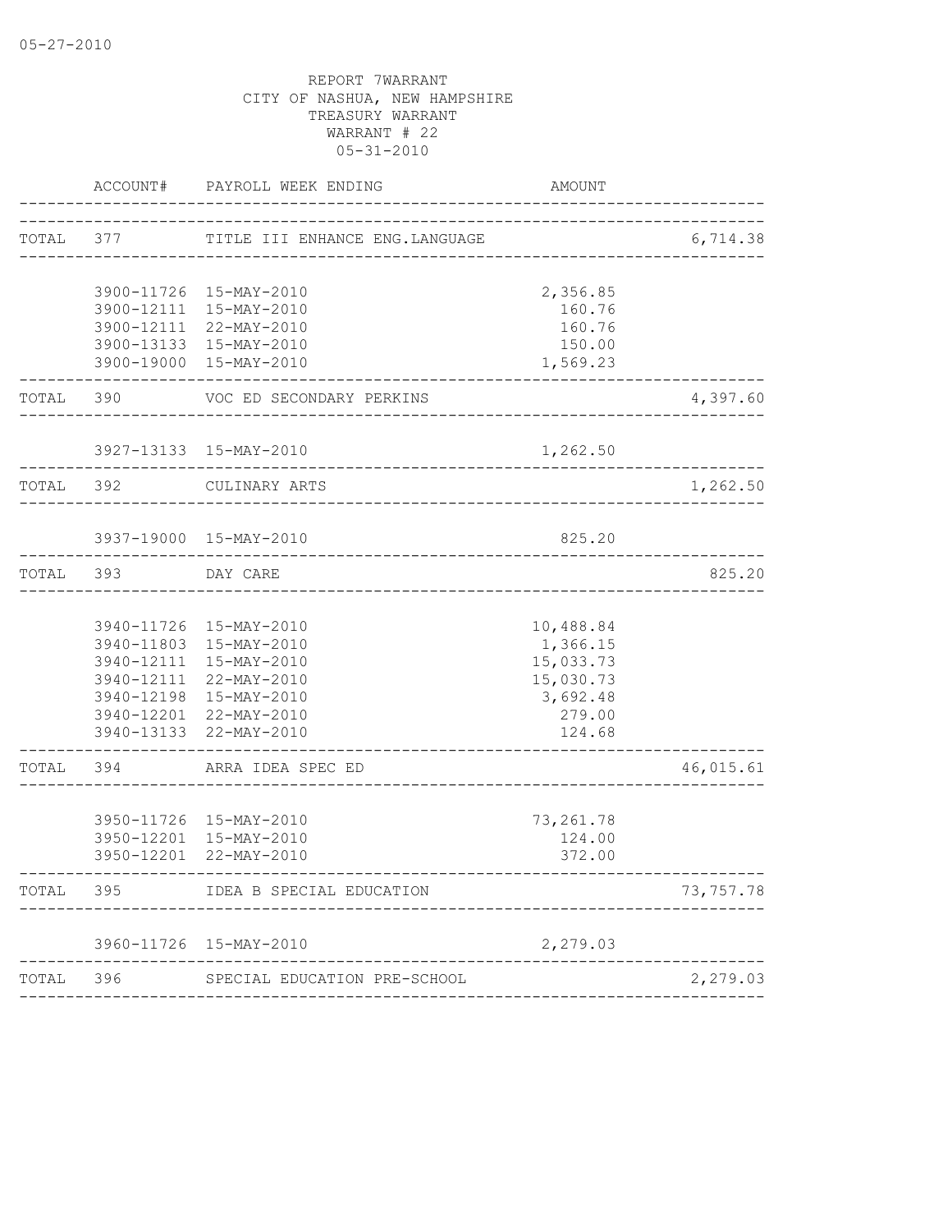REPORT 7WARRANT
CITY OF NASHUA, NEW HAMPSHIRE
TREASURY WARRANT
WARRANT # 22
05-31-2010

| | ACCOUNT# | PAYROLL WEEK ENDING | AMOUNT | |
|---|---|---|---|---|
| TOTAL | 377 | TITLE III ENHANCE ENG.LANGUAGE | | 6,714.38 |
| | 3900-11726 | 15-MAY-2010 | 2,356.85 | |
| | 3900-12111 | 15-MAY-2010 | 160.76 | |
| | 3900-12111 | 22-MAY-2010 | 160.76 | |
| | 3900-13133 | 15-MAY-2010 | 150.00 | |
| | 3900-19000 | 15-MAY-2010 | 1,569.23 | |
| TOTAL | 390 | VOC ED SECONDARY PERKINS | | 4,397.60 |
| | 3927-13133 | 15-MAY-2010 | 1,262.50 | |
| TOTAL | 392 | CULINARY ARTS | | 1,262.50 |
| | 3937-19000 | 15-MAY-2010 | 825.20 | |
| TOTAL | 393 | DAY CARE | | 825.20 |
| | 3940-11726 | 15-MAY-2010 | 10,488.84 | |
| | 3940-11803 | 15-MAY-2010 | 1,366.15 | |
| | 3940-12111 | 15-MAY-2010 | 15,033.73 | |
| | 3940-12111 | 22-MAY-2010 | 15,030.73 | |
| | 3940-12198 | 15-MAY-2010 | 3,692.48 | |
| | 3940-12201 | 22-MAY-2010 | 279.00 | |
| | 3940-13133 | 22-MAY-2010 | 124.68 | |
| TOTAL | 394 | ARRA IDEA SPEC ED | | 46,015.61 |
| | 3950-11726 | 15-MAY-2010 | 73,261.78 | |
| | 3950-12201 | 15-MAY-2010 | 124.00 | |
| | 3950-12201 | 22-MAY-2010 | 372.00 | |
| TOTAL | 395 | IDEA B SPECIAL EDUCATION | | 73,757.78 |
| | 3960-11726 | 15-MAY-2010 | 2,279.03 | |
| TOTAL | 396 | SPECIAL EDUCATION PRE-SCHOOL | | 2,279.03 |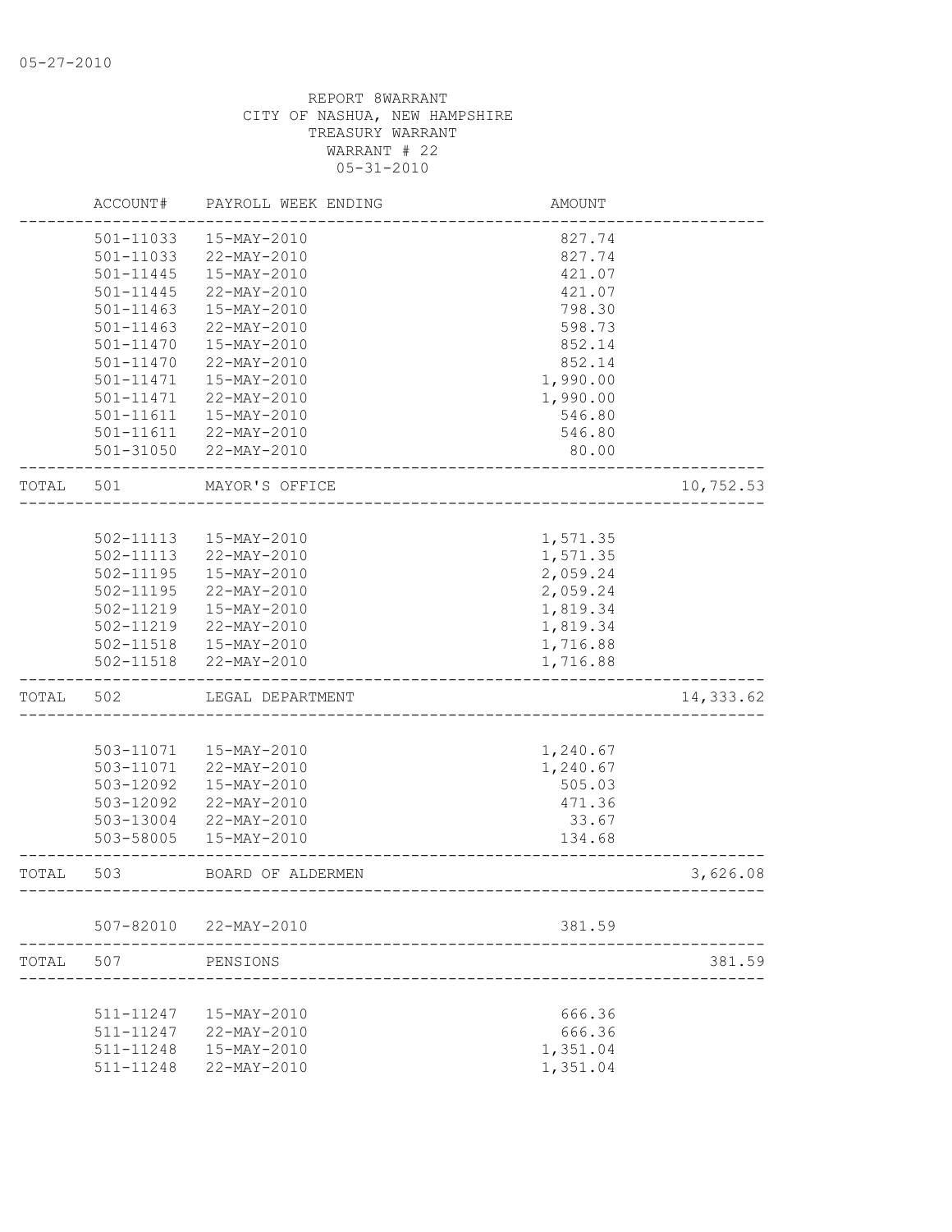05-27-2010

REPORT 8WARRANT
CITY OF NASHUA, NEW HAMPSHIRE
TREASURY WARRANT
WARRANT # 22
05-31-2010

| | ACCOUNT# | PAYROLL WEEK ENDING | AMOUNT | |
|---|---|---|---|---|
| | 501-11033 | 15-MAY-2010 | 827.74 | |
| | 501-11033 | 22-MAY-2010 | 827.74 | |
| | 501-11445 | 15-MAY-2010 | 421.07 | |
| | 501-11445 | 22-MAY-2010 | 421.07 | |
| | 501-11463 | 15-MAY-2010 | 798.30 | |
| | 501-11463 | 22-MAY-2010 | 598.73 | |
| | 501-11470 | 15-MAY-2010 | 852.14 | |
| | 501-11470 | 22-MAY-2010 | 852.14 | |
| | 501-11471 | 15-MAY-2010 | 1,990.00 | |
| | 501-11471 | 22-MAY-2010 | 1,990.00 | |
| | 501-11611 | 15-MAY-2010 | 546.80 | |
| | 501-11611 | 22-MAY-2010 | 546.80 | |
| | 501-31050 | 22-MAY-2010 | 80.00 | |
| TOTAL | 501 | MAYOR'S OFFICE | | 10,752.53 |
| | 502-11113 | 15-MAY-2010 | 1,571.35 | |
| | 502-11113 | 22-MAY-2010 | 1,571.35 | |
| | 502-11195 | 15-MAY-2010 | 2,059.24 | |
| | 502-11195 | 22-MAY-2010 | 2,059.24 | |
| | 502-11219 | 15-MAY-2010 | 1,819.34 | |
| | 502-11219 | 22-MAY-2010 | 1,819.34 | |
| | 502-11518 | 15-MAY-2010 | 1,716.88 | |
| | 502-11518 | 22-MAY-2010 | 1,716.88 | |
| TOTAL | 502 | LEGAL DEPARTMENT | | 14,333.62 |
| | 503-11071 | 15-MAY-2010 | 1,240.67 | |
| | 503-11071 | 22-MAY-2010 | 1,240.67 | |
| | 503-12092 | 15-MAY-2010 | 505.03 | |
| | 503-12092 | 22-MAY-2010 | 471.36 | |
| | 503-13004 | 22-MAY-2010 | 33.67 | |
| | 503-58005 | 15-MAY-2010 | 134.68 | |
| TOTAL | 503 | BOARD OF ALDERMEN | | 3,626.08 |
| | 507-82010 | 22-MAY-2010 | 381.59 | |
| TOTAL | 507 | PENSIONS | | 381.59 |
| | 511-11247 | 15-MAY-2010 | 666.36 | |
| | 511-11247 | 22-MAY-2010 | 666.36 | |
| | 511-11248 | 15-MAY-2010 | 1,351.04 | |
| | 511-11248 | 22-MAY-2010 | 1,351.04 | |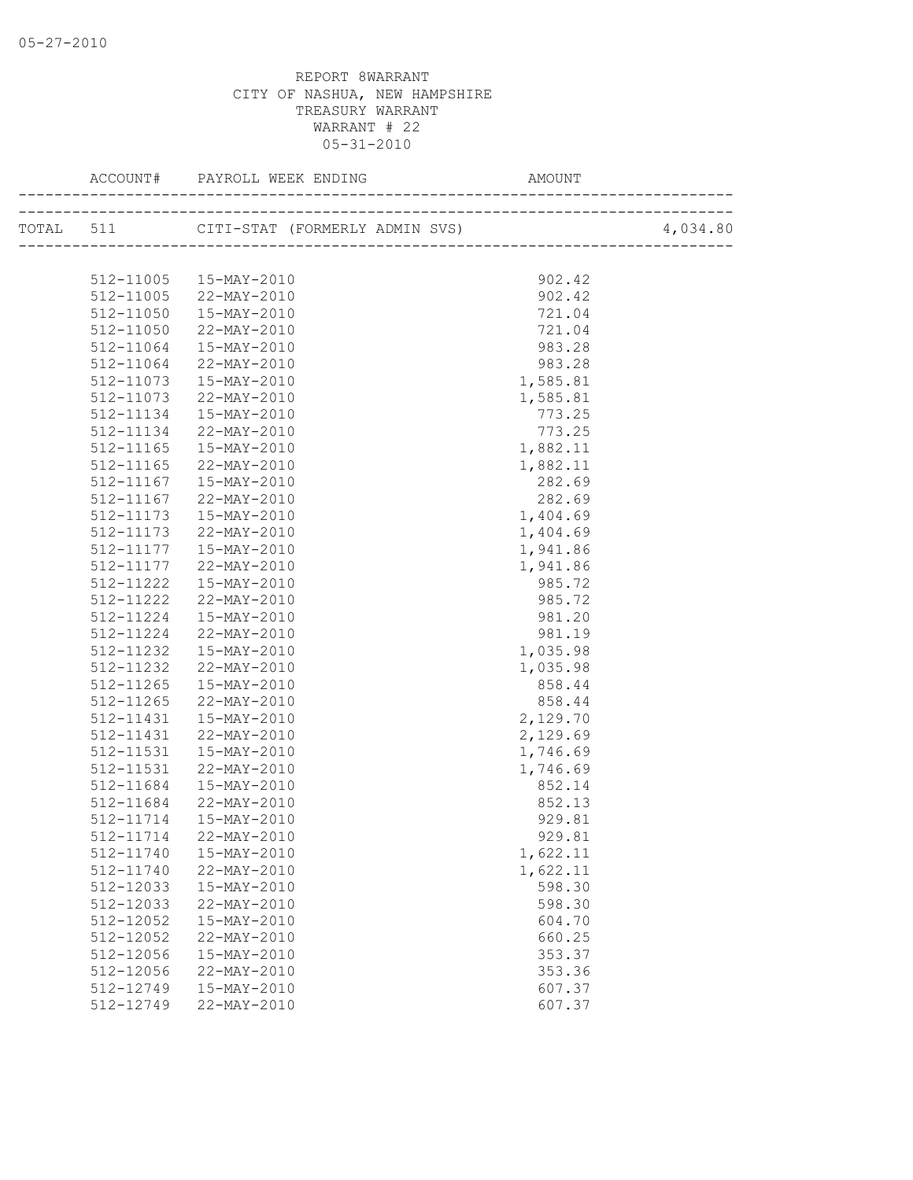05-27-2010

REPORT 8WARRANT
CITY OF NASHUA, NEW HAMPSHIRE
TREASURY WARRANT
WARRANT # 22
05-31-2010

| ACCOUNT# | PAYROLL WEEK ENDING | AMOUNT | |
|---|---|---|---|
| TOTAL 511 | CITI-STAT (FORMERLY ADMIN SVS) | | 4,034.80 |
| 512-11005 | 15-MAY-2010 | 902.42 | |
| 512-11005 | 22-MAY-2010 | 902.42 | |
| 512-11050 | 15-MAY-2010 | 721.04 | |
| 512-11050 | 22-MAY-2010 | 721.04 | |
| 512-11064 | 15-MAY-2010 | 983.28 | |
| 512-11064 | 22-MAY-2010 | 983.28 | |
| 512-11073 | 15-MAY-2010 | 1,585.81 | |
| 512-11073 | 22-MAY-2010 | 1,585.81 | |
| 512-11134 | 15-MAY-2010 | 773.25 | |
| 512-11134 | 22-MAY-2010 | 773.25 | |
| 512-11165 | 15-MAY-2010 | 1,882.11 | |
| 512-11165 | 22-MAY-2010 | 1,882.11 | |
| 512-11167 | 15-MAY-2010 | 282.69 | |
| 512-11167 | 22-MAY-2010 | 282.69 | |
| 512-11173 | 15-MAY-2010 | 1,404.69 | |
| 512-11173 | 22-MAY-2010 | 1,404.69 | |
| 512-11177 | 15-MAY-2010 | 1,941.86 | |
| 512-11177 | 22-MAY-2010 | 1,941.86 | |
| 512-11222 | 15-MAY-2010 | 985.72 | |
| 512-11222 | 22-MAY-2010 | 985.72 | |
| 512-11224 | 15-MAY-2010 | 981.20 | |
| 512-11224 | 22-MAY-2010 | 981.19 | |
| 512-11232 | 15-MAY-2010 | 1,035.98 | |
| 512-11232 | 22-MAY-2010 | 1,035.98 | |
| 512-11265 | 15-MAY-2010 | 858.44 | |
| 512-11265 | 22-MAY-2010 | 858.44 | |
| 512-11431 | 15-MAY-2010 | 2,129.70 | |
| 512-11431 | 22-MAY-2010 | 2,129.69 | |
| 512-11531 | 15-MAY-2010 | 1,746.69 | |
| 512-11531 | 22-MAY-2010 | 1,746.69 | |
| 512-11684 | 15-MAY-2010 | 852.14 | |
| 512-11684 | 22-MAY-2010 | 852.13 | |
| 512-11714 | 15-MAY-2010 | 929.81 | |
| 512-11714 | 22-MAY-2010 | 929.81 | |
| 512-11740 | 15-MAY-2010 | 1,622.11 | |
| 512-11740 | 22-MAY-2010 | 1,622.11 | |
| 512-12033 | 15-MAY-2010 | 598.30 | |
| 512-12033 | 22-MAY-2010 | 598.30 | |
| 512-12052 | 15-MAY-2010 | 604.70 | |
| 512-12052 | 22-MAY-2010 | 660.25 | |
| 512-12056 | 15-MAY-2010 | 353.37 | |
| 512-12056 | 22-MAY-2010 | 353.36 | |
| 512-12749 | 15-MAY-2010 | 607.37 | |
| 512-12749 | 22-MAY-2010 | 607.37 | |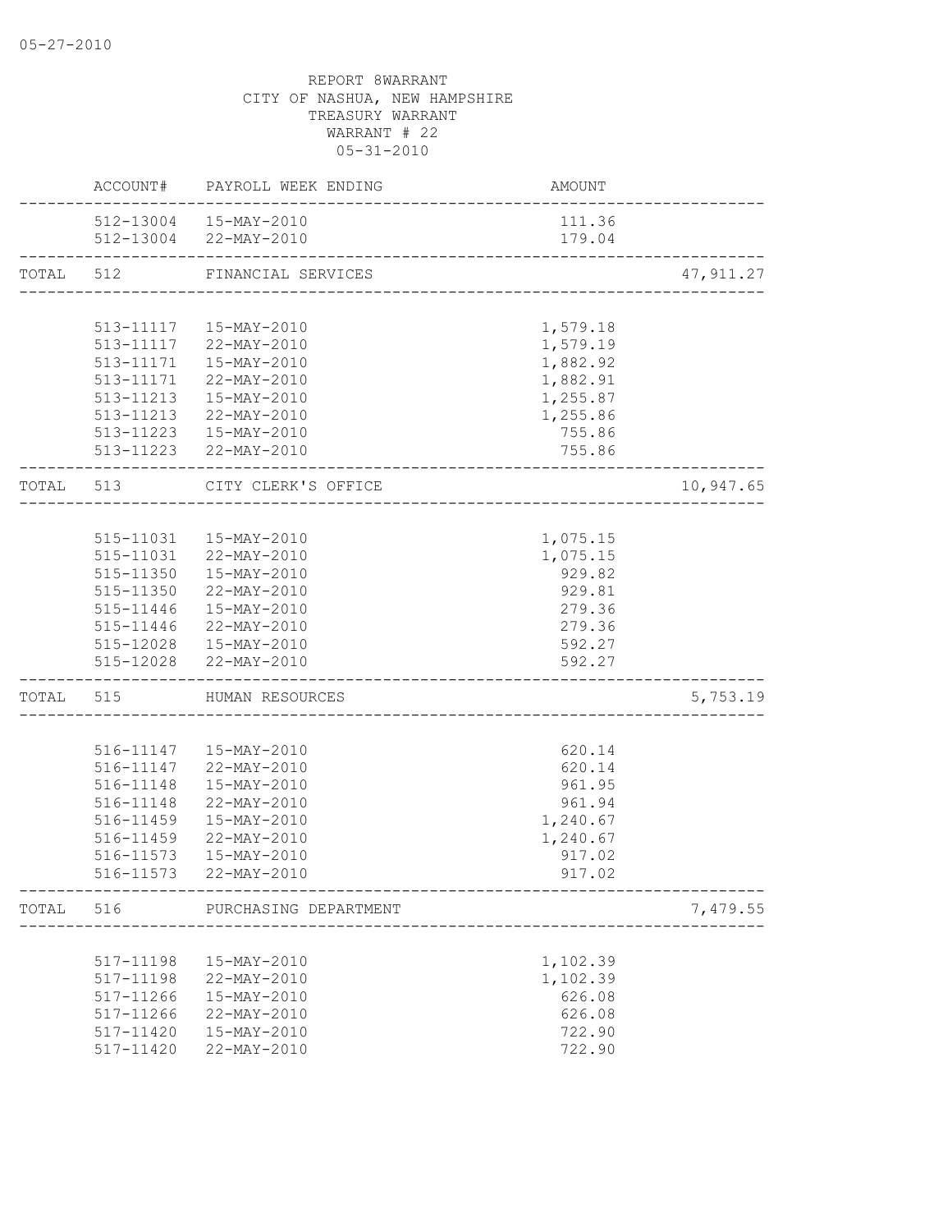05-27-2010

REPORT 8WARRANT
CITY OF NASHUA, NEW HAMPSHIRE
TREASURY WARRANT
WARRANT # 22
05-31-2010

| | ACCOUNT# | PAYROLL WEEK ENDING | AMOUNT | |
|---|---|---|---|---|
| | 512-13004 | 15-MAY-2010 | 111.36 | |
| | 512-13004 | 22-MAY-2010 | 179.04 | |
| TOTAL | 512 | FINANCIAL SERVICES | | 47,911.27 |
| | 513-11117 | 15-MAY-2010 | 1,579.18 | |
| | 513-11117 | 22-MAY-2010 | 1,579.19 | |
| | 513-11171 | 15-MAY-2010 | 1,882.92 | |
| | 513-11171 | 22-MAY-2010 | 1,882.91 | |
| | 513-11213 | 15-MAY-2010 | 1,255.87 | |
| | 513-11213 | 22-MAY-2010 | 1,255.86 | |
| | 513-11223 | 15-MAY-2010 | 755.86 | |
| | 513-11223 | 22-MAY-2010 | 755.86 | |
| TOTAL | 513 | CITY CLERK'S OFFICE | | 10,947.65 |
| | 515-11031 | 15-MAY-2010 | 1,075.15 | |
| | 515-11031 | 22-MAY-2010 | 1,075.15 | |
| | 515-11350 | 15-MAY-2010 | 929.82 | |
| | 515-11350 | 22-MAY-2010 | 929.81 | |
| | 515-11446 | 15-MAY-2010 | 279.36 | |
| | 515-11446 | 22-MAY-2010 | 279.36 | |
| | 515-12028 | 15-MAY-2010 | 592.27 | |
| | 515-12028 | 22-MAY-2010 | 592.27 | |
| TOTAL | 515 | HUMAN RESOURCES | | 5,753.19 |
| | 516-11147 | 15-MAY-2010 | 620.14 | |
| | 516-11147 | 22-MAY-2010 | 620.14 | |
| | 516-11148 | 15-MAY-2010 | 961.95 | |
| | 516-11148 | 22-MAY-2010 | 961.94 | |
| | 516-11459 | 15-MAY-2010 | 1,240.67 | |
| | 516-11459 | 22-MAY-2010 | 1,240.67 | |
| | 516-11573 | 15-MAY-2010 | 917.02 | |
| | 516-11573 | 22-MAY-2010 | 917.02 | |
| TOTAL | 516 | PURCHASING DEPARTMENT | | 7,479.55 |
| | 517-11198 | 15-MAY-2010 | 1,102.39 | |
| | 517-11198 | 22-MAY-2010 | 1,102.39 | |
| | 517-11266 | 15-MAY-2010 | 626.08 | |
| | 517-11266 | 22-MAY-2010 | 626.08 | |
| | 517-11420 | 15-MAY-2010 | 722.90 | |
| | 517-11420 | 22-MAY-2010 | 722.90 | |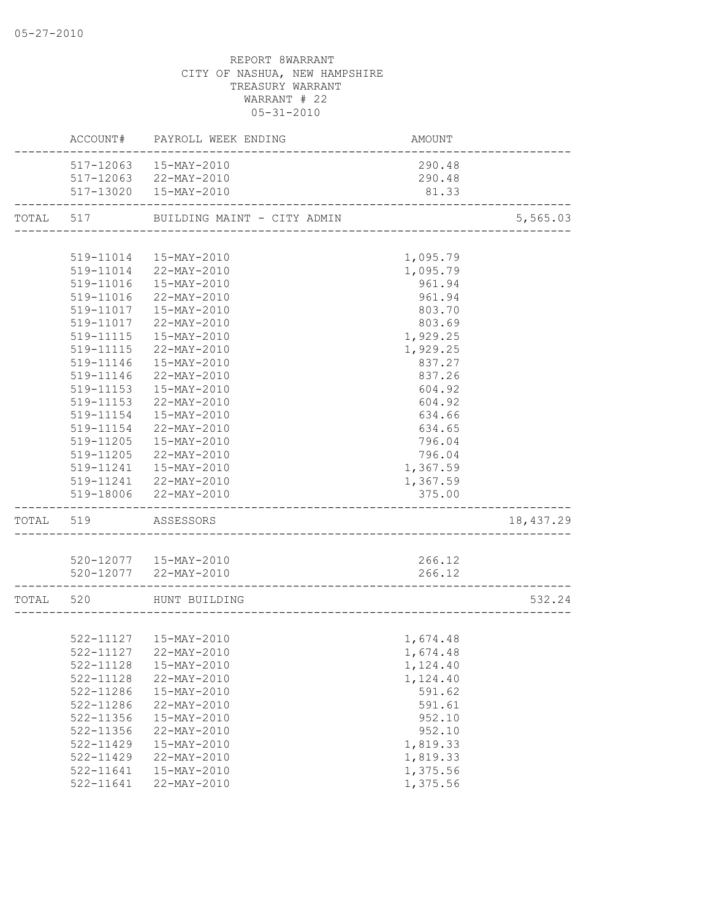05-27-2010

REPORT 8WARRANT
CITY OF NASHUA, NEW HAMPSHIRE
TREASURY WARRANT
WARRANT # 22
05-31-2010

| | ACCOUNT# | PAYROLL WEEK ENDING | AMOUNT | |
|---|---|---|---|---|
| | 517-12063 | 15-MAY-2010 | 290.48 | |
| | 517-12063 | 22-MAY-2010 | 290.48 | |
| | 517-13020 | 15-MAY-2010 | 81.33 | |
| TOTAL | 517 | BUILDING MAINT - CITY ADMIN | | 5,565.03 |
| | 519-11014 | 15-MAY-2010 | 1,095.79 | |
| | 519-11014 | 22-MAY-2010 | 1,095.79 | |
| | 519-11016 | 15-MAY-2010 | 961.94 | |
| | 519-11016 | 22-MAY-2010 | 961.94 | |
| | 519-11017 | 15-MAY-2010 | 803.70 | |
| | 519-11017 | 22-MAY-2010 | 803.69 | |
| | 519-11115 | 15-MAY-2010 | 1,929.25 | |
| | 519-11115 | 22-MAY-2010 | 1,929.25 | |
| | 519-11146 | 15-MAY-2010 | 837.27 | |
| | 519-11146 | 22-MAY-2010 | 837.26 | |
| | 519-11153 | 15-MAY-2010 | 604.92 | |
| | 519-11153 | 22-MAY-2010 | 604.92 | |
| | 519-11154 | 15-MAY-2010 | 634.66 | |
| | 519-11154 | 22-MAY-2010 | 634.65 | |
| | 519-11205 | 15-MAY-2010 | 796.04 | |
| | 519-11205 | 22-MAY-2010 | 796.04 | |
| | 519-11241 | 15-MAY-2010 | 1,367.59 | |
| | 519-11241 | 22-MAY-2010 | 1,367.59 | |
| | 519-18006 | 22-MAY-2010 | 375.00 | |
| TOTAL | 519 | ASSESSORS | | 18,437.29 |
| | 520-12077 | 15-MAY-2010 | 266.12 | |
| | 520-12077 | 22-MAY-2010 | 266.12 | |
| TOTAL | 520 | HUNT BUILDING | | 532.24 |
| | 522-11127 | 15-MAY-2010 | 1,674.48 | |
| | 522-11127 | 22-MAY-2010 | 1,674.48 | |
| | 522-11128 | 15-MAY-2010 | 1,124.40 | |
| | 522-11128 | 22-MAY-2010 | 1,124.40 | |
| | 522-11286 | 15-MAY-2010 | 591.62 | |
| | 522-11286 | 22-MAY-2010 | 591.61 | |
| | 522-11356 | 15-MAY-2010 | 952.10 | |
| | 522-11356 | 22-MAY-2010 | 952.10 | |
| | 522-11429 | 15-MAY-2010 | 1,819.33 | |
| | 522-11429 | 22-MAY-2010 | 1,819.33 | |
| | 522-11641 | 15-MAY-2010 | 1,375.56 | |
| | 522-11641 | 22-MAY-2010 | 1,375.56 | |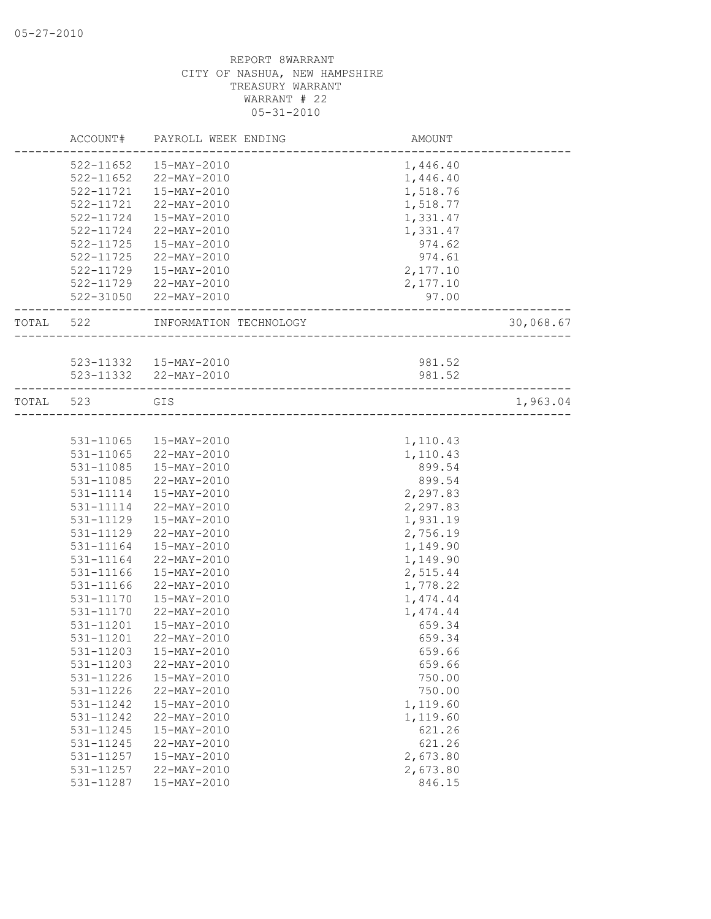REPORT 8WARRANT
CITY OF NASHUA, NEW HAMPSHIRE
TREASURY WARRANT
WARRANT # 22
05-31-2010

| ACCOUNT# | PAYROLL WEEK ENDING | AMOUNT | |
|---|---|---|---|
| 522-11652 | 15-MAY-2010 | 1,446.40 | |
| 522-11652 | 22-MAY-2010 | 1,446.40 | |
| 522-11721 | 15-MAY-2010 | 1,518.76 | |
| 522-11721 | 22-MAY-2010 | 1,518.77 | |
| 522-11724 | 15-MAY-2010 | 1,331.47 | |
| 522-11724 | 22-MAY-2010 | 1,331.47 | |
| 522-11725 | 15-MAY-2010 | 974.62 | |
| 522-11725 | 22-MAY-2010 | 974.61 | |
| 522-11729 | 15-MAY-2010 | 2,177.10 | |
| 522-11729 | 22-MAY-2010 | 2,177.10 | |
| 522-31050 | 22-MAY-2010 | 97.00 | |
| TOTAL 522 | INFORMATION TECHNOLOGY | | 30,068.67 |
| 523-11332 | 15-MAY-2010 | 981.52 | |
| 523-11332 | 22-MAY-2010 | 981.52 | |
| TOTAL 523 | GIS | | 1,963.04 |
| 531-11065 | 15-MAY-2010 | 1,110.43 | |
| 531-11065 | 22-MAY-2010 | 1,110.43 | |
| 531-11085 | 15-MAY-2010 | 899.54 | |
| 531-11085 | 22-MAY-2010 | 899.54 | |
| 531-11114 | 15-MAY-2010 | 2,297.83 | |
| 531-11114 | 22-MAY-2010 | 2,297.83 | |
| 531-11129 | 15-MAY-2010 | 1,931.19 | |
| 531-11129 | 22-MAY-2010 | 2,756.19 | |
| 531-11164 | 15-MAY-2010 | 1,149.90 | |
| 531-11164 | 22-MAY-2010 | 1,149.90 | |
| 531-11166 | 15-MAY-2010 | 2,515.44 | |
| 531-11166 | 22-MAY-2010 | 1,778.22 | |
| 531-11170 | 15-MAY-2010 | 1,474.44 | |
| 531-11170 | 22-MAY-2010 | 1,474.44 | |
| 531-11201 | 15-MAY-2010 | 659.34 | |
| 531-11201 | 22-MAY-2010 | 659.34 | |
| 531-11203 | 15-MAY-2010 | 659.66 | |
| 531-11203 | 22-MAY-2010 | 659.66 | |
| 531-11226 | 15-MAY-2010 | 750.00 | |
| 531-11226 | 22-MAY-2010 | 750.00 | |
| 531-11242 | 15-MAY-2010 | 1,119.60 | |
| 531-11242 | 22-MAY-2010 | 1,119.60 | |
| 531-11245 | 15-MAY-2010 | 621.26 | |
| 531-11245 | 22-MAY-2010 | 621.26 | |
| 531-11257 | 15-MAY-2010 | 2,673.80 | |
| 531-11257 | 22-MAY-2010 | 2,673.80 | |
| 531-11287 | 15-MAY-2010 | 846.15 | |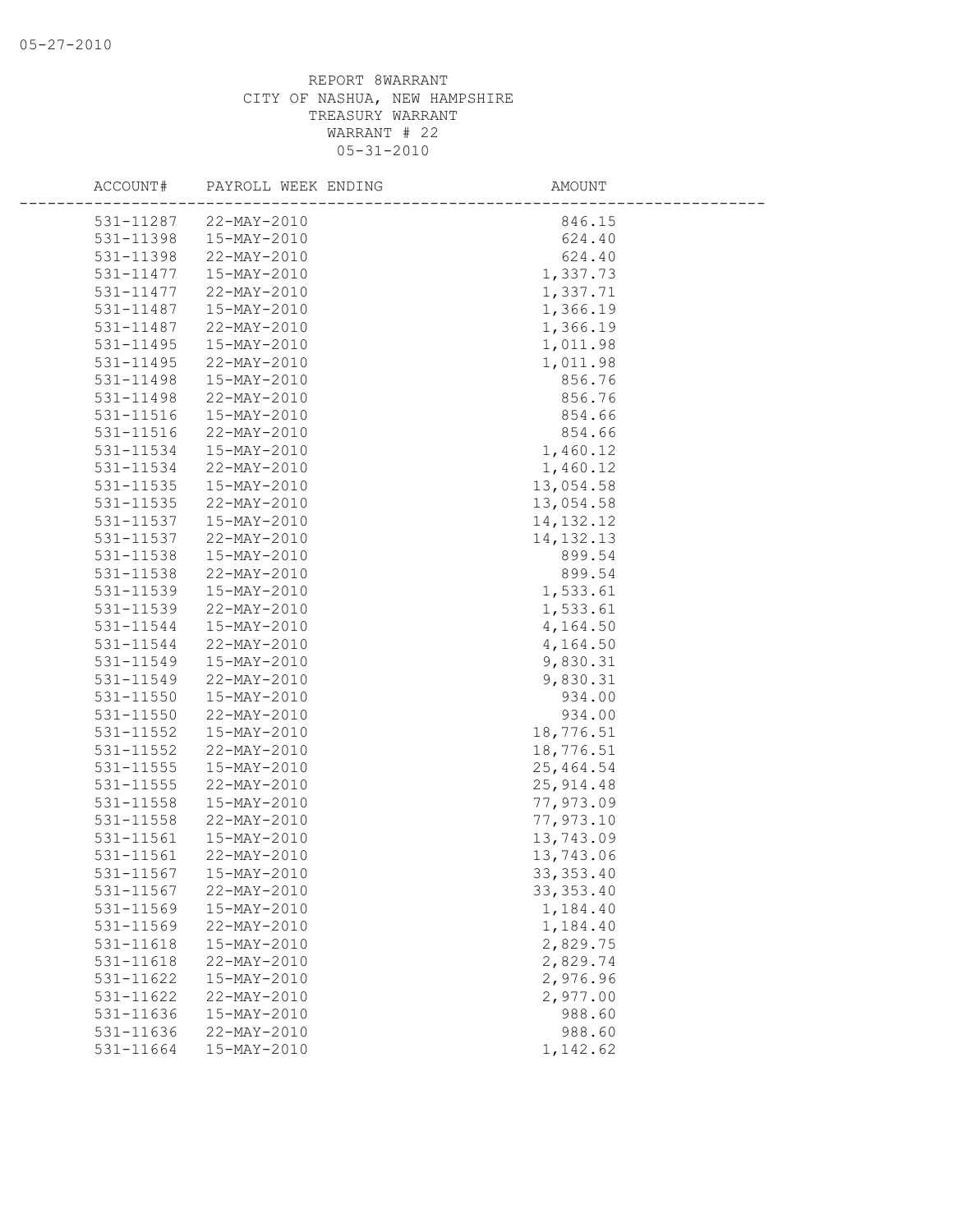REPORT 8WARRANT
CITY OF NASHUA, NEW HAMPSHIRE
TREASURY WARRANT
WARRANT # 22
05-31-2010

| ACCOUNT# | PAYROLL WEEK ENDING | AMOUNT |
|---|---|---|
| 531-11287 | 22-MAY-2010 | 846.15 |
| 531-11398 | 15-MAY-2010 | 624.40 |
| 531-11398 | 22-MAY-2010 | 624.40 |
| 531-11477 | 15-MAY-2010 | 1,337.73 |
| 531-11477 | 22-MAY-2010 | 1,337.71 |
| 531-11487 | 15-MAY-2010 | 1,366.19 |
| 531-11487 | 22-MAY-2010 | 1,366.19 |
| 531-11495 | 15-MAY-2010 | 1,011.98 |
| 531-11495 | 22-MAY-2010 | 1,011.98 |
| 531-11498 | 15-MAY-2010 | 856.76 |
| 531-11498 | 22-MAY-2010 | 856.76 |
| 531-11516 | 15-MAY-2010 | 854.66 |
| 531-11516 | 22-MAY-2010 | 854.66 |
| 531-11534 | 15-MAY-2010 | 1,460.12 |
| 531-11534 | 22-MAY-2010 | 1,460.12 |
| 531-11535 | 15-MAY-2010 | 13,054.58 |
| 531-11535 | 22-MAY-2010 | 13,054.58 |
| 531-11537 | 15-MAY-2010 | 14,132.12 |
| 531-11537 | 22-MAY-2010 | 14,132.13 |
| 531-11538 | 15-MAY-2010 | 899.54 |
| 531-11538 | 22-MAY-2010 | 899.54 |
| 531-11539 | 15-MAY-2010 | 1,533.61 |
| 531-11539 | 22-MAY-2010 | 1,533.61 |
| 531-11544 | 15-MAY-2010 | 4,164.50 |
| 531-11544 | 22-MAY-2010 | 4,164.50 |
| 531-11549 | 15-MAY-2010 | 9,830.31 |
| 531-11549 | 22-MAY-2010 | 9,830.31 |
| 531-11550 | 15-MAY-2010 | 934.00 |
| 531-11550 | 22-MAY-2010 | 934.00 |
| 531-11552 | 15-MAY-2010 | 18,776.51 |
| 531-11552 | 22-MAY-2010 | 18,776.51 |
| 531-11555 | 15-MAY-2010 | 25,464.54 |
| 531-11555 | 22-MAY-2010 | 25,914.48 |
| 531-11558 | 15-MAY-2010 | 77,973.09 |
| 531-11558 | 22-MAY-2010 | 77,973.10 |
| 531-11561 | 15-MAY-2010 | 13,743.09 |
| 531-11561 | 22-MAY-2010 | 13,743.06 |
| 531-11567 | 15-MAY-2010 | 33,353.40 |
| 531-11567 | 22-MAY-2010 | 33,353.40 |
| 531-11569 | 15-MAY-2010 | 1,184.40 |
| 531-11569 | 22-MAY-2010 | 1,184.40 |
| 531-11618 | 15-MAY-2010 | 2,829.75 |
| 531-11618 | 22-MAY-2010 | 2,829.74 |
| 531-11622 | 15-MAY-2010 | 2,976.96 |
| 531-11622 | 22-MAY-2010 | 2,977.00 |
| 531-11636 | 15-MAY-2010 | 988.60 |
| 531-11636 | 22-MAY-2010 | 988.60 |
| 531-11664 | 15-MAY-2010 | 1,142.62 |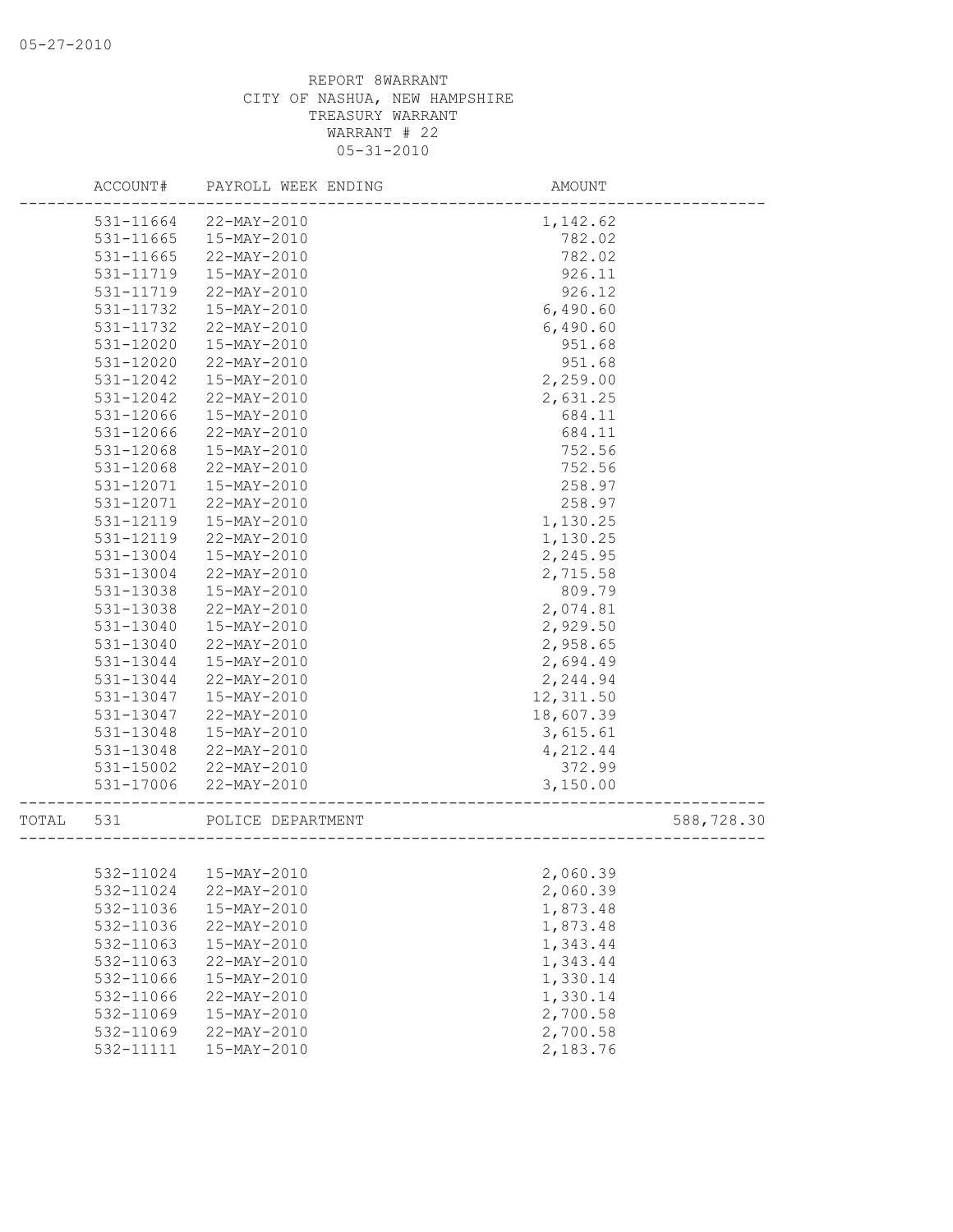05-27-2010

REPORT 8WARRANT
CITY OF NASHUA, NEW HAMPSHIRE
TREASURY WARRANT
WARRANT # 22
05-31-2010

| ACCOUNT# | PAYROLL WEEK ENDING | AMOUNT | |
|---|---|---|---|
| 531-11664 | 22-MAY-2010 | 1,142.62 | |
| 531-11665 | 15-MAY-2010 | 782.02 | |
| 531-11665 | 22-MAY-2010 | 782.02 | |
| 531-11719 | 15-MAY-2010 | 926.11 | |
| 531-11719 | 22-MAY-2010 | 926.12 | |
| 531-11732 | 15-MAY-2010 | 6,490.60 | |
| 531-11732 | 22-MAY-2010 | 6,490.60 | |
| 531-12020 | 15-MAY-2010 | 951.68 | |
| 531-12020 | 22-MAY-2010 | 951.68 | |
| 531-12042 | 15-MAY-2010 | 2,259.00 | |
| 531-12042 | 22-MAY-2010 | 2,631.25 | |
| 531-12066 | 15-MAY-2010 | 684.11 | |
| 531-12066 | 22-MAY-2010 | 684.11 | |
| 531-12068 | 15-MAY-2010 | 752.56 | |
| 531-12068 | 22-MAY-2010 | 752.56 | |
| 531-12071 | 15-MAY-2010 | 258.97 | |
| 531-12071 | 22-MAY-2010 | 258.97 | |
| 531-12119 | 15-MAY-2010 | 1,130.25 | |
| 531-12119 | 22-MAY-2010 | 1,130.25 | |
| 531-13004 | 15-MAY-2010 | 2,245.95 | |
| 531-13004 | 22-MAY-2010 | 2,715.58 | |
| 531-13038 | 15-MAY-2010 | 809.79 | |
| 531-13038 | 22-MAY-2010 | 2,074.81 | |
| 531-13040 | 15-MAY-2010 | 2,929.50 | |
| 531-13040 | 22-MAY-2010 | 2,958.65 | |
| 531-13044 | 15-MAY-2010 | 2,694.49 | |
| 531-13044 | 22-MAY-2010 | 2,244.94 | |
| 531-13047 | 15-MAY-2010 | 12,311.50 | |
| 531-13047 | 22-MAY-2010 | 18,607.39 | |
| 531-13048 | 15-MAY-2010 | 3,615.61 | |
| 531-13048 | 22-MAY-2010 | 4,212.44 | |
| 531-15002 | 22-MAY-2010 | 372.99 | |
| 531-17006 | 22-MAY-2010 | 3,150.00 | |
| TOTAL 531 | POLICE DEPARTMENT | | 588,728.30 |
| 532-11024 | 15-MAY-2010 | 2,060.39 | |
| 532-11024 | 22-MAY-2010 | 2,060.39 | |
| 532-11036 | 15-MAY-2010 | 1,873.48 | |
| 532-11036 | 22-MAY-2010 | 1,873.48 | |
| 532-11063 | 15-MAY-2010 | 1,343.44 | |
| 532-11063 | 22-MAY-2010 | 1,343.44 | |
| 532-11066 | 15-MAY-2010 | 1,330.14 | |
| 532-11066 | 22-MAY-2010 | 1,330.14 | |
| 532-11069 | 15-MAY-2010 | 2,700.58 | |
| 532-11069 | 22-MAY-2010 | 2,700.58 | |
| 532-11111 | 15-MAY-2010 | 2,183.76 | |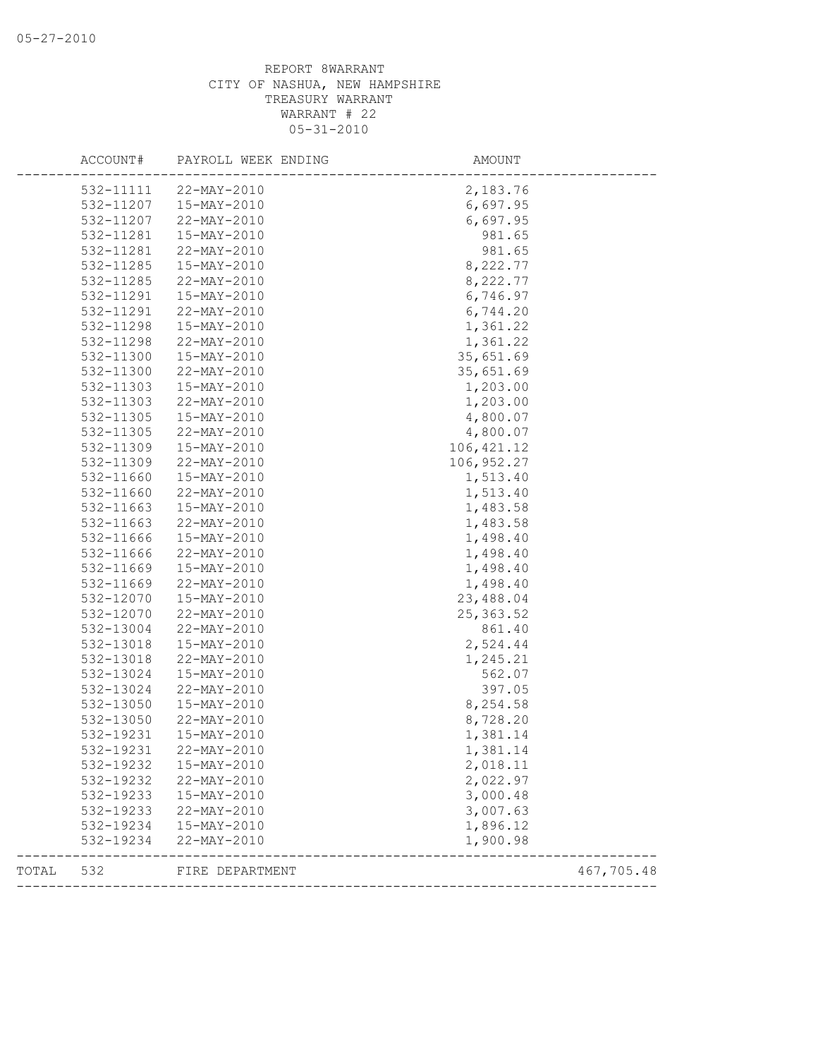REPORT 8WARRANT
CITY OF NASHUA, NEW HAMPSHIRE
TREASURY WARRANT
WARRANT # 22
05-31-2010

| ACCOUNT# | PAYROLL WEEK ENDING | AMOUNT | |
|---|---|---|---|
| 532-11111 | 22-MAY-2010 | 2,183.76 | |
| 532-11207 | 15-MAY-2010 | 6,697.95 | |
| 532-11207 | 22-MAY-2010 | 6,697.95 | |
| 532-11281 | 15-MAY-2010 | 981.65 | |
| 532-11281 | 22-MAY-2010 | 981.65 | |
| 532-11285 | 15-MAY-2010 | 8,222.77 | |
| 532-11285 | 22-MAY-2010 | 8,222.77 | |
| 532-11291 | 15-MAY-2010 | 6,746.97 | |
| 532-11291 | 22-MAY-2010 | 6,744.20 | |
| 532-11298 | 15-MAY-2010 | 1,361.22 | |
| 532-11298 | 22-MAY-2010 | 1,361.22 | |
| 532-11300 | 15-MAY-2010 | 35,651.69 | |
| 532-11300 | 22-MAY-2010 | 35,651.69 | |
| 532-11303 | 15-MAY-2010 | 1,203.00 | |
| 532-11303 | 22-MAY-2010 | 1,203.00 | |
| 532-11305 | 15-MAY-2010 | 4,800.07 | |
| 532-11305 | 22-MAY-2010 | 4,800.07 | |
| 532-11309 | 15-MAY-2010 | 106,421.12 | |
| 532-11309 | 22-MAY-2010 | 106,952.27 | |
| 532-11660 | 15-MAY-2010 | 1,513.40 | |
| 532-11660 | 22-MAY-2010 | 1,513.40 | |
| 532-11663 | 15-MAY-2010 | 1,483.58 | |
| 532-11663 | 22-MAY-2010 | 1,483.58 | |
| 532-11666 | 15-MAY-2010 | 1,498.40 | |
| 532-11666 | 22-MAY-2010 | 1,498.40 | |
| 532-11669 | 15-MAY-2010 | 1,498.40 | |
| 532-11669 | 22-MAY-2010 | 1,498.40 | |
| 532-12070 | 15-MAY-2010 | 23,488.04 | |
| 532-12070 | 22-MAY-2010 | 25,363.52 | |
| 532-13004 | 22-MAY-2010 | 861.40 | |
| 532-13018 | 15-MAY-2010 | 2,524.44 | |
| 532-13018 | 22-MAY-2010 | 1,245.21 | |
| 532-13024 | 15-MAY-2010 | 562.07 | |
| 532-13024 | 22-MAY-2010 | 397.05 | |
| 532-13050 | 15-MAY-2010 | 8,254.58 | |
| 532-13050 | 22-MAY-2010 | 8,728.20 | |
| 532-19231 | 15-MAY-2010 | 1,381.14 | |
| 532-19231 | 22-MAY-2010 | 1,381.14 | |
| 532-19232 | 15-MAY-2010 | 2,018.11 | |
| 532-19232 | 22-MAY-2010 | 2,022.97 | |
| 532-19233 | 15-MAY-2010 | 3,000.48 | |
| 532-19233 | 22-MAY-2010 | 3,007.63 | |
| 532-19234 | 15-MAY-2010 | 1,896.12 | |
| 532-19234 | 22-MAY-2010 | 1,900.98 | |
| TOTAL 532 | FIRE DEPARTMENT | | 467,705.48 |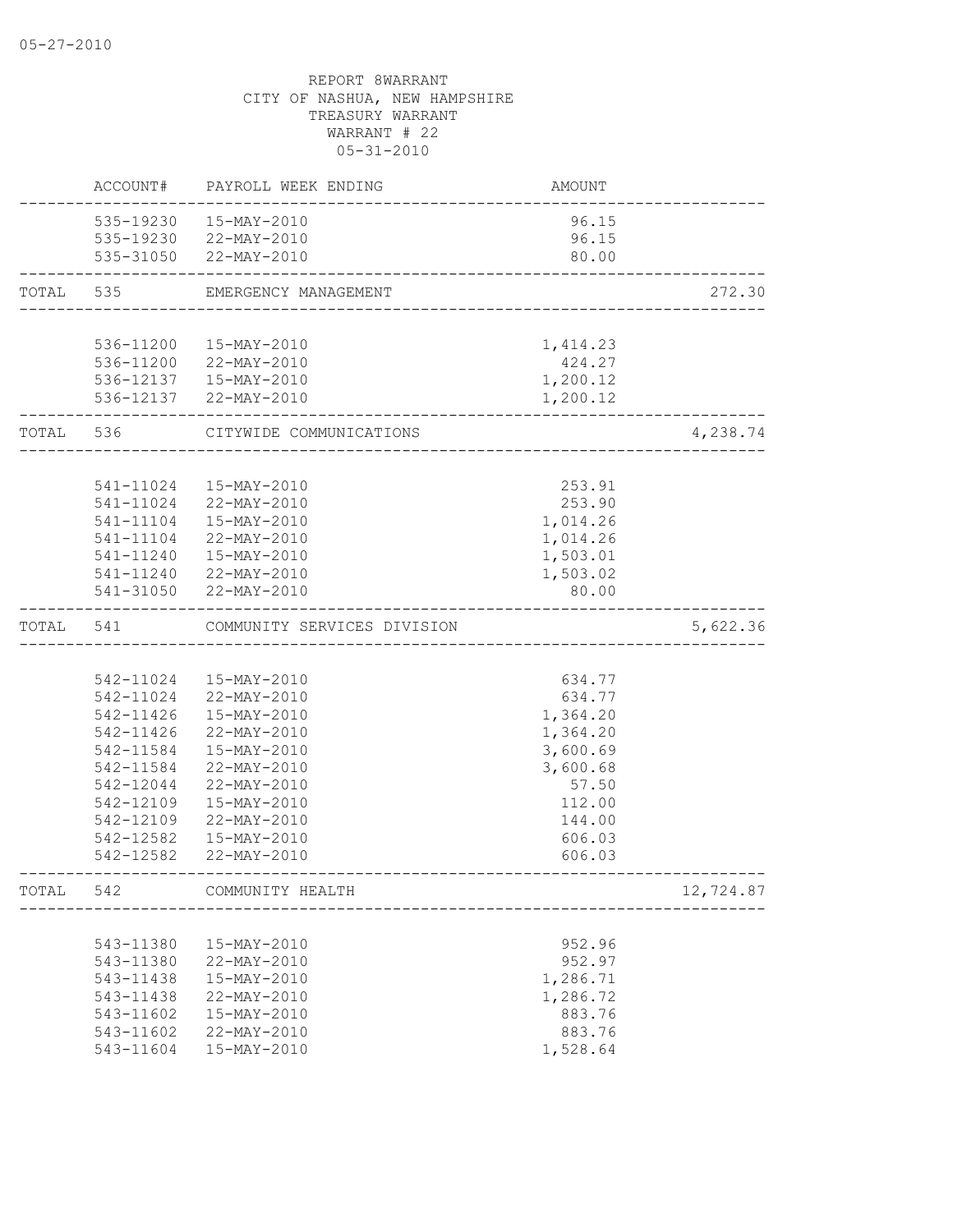REPORT 8WARRANT
CITY OF NASHUA, NEW HAMPSHIRE
TREASURY WARRANT
WARRANT # 22
05-31-2010

| | ACCOUNT# | PAYROLL WEEK ENDING | AMOUNT | |
|---|---|---|---|---|
| | 535-19230 | 15-MAY-2010 | 96.15 | |
| | 535-19230 | 22-MAY-2010 | 96.15 | |
| | 535-31050 | 22-MAY-2010 | 80.00 | |
| TOTAL | 535 | EMERGENCY MANAGEMENT | | 272.30 |
| | 536-11200 | 15-MAY-2010 | 1,414.23 | |
| | 536-11200 | 22-MAY-2010 | 424.27 | |
| | 536-12137 | 15-MAY-2010 | 1,200.12 | |
| | 536-12137 | 22-MAY-2010 | 1,200.12 | |
| TOTAL | 536 | CITYWIDE COMMUNICATIONS | | 4,238.74 |
| | 541-11024 | 15-MAY-2010 | 253.91 | |
| | 541-11024 | 22-MAY-2010 | 253.90 | |
| | 541-11104 | 15-MAY-2010 | 1,014.26 | |
| | 541-11104 | 22-MAY-2010 | 1,014.26 | |
| | 541-11240 | 15-MAY-2010 | 1,503.01 | |
| | 541-11240 | 22-MAY-2010 | 1,503.02 | |
| | 541-31050 | 22-MAY-2010 | 80.00 | |
| TOTAL | 541 | COMMUNITY SERVICES DIVISION | | 5,622.36 |
| | 542-11024 | 15-MAY-2010 | 634.77 | |
| | 542-11024 | 22-MAY-2010 | 634.77 | |
| | 542-11426 | 15-MAY-2010 | 1,364.20 | |
| | 542-11426 | 22-MAY-2010 | 1,364.20 | |
| | 542-11584 | 15-MAY-2010 | 3,600.69 | |
| | 542-11584 | 22-MAY-2010 | 3,600.68 | |
| | 542-12044 | 22-MAY-2010 | 57.50 | |
| | 542-12109 | 15-MAY-2010 | 112.00 | |
| | 542-12109 | 22-MAY-2010 | 144.00 | |
| | 542-12582 | 15-MAY-2010 | 606.03 | |
| | 542-12582 | 22-MAY-2010 | 606.03 | |
| TOTAL | 542 | COMMUNITY HEALTH | | 12,724.87 |
| | 543-11380 | 15-MAY-2010 | 952.96 | |
| | 543-11380 | 22-MAY-2010 | 952.97 | |
| | 543-11438 | 15-MAY-2010 | 1,286.71 | |
| | 543-11438 | 22-MAY-2010 | 1,286.72 | |
| | 543-11602 | 15-MAY-2010 | 883.76 | |
| | 543-11602 | 22-MAY-2010 | 883.76 | |
| | 543-11604 | 15-MAY-2010 | 1,528.64 | |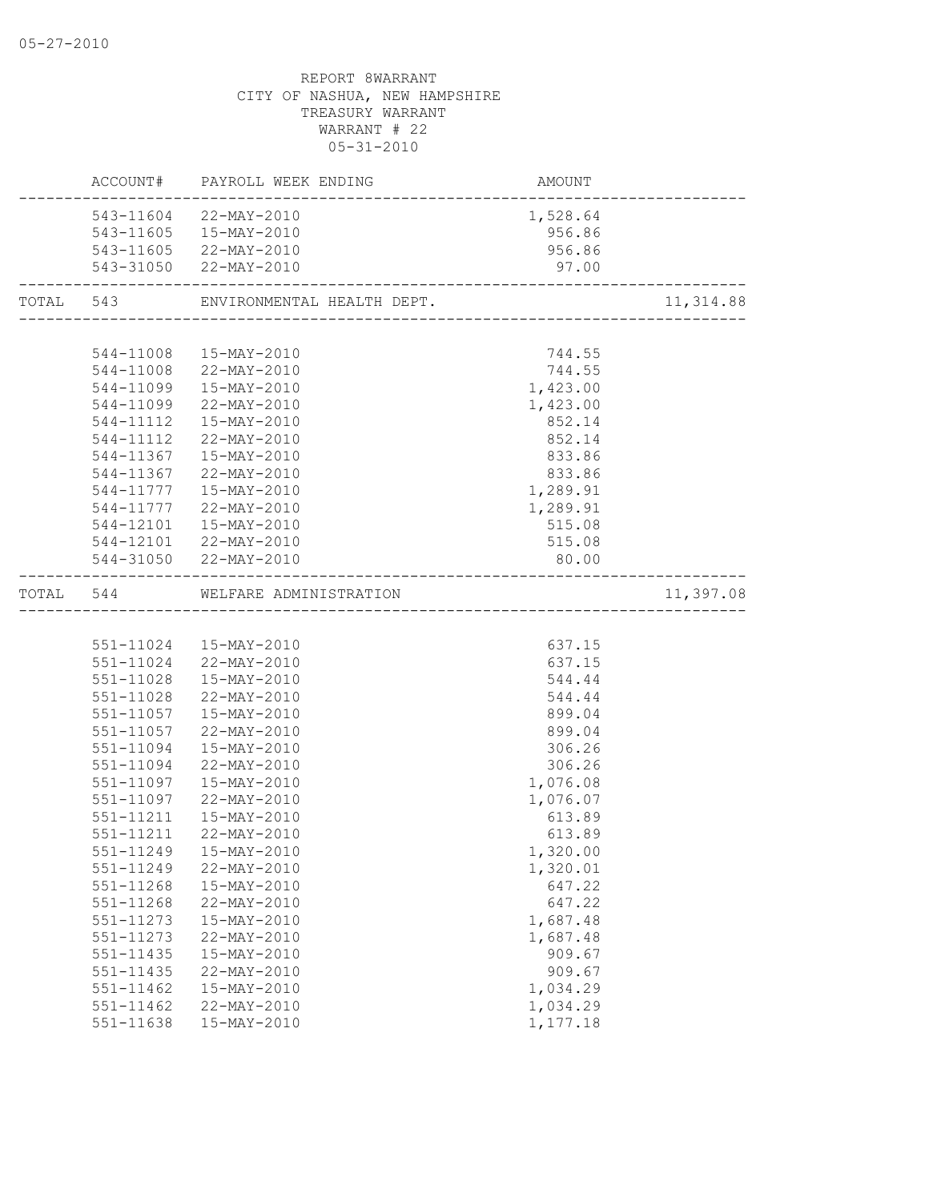05-27-2010

REPORT 8WARRANT
CITY OF NASHUA, NEW HAMPSHIRE
TREASURY WARRANT
WARRANT # 22
05-31-2010

| | ACCOUNT# | PAYROLL WEEK ENDING | AMOUNT | |
|---|---|---|---|---|
| | 543-11604 | 22-MAY-2010 | 1,528.64 | |
| | 543-11605 | 15-MAY-2010 | 956.86 | |
| | 543-11605 | 22-MAY-2010 | 956.86 | |
| | 543-31050 | 22-MAY-2010 | 97.00 | |
| TOTAL | 543 | ENVIRONMENTAL HEALTH DEPT. | | 11,314.88 |
| | 544-11008 | 15-MAY-2010 | 744.55 | |
| | 544-11008 | 22-MAY-2010 | 744.55 | |
| | 544-11099 | 15-MAY-2010 | 1,423.00 | |
| | 544-11099 | 22-MAY-2010 | 1,423.00 | |
| | 544-11112 | 15-MAY-2010 | 852.14 | |
| | 544-11112 | 22-MAY-2010 | 852.14 | |
| | 544-11367 | 15-MAY-2010 | 833.86 | |
| | 544-11367 | 22-MAY-2010 | 833.86 | |
| | 544-11777 | 15-MAY-2010 | 1,289.91 | |
| | 544-11777 | 22-MAY-2010 | 1,289.91 | |
| | 544-12101 | 15-MAY-2010 | 515.08 | |
| | 544-12101 | 22-MAY-2010 | 515.08 | |
| | 544-31050 | 22-MAY-2010 | 80.00 | |
| TOTAL | 544 | WELFARE ADMINISTRATION | | 11,397.08 |
| | 551-11024 | 15-MAY-2010 | 637.15 | |
| | 551-11024 | 22-MAY-2010 | 637.15 | |
| | 551-11028 | 15-MAY-2010 | 544.44 | |
| | 551-11028 | 22-MAY-2010 | 544.44 | |
| | 551-11057 | 15-MAY-2010 | 899.04 | |
| | 551-11057 | 22-MAY-2010 | 899.04 | |
| | 551-11094 | 15-MAY-2010 | 306.26 | |
| | 551-11094 | 22-MAY-2010 | 306.26 | |
| | 551-11097 | 15-MAY-2010 | 1,076.08 | |
| | 551-11097 | 22-MAY-2010 | 1,076.07 | |
| | 551-11211 | 15-MAY-2010 | 613.89 | |
| | 551-11211 | 22-MAY-2010 | 613.89 | |
| | 551-11249 | 15-MAY-2010 | 1,320.00 | |
| | 551-11249 | 22-MAY-2010 | 1,320.01 | |
| | 551-11268 | 15-MAY-2010 | 647.22 | |
| | 551-11268 | 22-MAY-2010 | 647.22 | |
| | 551-11273 | 15-MAY-2010 | 1,687.48 | |
| | 551-11273 | 22-MAY-2010 | 1,687.48 | |
| | 551-11435 | 15-MAY-2010 | 909.67 | |
| | 551-11435 | 22-MAY-2010 | 909.67 | |
| | 551-11462 | 15-MAY-2010 | 1,034.29 | |
| | 551-11462 | 22-MAY-2010 | 1,034.29 | |
| | 551-11638 | 15-MAY-2010 | 1,177.18 | |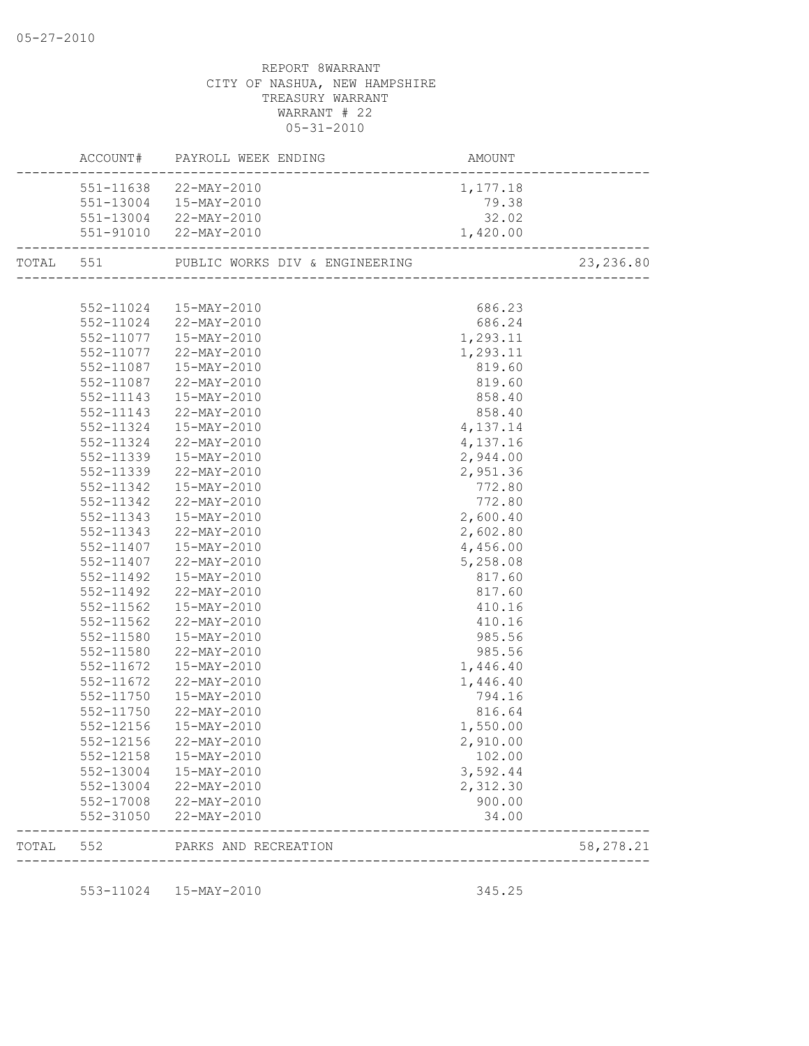05-27-2010

REPORT 8WARRANT
CITY OF NASHUA, NEW HAMPSHIRE
TREASURY WARRANT
WARRANT # 22
05-31-2010

| | ACCOUNT# | PAYROLL WEEK ENDING | AMOUNT | |
|---|---|---|---|---|
| | 551-11638 | 22-MAY-2010 | 1,177.18 | |
| | 551-13004 | 15-MAY-2010 | 79.38 | |
| | 551-13004 | 22-MAY-2010 | 32.02 | |
| | 551-91010 | 22-MAY-2010 | 1,420.00 | |
| TOTAL | 551 | PUBLIC WORKS DIV & ENGINEERING | | 23,236.80 |
| | 552-11024 | 15-MAY-2010 | 686.23 | |
| | 552-11024 | 22-MAY-2010 | 686.24 | |
| | 552-11077 | 15-MAY-2010 | 1,293.11 | |
| | 552-11077 | 22-MAY-2010 | 1,293.11 | |
| | 552-11087 | 15-MAY-2010 | 819.60 | |
| | 552-11087 | 22-MAY-2010 | 819.60 | |
| | 552-11143 | 15-MAY-2010 | 858.40 | |
| | 552-11143 | 22-MAY-2010 | 858.40 | |
| | 552-11324 | 15-MAY-2010 | 4,137.14 | |
| | 552-11324 | 22-MAY-2010 | 4,137.16 | |
| | 552-11339 | 15-MAY-2010 | 2,944.00 | |
| | 552-11339 | 22-MAY-2010 | 2,951.36 | |
| | 552-11342 | 15-MAY-2010 | 772.80 | |
| | 552-11342 | 22-MAY-2010 | 772.80 | |
| | 552-11343 | 15-MAY-2010 | 2,600.40 | |
| | 552-11343 | 22-MAY-2010 | 2,602.80 | |
| | 552-11407 | 15-MAY-2010 | 4,456.00 | |
| | 552-11407 | 22-MAY-2010 | 5,258.08 | |
| | 552-11492 | 15-MAY-2010 | 817.60 | |
| | 552-11492 | 22-MAY-2010 | 817.60 | |
| | 552-11562 | 15-MAY-2010 | 410.16 | |
| | 552-11562 | 22-MAY-2010 | 410.16 | |
| | 552-11580 | 15-MAY-2010 | 985.56 | |
| | 552-11580 | 22-MAY-2010 | 985.56 | |
| | 552-11672 | 15-MAY-2010 | 1,446.40 | |
| | 552-11672 | 22-MAY-2010 | 1,446.40 | |
| | 552-11750 | 15-MAY-2010 | 794.16 | |
| | 552-11750 | 22-MAY-2010 | 816.64 | |
| | 552-12156 | 15-MAY-2010 | 1,550.00 | |
| | 552-12156 | 22-MAY-2010 | 2,910.00 | |
| | 552-12158 | 15-MAY-2010 | 102.00 | |
| | 552-13004 | 15-MAY-2010 | 3,592.44 | |
| | 552-13004 | 22-MAY-2010 | 2,312.30 | |
| | 552-17008 | 22-MAY-2010 | 900.00 | |
| | 552-31050 | 22-MAY-2010 | 34.00 | |
| TOTAL | 552 | PARKS AND RECREATION | | 58,278.21 |
| | 553-11024 | 15-MAY-2010 | 345.25 | |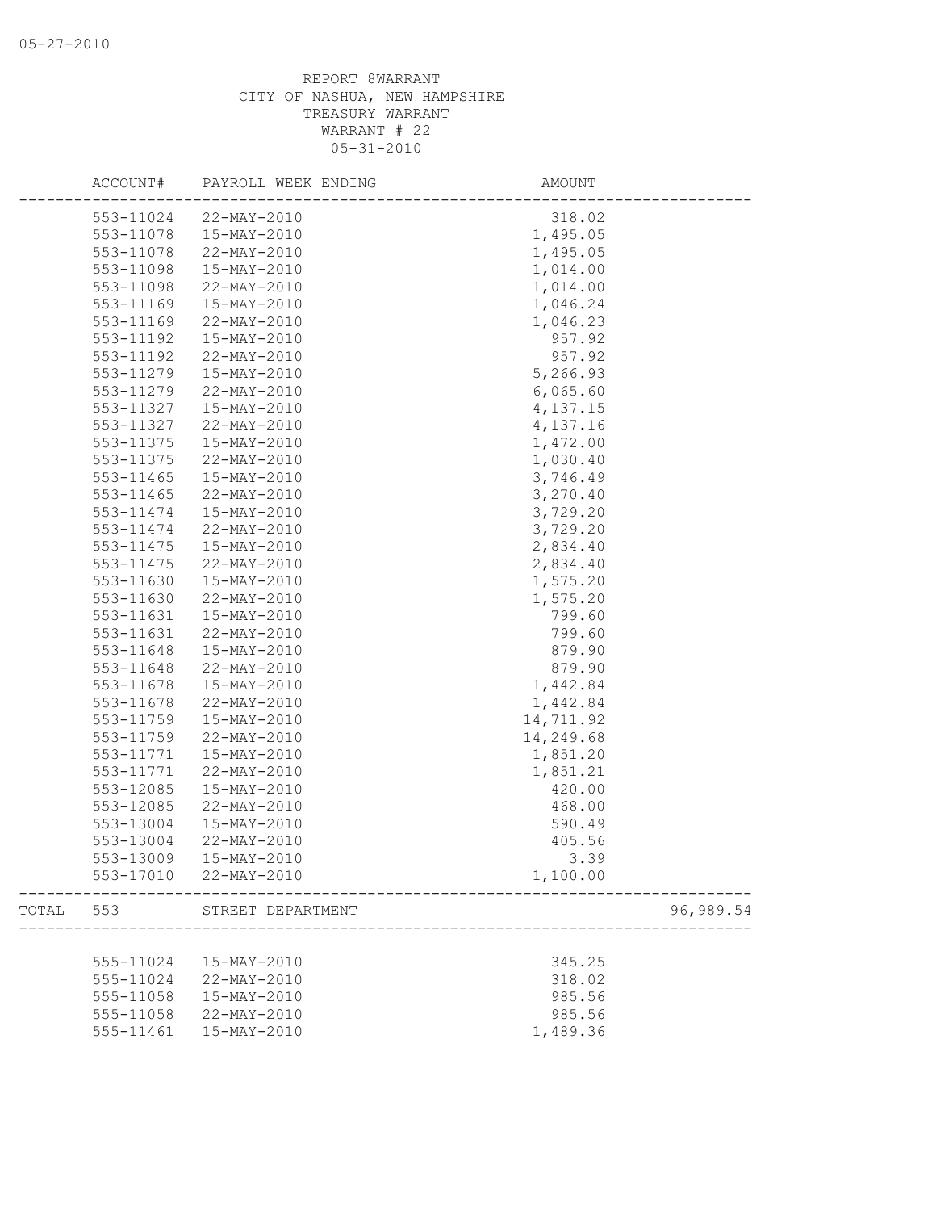REPORT 8WARRANT
CITY OF NASHUA, NEW HAMPSHIRE
TREASURY WARRANT
WARRANT # 22
05-31-2010

| ACCOUNT# | PAYROLL WEEK ENDING | AMOUNT | |
|---|---|---|---|
| 553-11024 | 22-MAY-2010 | 318.02 | |
| 553-11078 | 15-MAY-2010 | 1,495.05 | |
| 553-11078 | 22-MAY-2010 | 1,495.05 | |
| 553-11098 | 15-MAY-2010 | 1,014.00 | |
| 553-11098 | 22-MAY-2010 | 1,014.00 | |
| 553-11169 | 15-MAY-2010 | 1,046.24 | |
| 553-11169 | 22-MAY-2010 | 1,046.23 | |
| 553-11192 | 15-MAY-2010 | 957.92 | |
| 553-11192 | 22-MAY-2010 | 957.92 | |
| 553-11279 | 15-MAY-2010 | 5,266.93 | |
| 553-11279 | 22-MAY-2010 | 6,065.60 | |
| 553-11327 | 15-MAY-2010 | 4,137.15 | |
| 553-11327 | 22-MAY-2010 | 4,137.16 | |
| 553-11375 | 15-MAY-2010 | 1,472.00 | |
| 553-11375 | 22-MAY-2010 | 1,030.40 | |
| 553-11465 | 15-MAY-2010 | 3,746.49 | |
| 553-11465 | 22-MAY-2010 | 3,270.40 | |
| 553-11474 | 15-MAY-2010 | 3,729.20 | |
| 553-11474 | 22-MAY-2010 | 3,729.20 | |
| 553-11475 | 15-MAY-2010 | 2,834.40 | |
| 553-11475 | 22-MAY-2010 | 2,834.40 | |
| 553-11630 | 15-MAY-2010 | 1,575.20 | |
| 553-11630 | 22-MAY-2010 | 1,575.20 | |
| 553-11631 | 15-MAY-2010 | 799.60 | |
| 553-11631 | 22-MAY-2010 | 799.60 | |
| 553-11648 | 15-MAY-2010 | 879.90 | |
| 553-11648 | 22-MAY-2010 | 879.90 | |
| 553-11678 | 15-MAY-2010 | 1,442.84 | |
| 553-11678 | 22-MAY-2010 | 1,442.84 | |
| 553-11759 | 15-MAY-2010 | 14,711.92 | |
| 553-11759 | 22-MAY-2010 | 14,249.68 | |
| 553-11771 | 15-MAY-2010 | 1,851.20 | |
| 553-11771 | 22-MAY-2010 | 1,851.21 | |
| 553-12085 | 15-MAY-2010 | 420.00 | |
| 553-12085 | 22-MAY-2010 | 468.00 | |
| 553-13004 | 15-MAY-2010 | 590.49 | |
| 553-13004 | 22-MAY-2010 | 405.56 | |
| 553-13009 | 15-MAY-2010 | 3.39 | |
| 553-17010 | 22-MAY-2010 | 1,100.00 | |
| TOTAL 553 | STREET DEPARTMENT | | 96,989.54 |
| 555-11024 | 15-MAY-2010 | 345.25 | |
| 555-11024 | 22-MAY-2010 | 318.02 | |
| 555-11058 | 15-MAY-2010 | 985.56 | |
| 555-11058 | 22-MAY-2010 | 985.56 | |
| 555-11461 | 15-MAY-2010 | 1,489.36 | |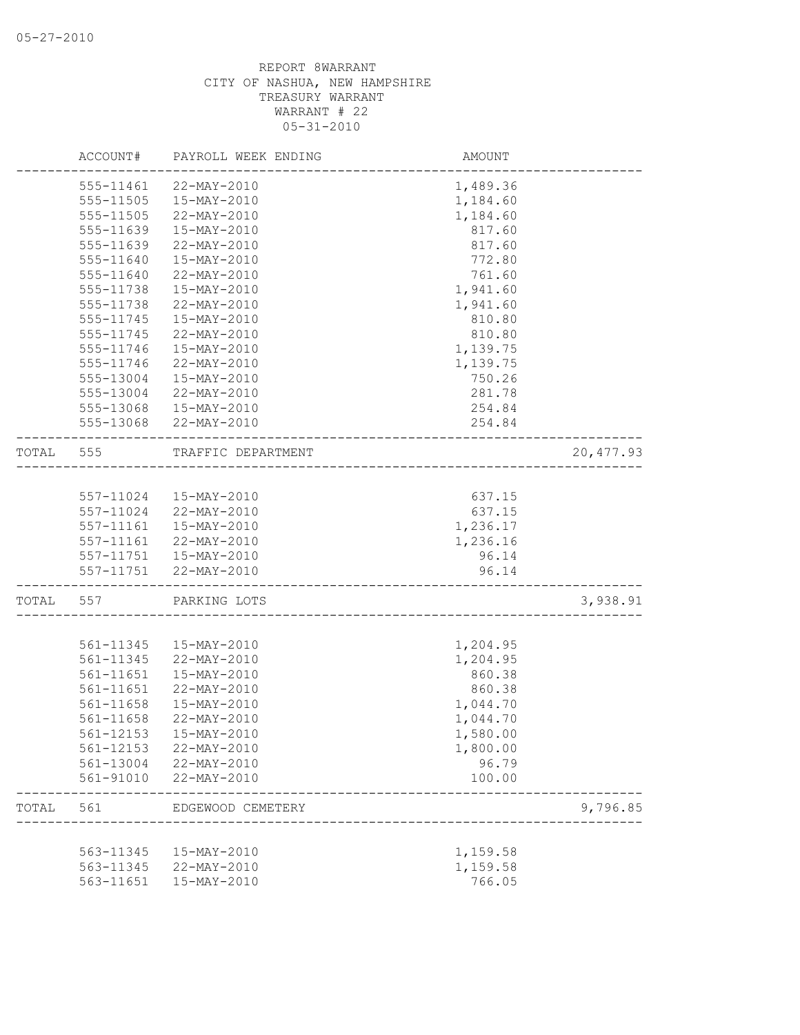05-27-2010

REPORT 8WARRANT
CITY OF NASHUA, NEW HAMPSHIRE
TREASURY WARRANT
WARRANT # 22
05-31-2010

| | ACCOUNT# | PAYROLL WEEK ENDING | AMOUNT | |
|---|---|---|---|---|
| | 555-11461 | 22-MAY-2010 | 1,489.36 | |
| | 555-11505 | 15-MAY-2010 | 1,184.60 | |
| | 555-11505 | 22-MAY-2010 | 1,184.60 | |
| | 555-11639 | 15-MAY-2010 | 817.60 | |
| | 555-11639 | 22-MAY-2010 | 817.60 | |
| | 555-11640 | 15-MAY-2010 | 772.80 | |
| | 555-11640 | 22-MAY-2010 | 761.60 | |
| | 555-11738 | 15-MAY-2010 | 1,941.60 | |
| | 555-11738 | 22-MAY-2010 | 1,941.60 | |
| | 555-11745 | 15-MAY-2010 | 810.80 | |
| | 555-11745 | 22-MAY-2010 | 810.80 | |
| | 555-11746 | 15-MAY-2010 | 1,139.75 | |
| | 555-11746 | 22-MAY-2010 | 1,139.75 | |
| | 555-13004 | 15-MAY-2010 | 750.26 | |
| | 555-13004 | 22-MAY-2010 | 281.78 | |
| | 555-13068 | 15-MAY-2010 | 254.84 | |
| | 555-13068 | 22-MAY-2010 | 254.84 | |
| TOTAL | 555 | TRAFFIC DEPARTMENT | | 20,477.93 |
| | 557-11024 | 15-MAY-2010 | 637.15 | |
| | 557-11024 | 22-MAY-2010 | 637.15 | |
| | 557-11161 | 15-MAY-2010 | 1,236.17 | |
| | 557-11161 | 22-MAY-2010 | 1,236.16 | |
| | 557-11751 | 15-MAY-2010 | 96.14 | |
| | 557-11751 | 22-MAY-2010 | 96.14 | |
| TOTAL | 557 | PARKING LOTS | | 3,938.91 |
| | 561-11345 | 15-MAY-2010 | 1,204.95 | |
| | 561-11345 | 22-MAY-2010 | 1,204.95 | |
| | 561-11651 | 15-MAY-2010 | 860.38 | |
| | 561-11651 | 22-MAY-2010 | 860.38 | |
| | 561-11658 | 15-MAY-2010 | 1,044.70 | |
| | 561-11658 | 22-MAY-2010 | 1,044.70 | |
| | 561-12153 | 15-MAY-2010 | 1,580.00 | |
| | 561-12153 | 22-MAY-2010 | 1,800.00 | |
| | 561-13004 | 22-MAY-2010 | 96.79 | |
| | 561-91010 | 22-MAY-2010 | 100.00 | |
| TOTAL | 561 | EDGEWOOD CEMETERY | | 9,796.85 |
| | 563-11345 | 15-MAY-2010 | 1,159.58 | |
| | 563-11345 | 22-MAY-2010 | 1,159.58 | |
| | 563-11651 | 15-MAY-2010 | 766.05 | |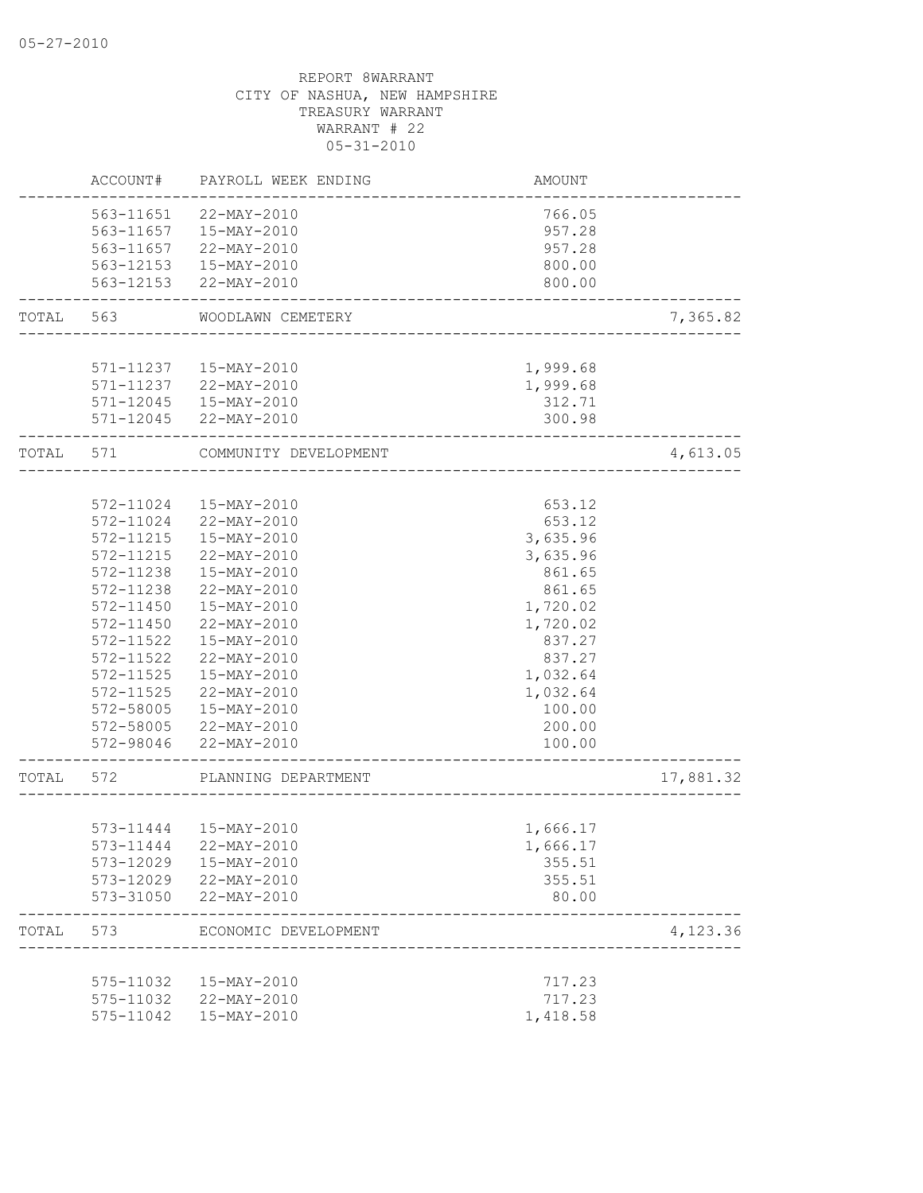05-27-2010

REPORT 8WARRANT
CITY OF NASHUA, NEW HAMPSHIRE
TREASURY WARRANT
WARRANT # 22
05-31-2010

| | ACCOUNT# | PAYROLL WEEK ENDING | AMOUNT | |
|---|---|---|---|---|
| | 563-11651 | 22-MAY-2010 | 766.05 | |
| | 563-11657 | 15-MAY-2010 | 957.28 | |
| | 563-11657 | 22-MAY-2010 | 957.28 | |
| | 563-12153 | 15-MAY-2010 | 800.00 | |
| | 563-12153 | 22-MAY-2010 | 800.00 | |
| TOTAL | 563 | WOODLAWN CEMETERY | | 7,365.82 |
| | 571-11237 | 15-MAY-2010 | 1,999.68 | |
| | 571-11237 | 22-MAY-2010 | 1,999.68 | |
| | 571-12045 | 15-MAY-2010 | 312.71 | |
| | 571-12045 | 22-MAY-2010 | 300.98 | |
| TOTAL | 571 | COMMUNITY DEVELOPMENT | | 4,613.05 |
| | 572-11024 | 15-MAY-2010 | 653.12 | |
| | 572-11024 | 22-MAY-2010 | 653.12 | |
| | 572-11215 | 15-MAY-2010 | 3,635.96 | |
| | 572-11215 | 22-MAY-2010 | 3,635.96 | |
| | 572-11238 | 15-MAY-2010 | 861.65 | |
| | 572-11238 | 22-MAY-2010 | 861.65 | |
| | 572-11450 | 15-MAY-2010 | 1,720.02 | |
| | 572-11450 | 22-MAY-2010 | 1,720.02 | |
| | 572-11522 | 15-MAY-2010 | 837.27 | |
| | 572-11522 | 22-MAY-2010 | 837.27 | |
| | 572-11525 | 15-MAY-2010 | 1,032.64 | |
| | 572-11525 | 22-MAY-2010 | 1,032.64 | |
| | 572-58005 | 15-MAY-2010 | 100.00 | |
| | 572-58005 | 22-MAY-2010 | 200.00 | |
| | 572-98046 | 22-MAY-2010 | 100.00 | |
| TOTAL | 572 | PLANNING DEPARTMENT | | 17,881.32 |
| | 573-11444 | 15-MAY-2010 | 1,666.17 | |
| | 573-11444 | 22-MAY-2010 | 1,666.17 | |
| | 573-12029 | 15-MAY-2010 | 355.51 | |
| | 573-12029 | 22-MAY-2010 | 355.51 | |
| | 573-31050 | 22-MAY-2010 | 80.00 | |
| TOTAL | 573 | ECONOMIC DEVELOPMENT | | 4,123.36 |
| | 575-11032 | 15-MAY-2010 | 717.23 | |
| | 575-11032 | 22-MAY-2010 | 717.23 | |
| | 575-11042 | 15-MAY-2010 | 1,418.58 | |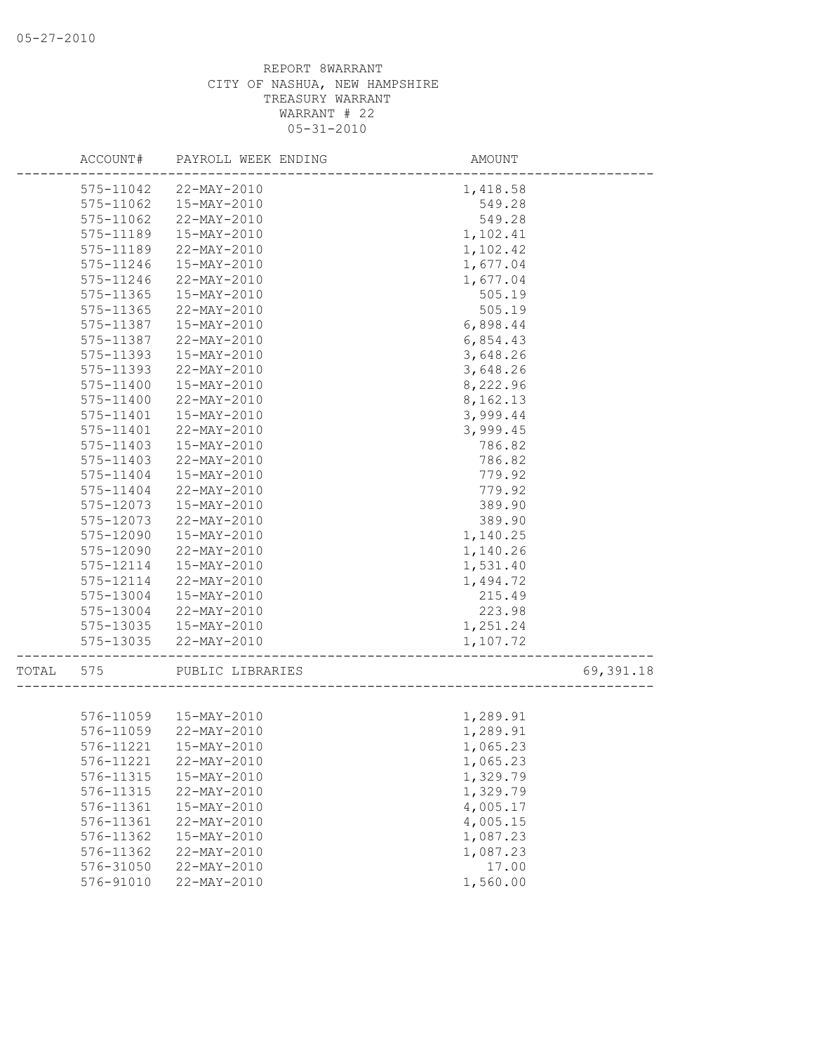REPORT 8WARRANT
CITY OF NASHUA, NEW HAMPSHIRE
TREASURY WARRANT
WARRANT # 22
05-31-2010

| ACCOUNT# | PAYROLL WEEK ENDING | AMOUNT | |
|---|---|---|---|
| 575-11042 | 22-MAY-2010 | 1,418.58 | |
| 575-11062 | 15-MAY-2010 | 549.28 | |
| 575-11062 | 22-MAY-2010 | 549.28 | |
| 575-11189 | 15-MAY-2010 | 1,102.41 | |
| 575-11189 | 22-MAY-2010 | 1,102.42 | |
| 575-11246 | 15-MAY-2010 | 1,677.04 | |
| 575-11246 | 22-MAY-2010 | 1,677.04 | |
| 575-11365 | 15-MAY-2010 | 505.19 | |
| 575-11365 | 22-MAY-2010 | 505.19 | |
| 575-11387 | 15-MAY-2010 | 6,898.44 | |
| 575-11387 | 22-MAY-2010 | 6,854.43 | |
| 575-11393 | 15-MAY-2010 | 3,648.26 | |
| 575-11393 | 22-MAY-2010 | 3,648.26 | |
| 575-11400 | 15-MAY-2010 | 8,222.96 | |
| 575-11400 | 22-MAY-2010 | 8,162.13 | |
| 575-11401 | 15-MAY-2010 | 3,999.44 | |
| 575-11401 | 22-MAY-2010 | 3,999.45 | |
| 575-11403 | 15-MAY-2010 | 786.82 | |
| 575-11403 | 22-MAY-2010 | 786.82 | |
| 575-11404 | 15-MAY-2010 | 779.92 | |
| 575-11404 | 22-MAY-2010 | 779.92 | |
| 575-12073 | 15-MAY-2010 | 389.90 | |
| 575-12073 | 22-MAY-2010 | 389.90 | |
| 575-12090 | 15-MAY-2010 | 1,140.25 | |
| 575-12090 | 22-MAY-2010 | 1,140.26 | |
| 575-12114 | 15-MAY-2010 | 1,531.40 | |
| 575-12114 | 22-MAY-2010 | 1,494.72 | |
| 575-13004 | 15-MAY-2010 | 215.49 | |
| 575-13004 | 22-MAY-2010 | 223.98 | |
| 575-13035 | 15-MAY-2010 | 1,251.24 | |
| 575-13035 | 22-MAY-2010 | 1,107.72 | |
| TOTAL 575 | PUBLIC LIBRARIES | | 69,391.18 |
| 576-11059 | 15-MAY-2010 | 1,289.91 | |
| 576-11059 | 22-MAY-2010 | 1,289.91 | |
| 576-11221 | 15-MAY-2010 | 1,065.23 | |
| 576-11221 | 22-MAY-2010 | 1,065.23 | |
| 576-11315 | 15-MAY-2010 | 1,329.79 | |
| 576-11315 | 22-MAY-2010 | 1,329.79 | |
| 576-11361 | 15-MAY-2010 | 4,005.17 | |
| 576-11361 | 22-MAY-2010 | 4,005.15 | |
| 576-11362 | 15-MAY-2010 | 1,087.23 | |
| 576-11362 | 22-MAY-2010 | 1,087.23 | |
| 576-31050 | 22-MAY-2010 | 17.00 | |
| 576-91010 | 22-MAY-2010 | 1,560.00 | |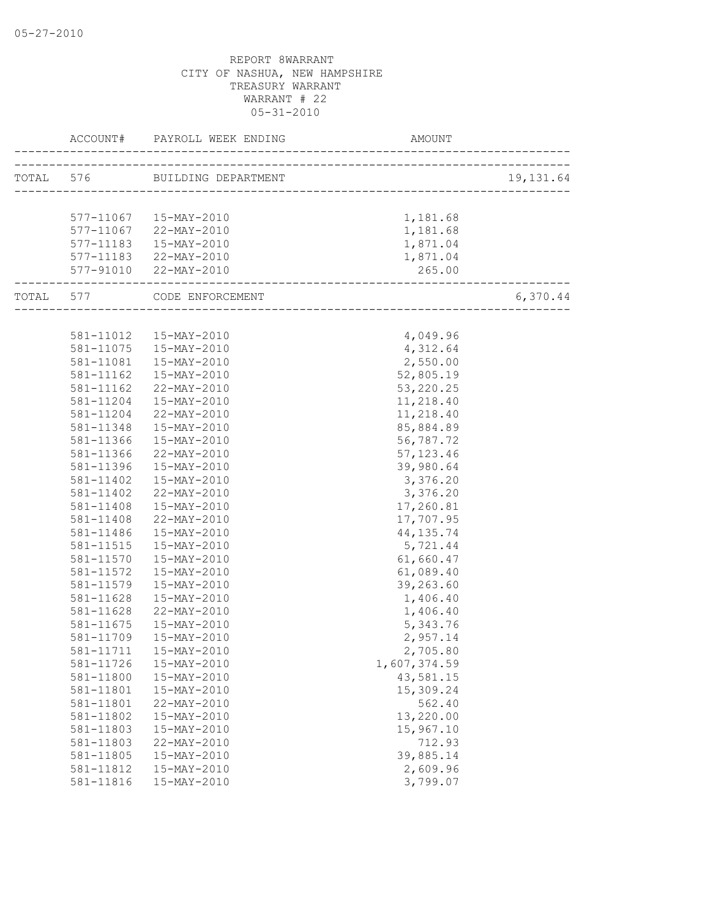REPORT 8WARRANT
CITY OF NASHUA, NEW HAMPSHIRE
TREASURY WARRANT
WARRANT # 22
05-31-2010

| | ACCOUNT# | PAYROLL WEEK ENDING | AMOUNT | |
|---|---|---|---|---|
| TOTAL | 576 | BUILDING DEPARTMENT | | 19,131.64 |
| | 577-11067 | 15-MAY-2010 | 1,181.68 | |
| | 577-11067 | 22-MAY-2010 | 1,181.68 | |
| | 577-11183 | 15-MAY-2010 | 1,871.04 | |
| | 577-11183 | 22-MAY-2010 | 1,871.04 | |
| | 577-91010 | 22-MAY-2010 | 265.00 | |
| TOTAL | 577 | CODE ENFORCEMENT | | 6,370.44 |
| | 581-11012 | 15-MAY-2010 | 4,049.96 | |
| | 581-11075 | 15-MAY-2010 | 4,312.64 | |
| | 581-11081 | 15-MAY-2010 | 2,550.00 | |
| | 581-11162 | 15-MAY-2010 | 52,805.19 | |
| | 581-11162 | 22-MAY-2010 | 53,220.25 | |
| | 581-11204 | 15-MAY-2010 | 11,218.40 | |
| | 581-11204 | 22-MAY-2010 | 11,218.40 | |
| | 581-11348 | 15-MAY-2010 | 85,884.89 | |
| | 581-11366 | 15-MAY-2010 | 56,787.72 | |
| | 581-11366 | 22-MAY-2010 | 57,123.46 | |
| | 581-11396 | 15-MAY-2010 | 39,980.64 | |
| | 581-11402 | 15-MAY-2010 | 3,376.20 | |
| | 581-11402 | 22-MAY-2010 | 3,376.20 | |
| | 581-11408 | 15-MAY-2010 | 17,260.81 | |
| | 581-11408 | 22-MAY-2010 | 17,707.95 | |
| | 581-11486 | 15-MAY-2010 | 44,135.74 | |
| | 581-11515 | 15-MAY-2010 | 5,721.44 | |
| | 581-11570 | 15-MAY-2010 | 61,660.47 | |
| | 581-11572 | 15-MAY-2010 | 61,089.40 | |
| | 581-11579 | 15-MAY-2010 | 39,263.60 | |
| | 581-11628 | 15-MAY-2010 | 1,406.40 | |
| | 581-11628 | 22-MAY-2010 | 1,406.40 | |
| | 581-11675 | 15-MAY-2010 | 5,343.76 | |
| | 581-11709 | 15-MAY-2010 | 2,957.14 | |
| | 581-11711 | 15-MAY-2010 | 2,705.80 | |
| | 581-11726 | 15-MAY-2010 | 1,607,374.59 | |
| | 581-11800 | 15-MAY-2010 | 43,581.15 | |
| | 581-11801 | 15-MAY-2010 | 15,309.24 | |
| | 581-11801 | 22-MAY-2010 | 562.40 | |
| | 581-11802 | 15-MAY-2010 | 13,220.00 | |
| | 581-11803 | 15-MAY-2010 | 15,967.10 | |
| | 581-11803 | 22-MAY-2010 | 712.93 | |
| | 581-11805 | 15-MAY-2010 | 39,885.14 | |
| | 581-11812 | 15-MAY-2010 | 2,609.96 | |
| | 581-11816 | 15-MAY-2010 | 3,799.07 | |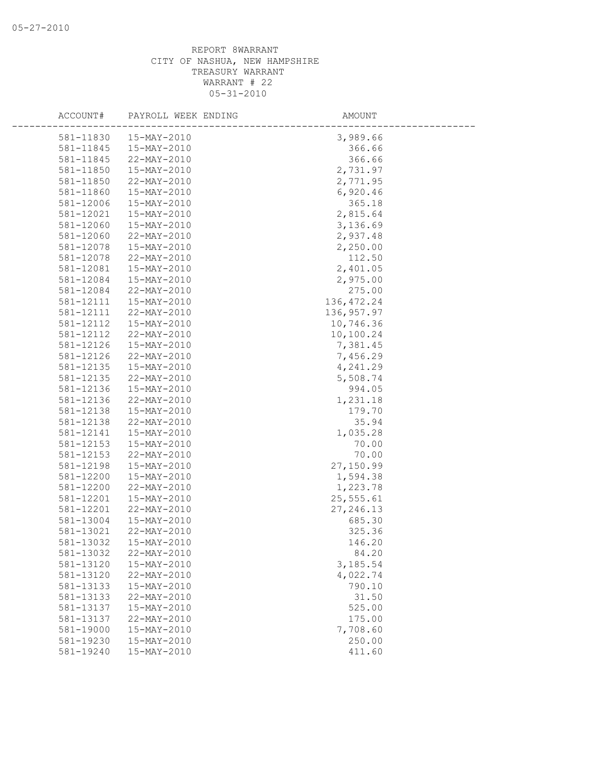REPORT 8WARRANT
CITY OF NASHUA, NEW HAMPSHIRE
TREASURY WARRANT
WARRANT # 22
05-31-2010

| ACCOUNT# | PAYROLL WEEK ENDING | AMOUNT |
|---|---|---|
| 581-11830 | 15-MAY-2010 | 3,989.66 |
| 581-11845 | 15-MAY-2010 | 366.66 |
| 581-11845 | 22-MAY-2010 | 366.66 |
| 581-11850 | 15-MAY-2010 | 2,731.97 |
| 581-11850 | 22-MAY-2010 | 2,771.95 |
| 581-11860 | 15-MAY-2010 | 6,920.46 |
| 581-12006 | 15-MAY-2010 | 365.18 |
| 581-12021 | 15-MAY-2010 | 2,815.64 |
| 581-12060 | 15-MAY-2010 | 3,136.69 |
| 581-12060 | 22-MAY-2010 | 2,937.48 |
| 581-12078 | 15-MAY-2010 | 2,250.00 |
| 581-12078 | 22-MAY-2010 | 112.50 |
| 581-12081 | 15-MAY-2010 | 2,401.05 |
| 581-12084 | 15-MAY-2010 | 2,975.00 |
| 581-12084 | 22-MAY-2010 | 275.00 |
| 581-12111 | 15-MAY-2010 | 136,472.24 |
| 581-12111 | 22-MAY-2010 | 136,957.97 |
| 581-12112 | 15-MAY-2010 | 10,746.36 |
| 581-12112 | 22-MAY-2010 | 10,100.24 |
| 581-12126 | 15-MAY-2010 | 7,381.45 |
| 581-12126 | 22-MAY-2010 | 7,456.29 |
| 581-12135 | 15-MAY-2010 | 4,241.29 |
| 581-12135 | 22-MAY-2010 | 5,508.74 |
| 581-12136 | 15-MAY-2010 | 994.05 |
| 581-12136 | 22-MAY-2010 | 1,231.18 |
| 581-12138 | 15-MAY-2010 | 179.70 |
| 581-12138 | 22-MAY-2010 | 35.94 |
| 581-12141 | 15-MAY-2010 | 1,035.28 |
| 581-12153 | 15-MAY-2010 | 70.00 |
| 581-12153 | 22-MAY-2010 | 70.00 |
| 581-12198 | 15-MAY-2010 | 27,150.99 |
| 581-12200 | 15-MAY-2010 | 1,594.38 |
| 581-12200 | 22-MAY-2010 | 1,223.78 |
| 581-12201 | 15-MAY-2010 | 25,555.61 |
| 581-12201 | 22-MAY-2010 | 27,246.13 |
| 581-13004 | 15-MAY-2010 | 685.30 |
| 581-13021 | 22-MAY-2010 | 325.36 |
| 581-13032 | 15-MAY-2010 | 146.20 |
| 581-13032 | 22-MAY-2010 | 84.20 |
| 581-13120 | 15-MAY-2010 | 3,185.54 |
| 581-13120 | 22-MAY-2010 | 4,022.74 |
| 581-13133 | 15-MAY-2010 | 790.10 |
| 581-13133 | 22-MAY-2010 | 31.50 |
| 581-13137 | 15-MAY-2010 | 525.00 |
| 581-13137 | 22-MAY-2010 | 175.00 |
| 581-19000 | 15-MAY-2010 | 7,708.60 |
| 581-19230 | 15-MAY-2010 | 250.00 |
| 581-19240 | 15-MAY-2010 | 411.60 |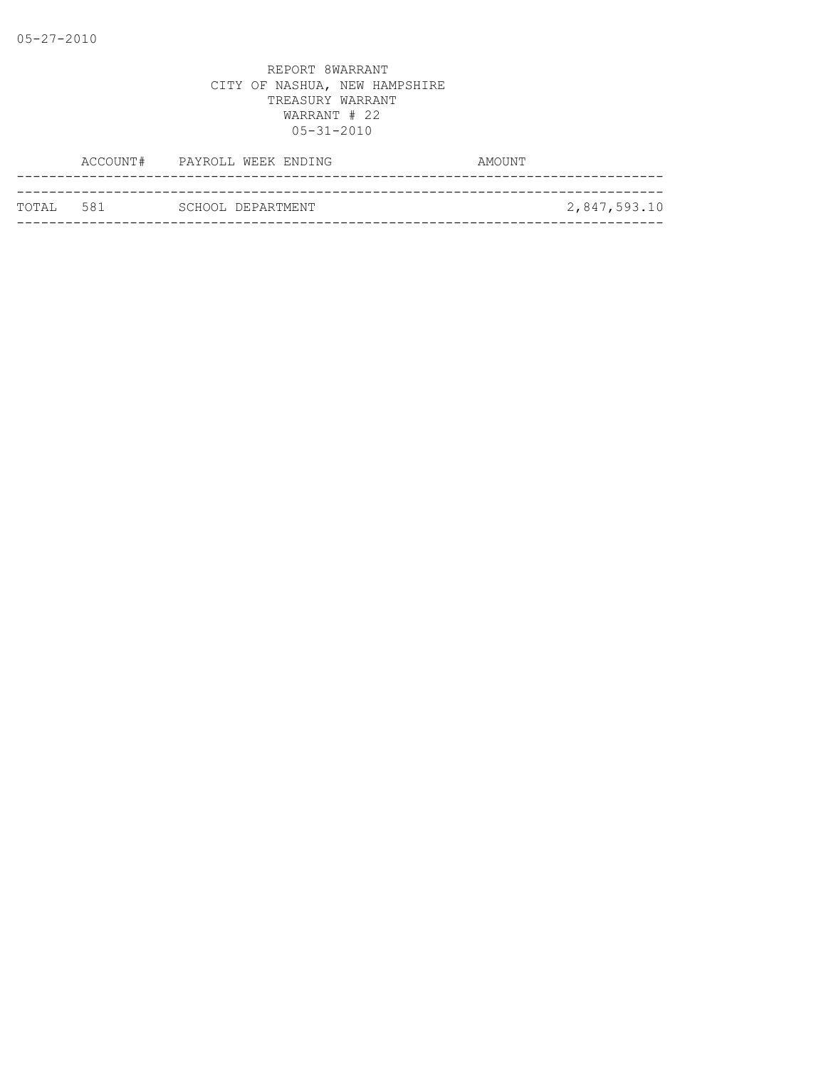05-27-2010

REPORT 8WARRANT
CITY OF NASHUA, NEW HAMPSHIRE
TREASURY WARRANT
WARRANT # 22
05-31-2010

| | ACCOUNT# | PAYROLL WEEK ENDING | AMOUNT |
|---|---|---|---|
| TOTAL | 581 | SCHOOL DEPARTMENT | 2,847,593.10 |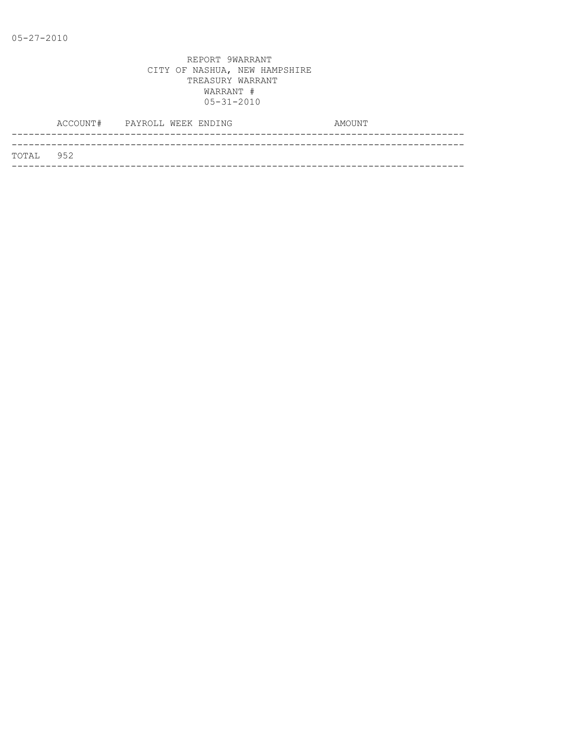05-27-2010

REPORT 9WARRANT
CITY OF NASHUA, NEW HAMPSHIRE
TREASURY WARRANT
WARRANT #
05-31-2010

| | ACCOUNT# | PAYROLL WEEK ENDING | AMOUNT |
|---|---|---|---|
| TOTAL | 952 | | |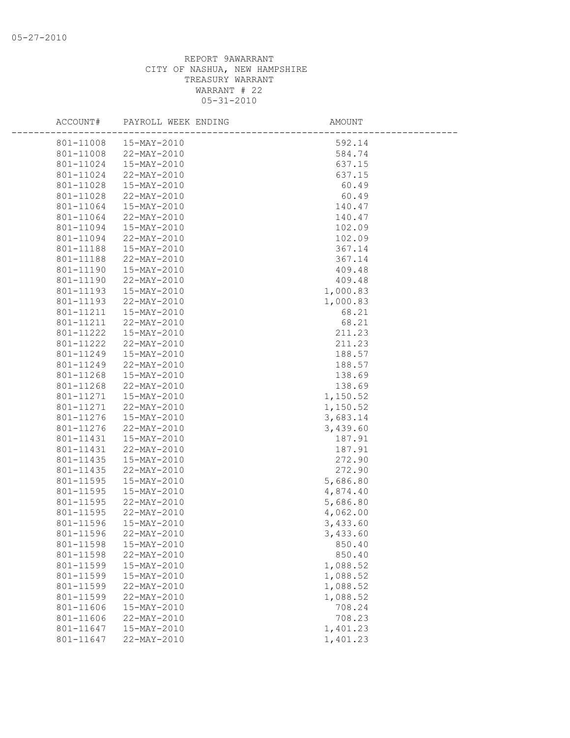REPORT 9AWARRANT
CITY OF NASHUA, NEW HAMPSHIRE
TREASURY WARRANT
WARRANT # 22
05-31-2010

| ACCOUNT# | PAYROLL WEEK ENDING | AMOUNT |
|---|---|---|
| 801-11008 | 15-MAY-2010 | 592.14 |
| 801-11008 | 22-MAY-2010 | 584.74 |
| 801-11024 | 15-MAY-2010 | 637.15 |
| 801-11024 | 22-MAY-2010 | 637.15 |
| 801-11028 | 15-MAY-2010 | 60.49 |
| 801-11028 | 22-MAY-2010 | 60.49 |
| 801-11064 | 15-MAY-2010 | 140.47 |
| 801-11064 | 22-MAY-2010 | 140.47 |
| 801-11094 | 15-MAY-2010 | 102.09 |
| 801-11094 | 22-MAY-2010 | 102.09 |
| 801-11188 | 15-MAY-2010 | 367.14 |
| 801-11188 | 22-MAY-2010 | 367.14 |
| 801-11190 | 15-MAY-2010 | 409.48 |
| 801-11190 | 22-MAY-2010 | 409.48 |
| 801-11193 | 15-MAY-2010 | 1,000.83 |
| 801-11193 | 22-MAY-2010 | 1,000.83 |
| 801-11211 | 15-MAY-2010 | 68.21 |
| 801-11211 | 22-MAY-2010 | 68.21 |
| 801-11222 | 15-MAY-2010 | 211.23 |
| 801-11222 | 22-MAY-2010 | 211.23 |
| 801-11249 | 15-MAY-2010 | 188.57 |
| 801-11249 | 22-MAY-2010 | 188.57 |
| 801-11268 | 15-MAY-2010 | 138.69 |
| 801-11268 | 22-MAY-2010 | 138.69 |
| 801-11271 | 15-MAY-2010 | 1,150.52 |
| 801-11271 | 22-MAY-2010 | 1,150.52 |
| 801-11276 | 15-MAY-2010 | 3,683.14 |
| 801-11276 | 22-MAY-2010 | 3,439.60 |
| 801-11431 | 15-MAY-2010 | 187.91 |
| 801-11431 | 22-MAY-2010 | 187.91 |
| 801-11435 | 15-MAY-2010 | 272.90 |
| 801-11435 | 22-MAY-2010 | 272.90 |
| 801-11595 | 15-MAY-2010 | 5,686.80 |
| 801-11595 | 15-MAY-2010 | 4,874.40 |
| 801-11595 | 22-MAY-2010 | 5,686.80 |
| 801-11595 | 22-MAY-2010 | 4,062.00 |
| 801-11596 | 15-MAY-2010 | 3,433.60 |
| 801-11596 | 22-MAY-2010 | 3,433.60 |
| 801-11598 | 15-MAY-2010 | 850.40 |
| 801-11598 | 22-MAY-2010 | 850.40 |
| 801-11599 | 15-MAY-2010 | 1,088.52 |
| 801-11599 | 15-MAY-2010 | 1,088.52 |
| 801-11599 | 22-MAY-2010 | 1,088.52 |
| 801-11599 | 22-MAY-2010 | 1,088.52 |
| 801-11606 | 15-MAY-2010 | 708.24 |
| 801-11606 | 22-MAY-2010 | 708.23 |
| 801-11647 | 15-MAY-2010 | 1,401.23 |
| 801-11647 | 22-MAY-2010 | 1,401.23 |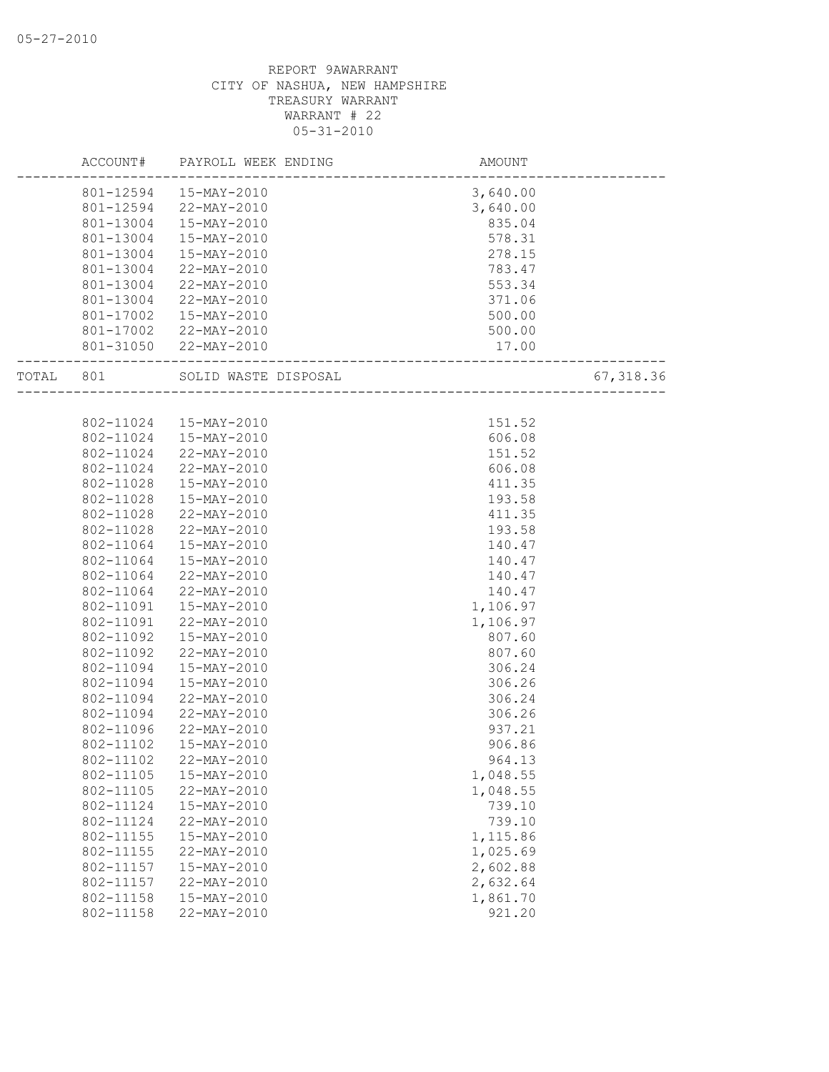05-27-2010

REPORT 9AWARRANT
CITY OF NASHUA, NEW HAMPSHIRE
TREASURY WARRANT
WARRANT # 22
05-31-2010

| ACCOUNT# | PAYROLL WEEK ENDING | AMOUNT | |
|---|---|---|---|
| 801-12594 | 15-MAY-2010 | 3,640.00 | |
| 801-12594 | 22-MAY-2010 | 3,640.00 | |
| 801-13004 | 15-MAY-2010 | 835.04 | |
| 801-13004 | 15-MAY-2010 | 578.31 | |
| 801-13004 | 15-MAY-2010 | 278.15 | |
| 801-13004 | 22-MAY-2010 | 783.47 | |
| 801-13004 | 22-MAY-2010 | 553.34 | |
| 801-13004 | 22-MAY-2010 | 371.06 | |
| 801-17002 | 15-MAY-2010 | 500.00 | |
| 801-17002 | 22-MAY-2010 | 500.00 | |
| 801-31050 | 22-MAY-2010 | 17.00 | |
| TOTAL 801 | SOLID WASTE DISPOSAL | | 67,318.36 |
| 802-11024 | 15-MAY-2010 | 151.52 | |
| 802-11024 | 15-MAY-2010 | 606.08 | |
| 802-11024 | 22-MAY-2010 | 151.52 | |
| 802-11024 | 22-MAY-2010 | 606.08 | |
| 802-11028 | 15-MAY-2010 | 411.35 | |
| 802-11028 | 15-MAY-2010 | 193.58 | |
| 802-11028 | 22-MAY-2010 | 411.35 | |
| 802-11028 | 22-MAY-2010 | 193.58 | |
| 802-11064 | 15-MAY-2010 | 140.47 | |
| 802-11064 | 15-MAY-2010 | 140.47 | |
| 802-11064 | 22-MAY-2010 | 140.47 | |
| 802-11064 | 22-MAY-2010 | 140.47 | |
| 802-11091 | 15-MAY-2010 | 1,106.97 | |
| 802-11091 | 22-MAY-2010 | 1,106.97 | |
| 802-11092 | 15-MAY-2010 | 807.60 | |
| 802-11092 | 22-MAY-2010 | 807.60 | |
| 802-11094 | 15-MAY-2010 | 306.24 | |
| 802-11094 | 15-MAY-2010 | 306.26 | |
| 802-11094 | 22-MAY-2010 | 306.24 | |
| 802-11094 | 22-MAY-2010 | 306.26 | |
| 802-11096 | 22-MAY-2010 | 937.21 | |
| 802-11102 | 15-MAY-2010 | 906.86 | |
| 802-11102 | 22-MAY-2010 | 964.13 | |
| 802-11105 | 15-MAY-2010 | 1,048.55 | |
| 802-11105 | 22-MAY-2010 | 1,048.55 | |
| 802-11124 | 15-MAY-2010 | 739.10 | |
| 802-11124 | 22-MAY-2010 | 739.10 | |
| 802-11155 | 15-MAY-2010 | 1,115.86 | |
| 802-11155 | 22-MAY-2010 | 1,025.69 | |
| 802-11157 | 15-MAY-2010 | 2,602.88 | |
| 802-11157 | 22-MAY-2010 | 2,632.64 | |
| 802-11158 | 15-MAY-2010 | 1,861.70 | |
| 802-11158 | 22-MAY-2010 | 921.20 | |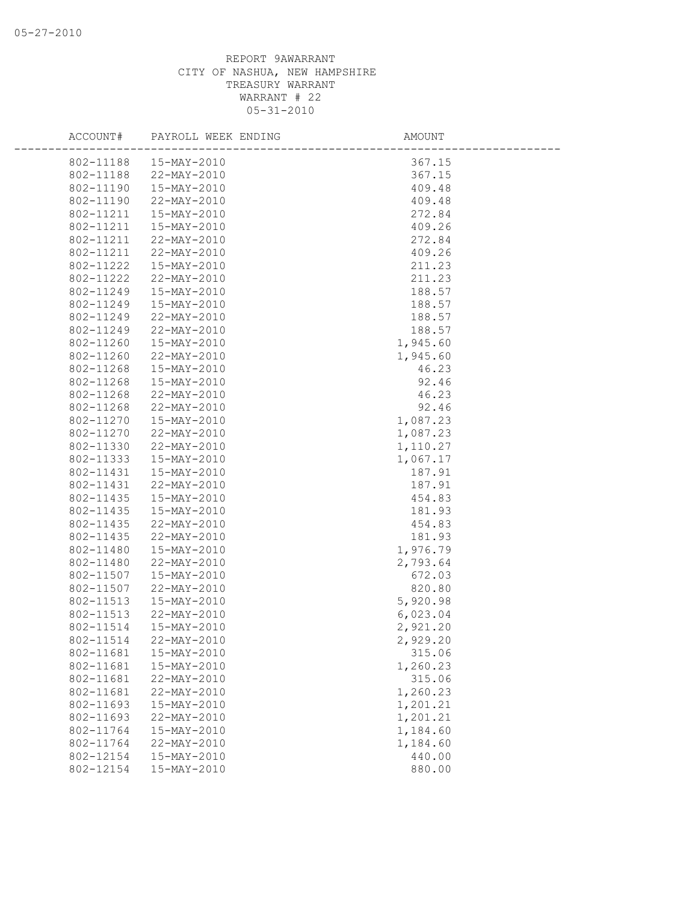REPORT 9AWARRANT
CITY OF NASHUA, NEW HAMPSHIRE
TREASURY WARRANT
WARRANT # 22
05-31-2010

| ACCOUNT# | PAYROLL WEEK ENDING | AMOUNT |
|---|---|---|
| 802-11188 | 15-MAY-2010 | 367.15 |
| 802-11188 | 22-MAY-2010 | 367.15 |
| 802-11190 | 15-MAY-2010 | 409.48 |
| 802-11190 | 22-MAY-2010 | 409.48 |
| 802-11211 | 15-MAY-2010 | 272.84 |
| 802-11211 | 15-MAY-2010 | 409.26 |
| 802-11211 | 22-MAY-2010 | 272.84 |
| 802-11211 | 22-MAY-2010 | 409.26 |
| 802-11222 | 15-MAY-2010 | 211.23 |
| 802-11222 | 22-MAY-2010 | 211.23 |
| 802-11249 | 15-MAY-2010 | 188.57 |
| 802-11249 | 15-MAY-2010 | 188.57 |
| 802-11249 | 22-MAY-2010 | 188.57 |
| 802-11249 | 22-MAY-2010 | 188.57 |
| 802-11260 | 15-MAY-2010 | 1,945.60 |
| 802-11260 | 22-MAY-2010 | 1,945.60 |
| 802-11268 | 15-MAY-2010 | 46.23 |
| 802-11268 | 15-MAY-2010 | 92.46 |
| 802-11268 | 22-MAY-2010 | 46.23 |
| 802-11268 | 22-MAY-2010 | 92.46 |
| 802-11270 | 15-MAY-2010 | 1,087.23 |
| 802-11270 | 22-MAY-2010 | 1,087.23 |
| 802-11330 | 22-MAY-2010 | 1,110.27 |
| 802-11333 | 15-MAY-2010 | 1,067.17 |
| 802-11431 | 15-MAY-2010 | 187.91 |
| 802-11431 | 22-MAY-2010 | 187.91 |
| 802-11435 | 15-MAY-2010 | 454.83 |
| 802-11435 | 15-MAY-2010 | 181.93 |
| 802-11435 | 22-MAY-2010 | 454.83 |
| 802-11435 | 22-MAY-2010 | 181.93 |
| 802-11480 | 15-MAY-2010 | 1,976.79 |
| 802-11480 | 22-MAY-2010 | 2,793.64 |
| 802-11507 | 15-MAY-2010 | 672.03 |
| 802-11507 | 22-MAY-2010 | 820.80 |
| 802-11513 | 15-MAY-2010 | 5,920.98 |
| 802-11513 | 22-MAY-2010 | 6,023.04 |
| 802-11514 | 15-MAY-2010 | 2,921.20 |
| 802-11514 | 22-MAY-2010 | 2,929.20 |
| 802-11681 | 15-MAY-2010 | 315.06 |
| 802-11681 | 15-MAY-2010 | 1,260.23 |
| 802-11681 | 22-MAY-2010 | 315.06 |
| 802-11681 | 22-MAY-2010 | 1,260.23 |
| 802-11693 | 15-MAY-2010 | 1,201.21 |
| 802-11693 | 22-MAY-2010 | 1,201.21 |
| 802-11764 | 15-MAY-2010 | 1,184.60 |
| 802-11764 | 22-MAY-2010 | 1,184.60 |
| 802-12154 | 15-MAY-2010 | 440.00 |
| 802-12154 | 15-MAY-2010 | 880.00 |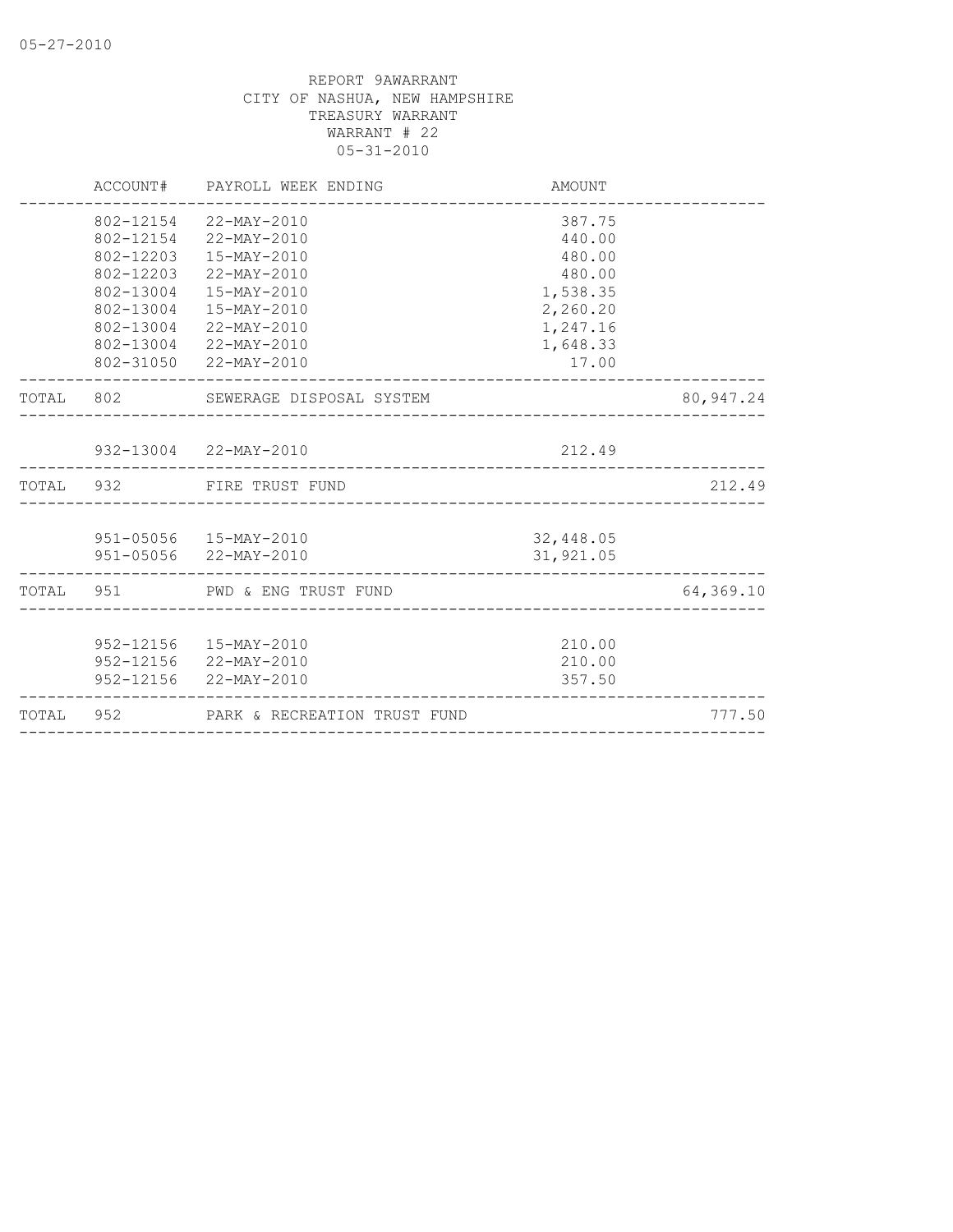REPORT 9AWARRANT
CITY OF NASHUA, NEW HAMPSHIRE
TREASURY WARRANT
WARRANT # 22
05-31-2010

| | ACCOUNT# | PAYROLL WEEK ENDING | AMOUNT | |
|---|---|---|---|---|
| | 802-12154 | 22-MAY-2010 | 387.75 | |
| | 802-12154 | 22-MAY-2010 | 440.00 | |
| | 802-12203 | 15-MAY-2010 | 480.00 | |
| | 802-12203 | 22-MAY-2010 | 480.00 | |
| | 802-13004 | 15-MAY-2010 | 1,538.35 | |
| | 802-13004 | 15-MAY-2010 | 2,260.20 | |
| | 802-13004 | 22-MAY-2010 | 1,247.16 | |
| | 802-13004 | 22-MAY-2010 | 1,648.33 | |
| | 802-31050 | 22-MAY-2010 | 17.00 | |
| TOTAL | 802 | SEWERAGE DISPOSAL SYSTEM | | 80,947.24 |
| | 932-13004 | 22-MAY-2010 | 212.49 | |
| TOTAL | 932 | FIRE TRUST FUND | | 212.49 |
| | 951-05056 | 15-MAY-2010 | 32,448.05 | |
| | 951-05056 | 22-MAY-2010 | 31,921.05 | |
| TOTAL | 951 | PWD & ENG TRUST FUND | | 64,369.10 |
| | 952-12156 | 15-MAY-2010 | 210.00 | |
| | 952-12156 | 22-MAY-2010 | 210.00 | |
| | 952-12156 | 22-MAY-2010 | 357.50 | |
| TOTAL | 952 | PARK & RECREATION TRUST FUND | | 777.50 |